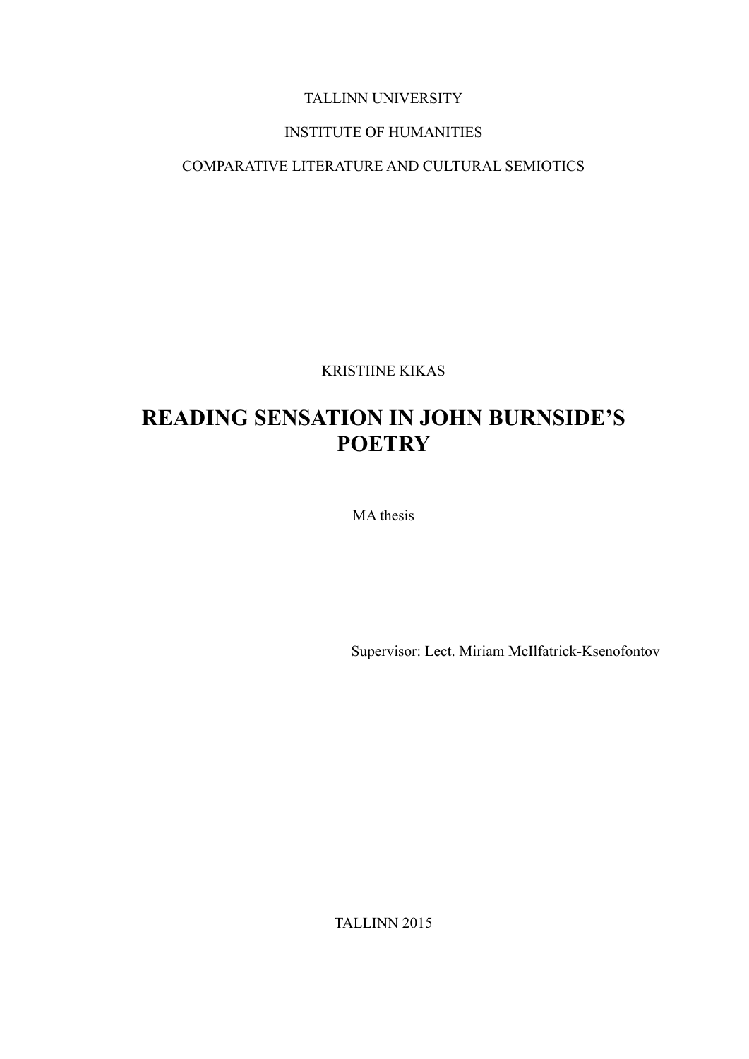TALLINN UNIVERSITY

INSTITUTE OF HUMANITIES

COMPARATIVE LITERATURE AND CULTURAL SEMIOTICS

KRISTIINE KIKAS

# READING SENSATION IN JOHN BURNSIDE'S POETRY

MA thesis

Supervisor: Lect. Miriam McIlfatrick-Ksenofontov

TALLINN 2015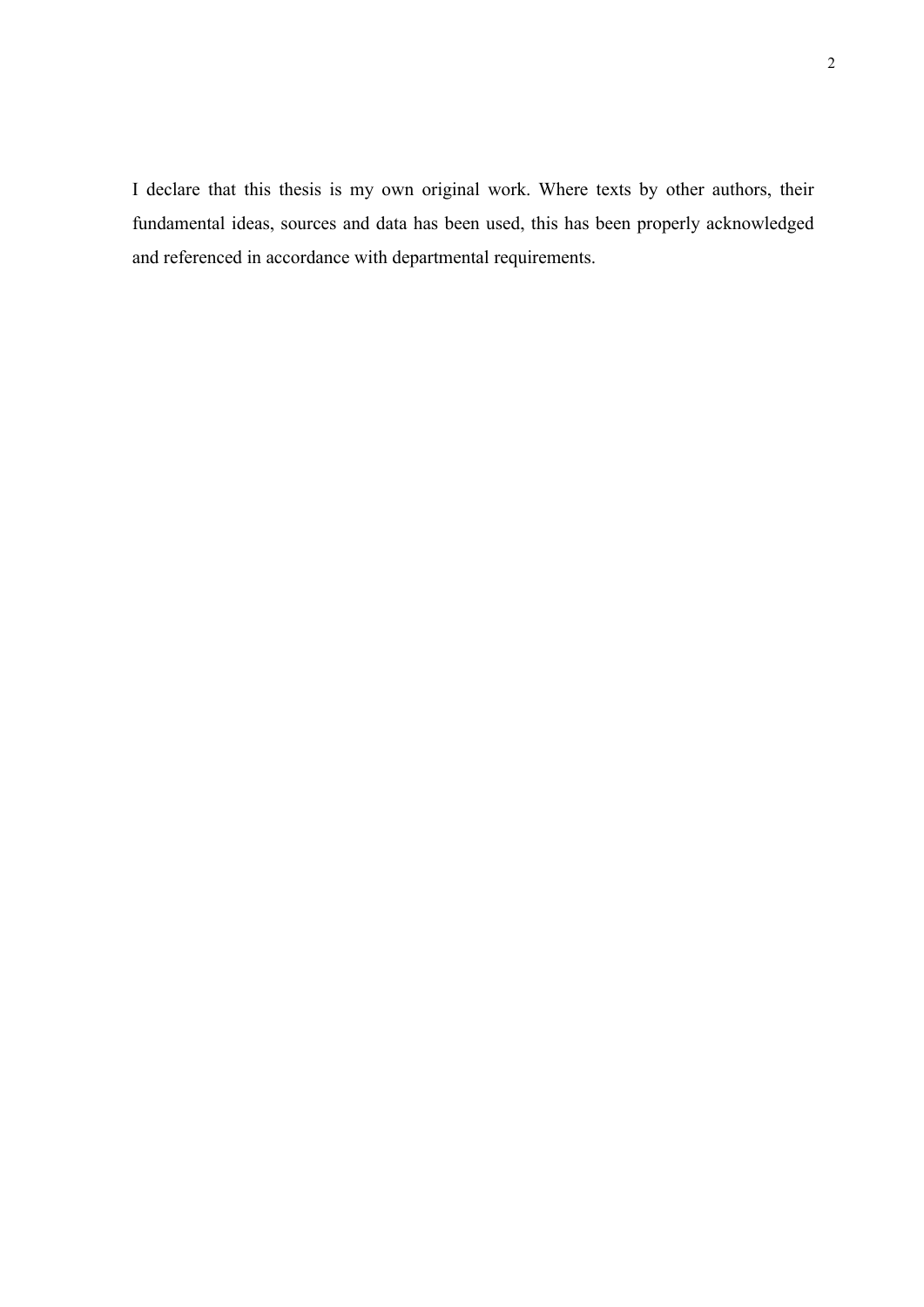I declare that this thesis is my own original work. Where texts by other authors, their fundamental ideas, sources and data has been used, this has been properly acknowledged and referenced in accordance with departmental requirements.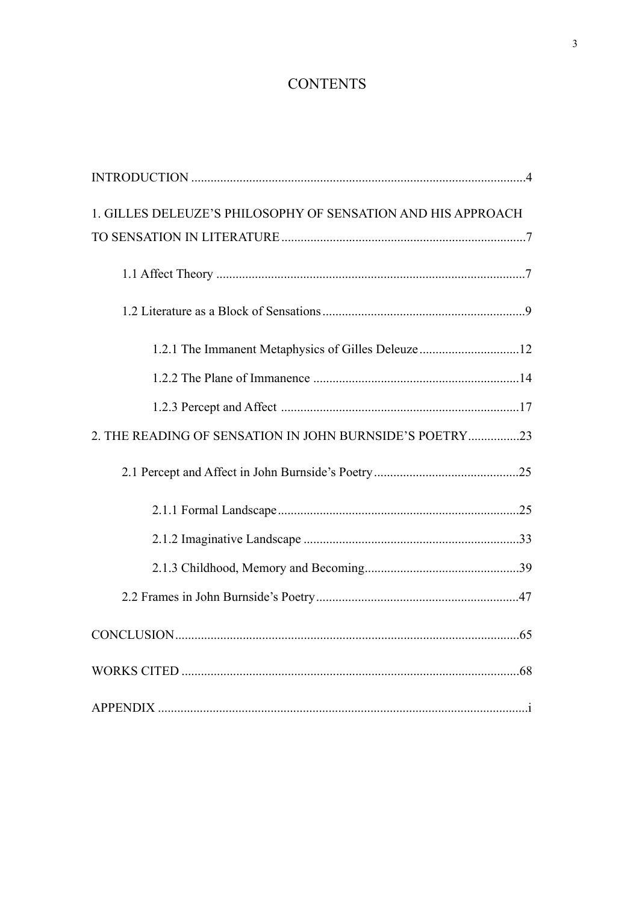# CONTENTS

INTRODUCTION .......................................................................................................4

1. GILLES DELEUZE'S PHILOSOPHY OF SENSATION AND HIS APPROACH TO SENSATION IN LITERATURE ...........................................................................7

   1.1 Affect Theory ...............................................................................................7

   1.2 Literature as a Block of Sensations ..............................................................9

      1.2.1 The Immanent Metaphysics of Gilles Deleuze ...............................12

      1.2.2 The Plane of Immanence ................................................................14

      1.2.3 Percept and Affect .........................................................................17

2. THE READING OF SENSATION IN JOHN BURNSIDE'S POETRY ................23

   2.1 Percept and Affect in John Burnside's Poetry .............................................25

      2.1.1 Formal Landscape ..........................................................................25

      2.1.2 Imaginative Landscape ..................................................................33

      2.1.3 Childhood, Memory and Becoming ................................................39

   2.2 Frames in John Burnside's Poetry ..............................................................47

CONCLUSION ..........................................................................................................65

WORKS CITED .........................................................................................................68

APPENDIX ..................................................................................................................i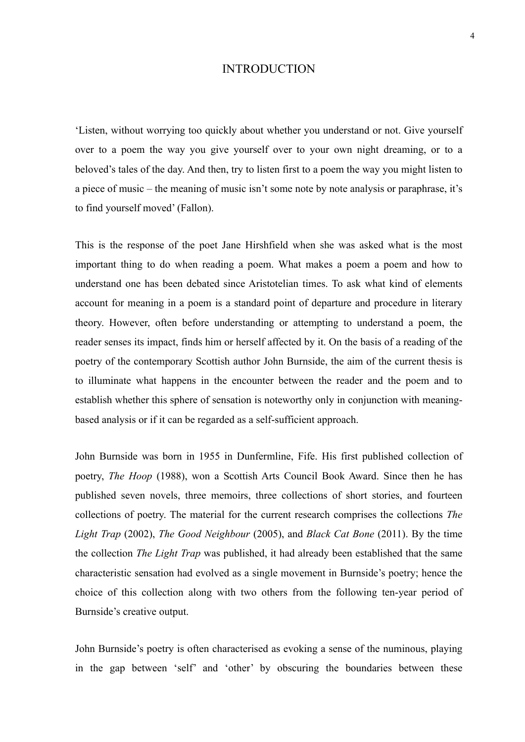# INTRODUCTION

'Listen, without worrying too quickly about whether you understand or not. Give yourself over to a poem the way you give yourself over to your own night dreaming, or to a beloved's tales of the day. And then, try to listen first to a poem the way you might listen to a piece of music – the meaning of music isn't some note by note analysis or paraphrase, it's to find yourself moved' (Fallon).

This is the response of the poet Jane Hirshfield when she was asked what is the most important thing to do when reading a poem. What makes a poem a poem and how to understand one has been debated since Aristotelian times. To ask what kind of elements account for meaning in a poem is a standard point of departure and procedure in literary theory. However, often before understanding or attempting to understand a poem, the reader senses its impact, finds him or herself affected by it. On the basis of a reading of the poetry of the contemporary Scottish author John Burnside, the aim of the current thesis is to illuminate what happens in the encounter between the reader and the poem and to establish whether this sphere of sensation is noteworthy only in conjunction with meaning-based analysis or if it can be regarded as a self-sufficient approach.

John Burnside was born in 1955 in Dunfermline, Fife. His first published collection of poetry, *The Hoop* (1988), won a Scottish Arts Council Book Award. Since then he has published seven novels, three memoirs, three collections of short stories, and fourteen collections of poetry. The material for the current research comprises the collections *The Light Trap* (2002), *The Good Neighbour* (2005), and *Black Cat Bone* (2011). By the time the collection *The Light Trap* was published, it had already been established that the same characteristic sensation had evolved as a single movement in Burnside's poetry; hence the choice of this collection along with two others from the following ten-year period of Burnside's creative output.

John Burnside's poetry is often characterised as evoking a sense of the numinous, playing in the gap between 'self' and 'other' by obscuring the boundaries between these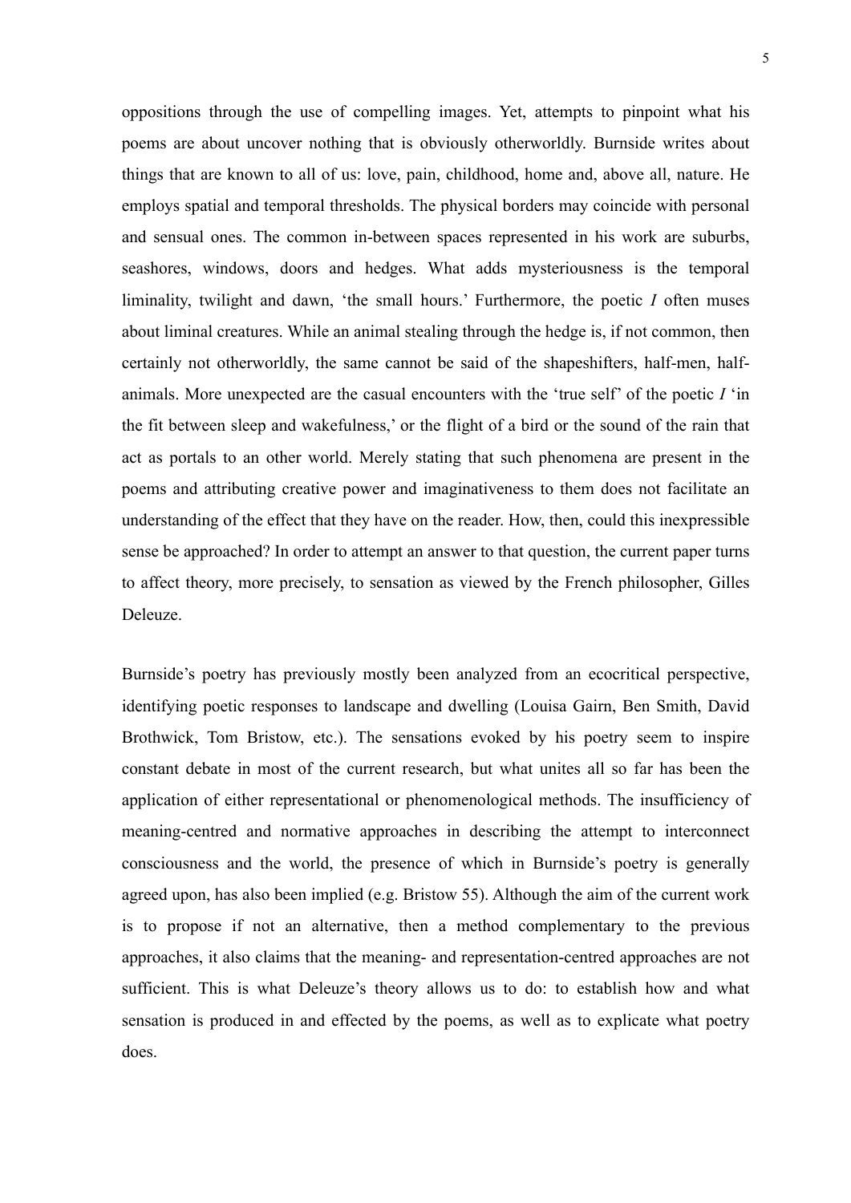oppositions through the use of compelling images. Yet, attempts to pinpoint what his poems are about uncover nothing that is obviously otherworldly. Burnside writes about things that are known to all of us: love, pain, childhood, home and, above all, nature. He employs spatial and temporal thresholds. The physical borders may coincide with personal and sensual ones. The common in-between spaces represented in his work are suburbs, seashores, windows, doors and hedges. What adds mysteriousness is the temporal liminality, twilight and dawn, 'the small hours.' Furthermore, the poetic *I* often muses about liminal creatures. While an animal stealing through the hedge is, if not common, then certainly not otherworldly, the same cannot be said of the shapeshifters, half-men, half-animals. More unexpected are the casual encounters with the 'true self' of the poetic *I* 'in the fit between sleep and wakefulness,' or the flight of a bird or the sound of the rain that act as portals to an other world. Merely stating that such phenomena are present in the poems and attributing creative power and imaginativeness to them does not facilitate an understanding of the effect that they have on the reader. How, then, could this inexpressible sense be approached? In order to attempt an answer to that question, the current paper turns to affect theory, more precisely, to sensation as viewed by the French philosopher, Gilles Deleuze.

Burnside's poetry has previously mostly been analyzed from an ecocritical perspective, identifying poetic responses to landscape and dwelling (Louisa Gairn, Ben Smith, David Brothwick, Tom Bristow, etc.). The sensations evoked by his poetry seem to inspire constant debate in most of the current research, but what unites all so far has been the application of either representational or phenomenological methods. The insufficiency of meaning-centred and normative approaches in describing the attempt to interconnect consciousness and the world, the presence of which in Burnside's poetry is generally agreed upon, has also been implied (e.g. Bristow 55). Although the aim of the current work is to propose if not an alternative, then a method complementary to the previous approaches, it also claims that the meaning- and representation-centred approaches are not sufficient. This is what Deleuze's theory allows us to do: to establish how and what sensation is produced in and effected by the poems, as well as to explicate what poetry does.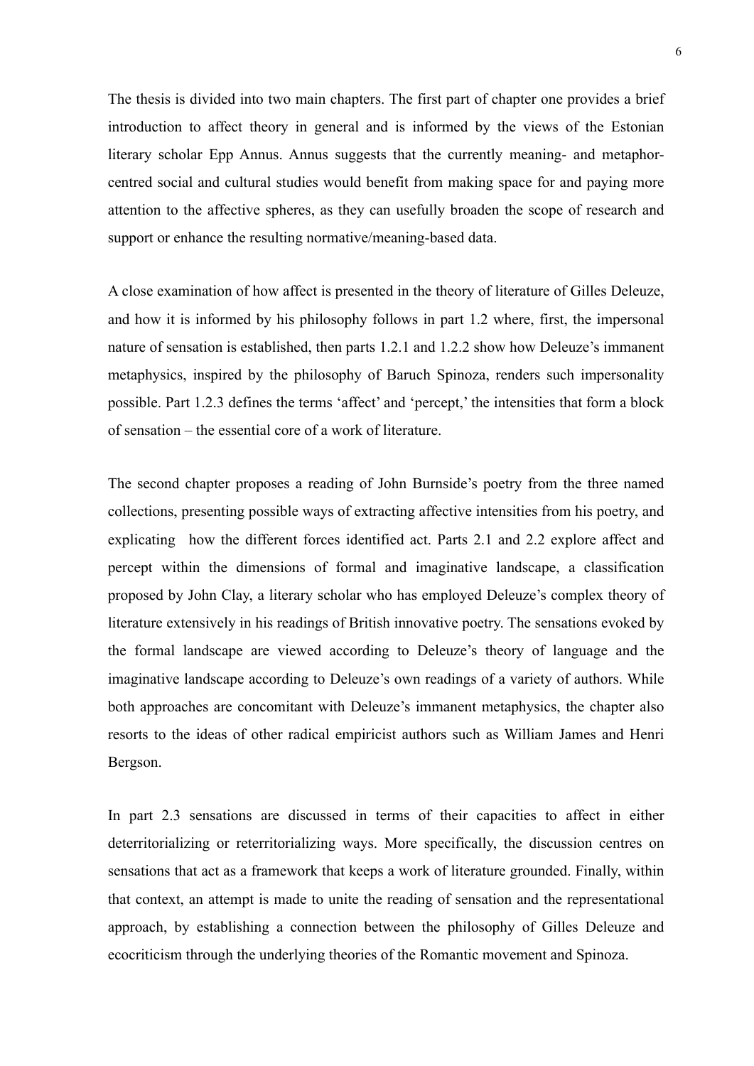The thesis is divided into two main chapters. The first part of chapter one provides a brief introduction to affect theory in general and is informed by the views of the Estonian literary scholar Epp Annus. Annus suggests that the currently meaning- and metaphor-centred social and cultural studies would benefit from making space for and paying more attention to the affective spheres, as they can usefully broaden the scope of research and support or enhance the resulting normative/meaning-based data.

A close examination of how affect is presented in the theory of literature of Gilles Deleuze, and how it is informed by his philosophy follows in part 1.2 where, first, the impersonal nature of sensation is established, then parts 1.2.1 and 1.2.2 show how Deleuze's immanent metaphysics, inspired by the philosophy of Baruch Spinoza, renders such impersonality possible. Part 1.2.3 defines the terms 'affect' and 'percept,' the intensities that form a block of sensation – the essential core of a work of literature.

The second chapter proposes a reading of John Burnside's poetry from the three named collections, presenting possible ways of extracting affective intensities from his poetry, and explicating how the different forces identified act. Parts 2.1 and 2.2 explore affect and percept within the dimensions of formal and imaginative landscape, a classification proposed by John Clay, a literary scholar who has employed Deleuze's complex theory of literature extensively in his readings of British innovative poetry. The sensations evoked by the formal landscape are viewed according to Deleuze's theory of language and the imaginative landscape according to Deleuze's own readings of a variety of authors. While both approaches are concomitant with Deleuze's immanent metaphysics, the chapter also resorts to the ideas of other radical empiricist authors such as William James and Henri Bergson.

In part 2.3 sensations are discussed in terms of their capacities to affect in either deterritorializing or reterritorializing ways. More specifically, the discussion centres on sensations that act as a framework that keeps a work of literature grounded. Finally, within that context, an attempt is made to unite the reading of sensation and the representational approach, by establishing a connection between the philosophy of Gilles Deleuze and ecocriticism through the underlying theories of the Romantic movement and Spinoza.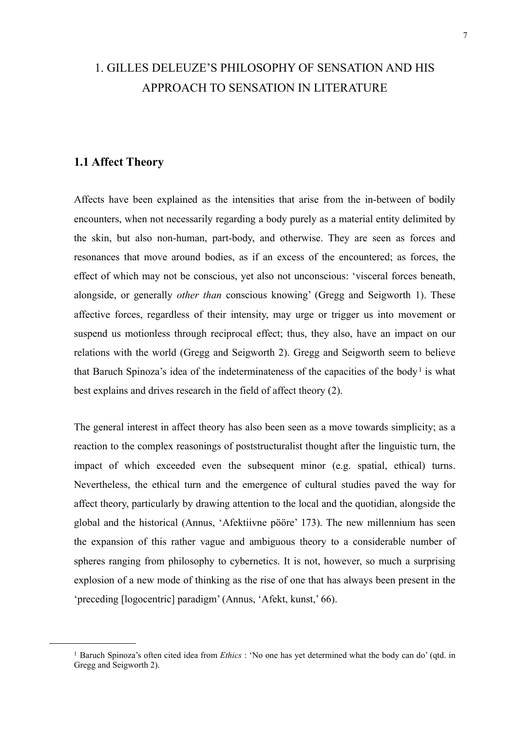# 1. GILLES DELEUZE'S PHILOSOPHY OF SENSATION AND HIS APPROACH TO SENSATION IN LITERATURE

## 1.1 Affect Theory

Affects have been explained as the intensities that arise from the in-between of bodily encounters, when not necessarily regarding a body purely as a material entity delimited by the skin, but also non-human, part-body, and otherwise. They are seen as forces and resonances that move around bodies, as if an excess of the encountered; as forces, the effect of which may not be conscious, yet also not unconscious: 'visceral forces beneath, alongside, or generally *other than* conscious knowing' (Gregg and Seigworth 1). These affective forces, regardless of their intensity, may urge or trigger us into movement or suspend us motionless through reciprocal effect; thus, they also, have an impact on our relations with the world (Gregg and Seigworth 2). Gregg and Seigworth seem to believe that Baruch Spinoza's idea of the indeterminateness of the capacities of the body[1] is what best explains and drives research in the field of affect theory (2).

The general interest in affect theory has also been seen as a move towards simplicity; as a reaction to the complex reasonings of poststructuralist thought after the linguistic turn, the impact of which exceeded even the subsequent minor (e.g. spatial, ethical) turns. Nevertheless, the ethical turn and the emergence of cultural studies paved the way for affect theory, particularly by drawing attention to the local and the quotidian, alongside the global and the historical (Annus, 'Afektiivne pööre' 173). The new millennium has seen the expansion of this rather vague and ambiguous theory to a considerable number of spheres ranging from philosophy to cybernetics. It is not, however, so much a surprising explosion of a new mode of thinking as the rise of one that has always been present in the 'preceding [logocentric] paradigm' (Annus, 'Afekt, kunst,' 66).

[1] Baruch Spinoza's often cited idea from *Ethics* : 'No one has yet determined what the body can do' (qtd. in Gregg and Seigworth 2).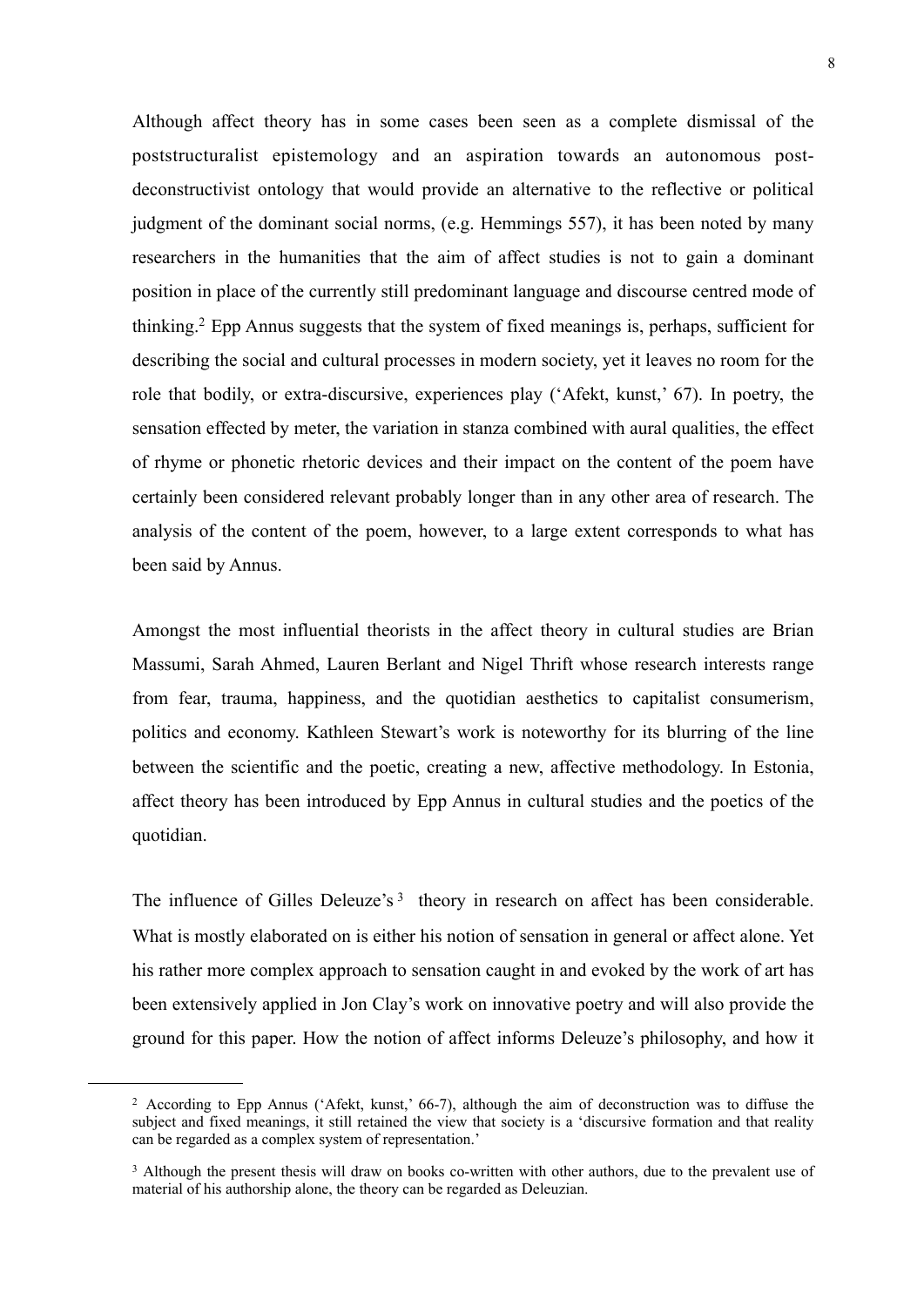Although affect theory has in some cases been seen as a complete dismissal of the poststructuralist epistemology and an aspiration towards an autonomous post-deconstructivist ontology that would provide an alternative to the reflective or political judgment of the dominant social norms, (e.g. Hemmings 557), it has been noted by many researchers in the humanities that the aim of affect studies is not to gain a dominant position in place of the currently still predominant language and discourse centred mode of thinking.[2] Epp Annus suggests that the system of fixed meanings is, perhaps, sufficient for describing the social and cultural processes in modern society, yet it leaves no room for the role that bodily, or extra-discursive, experiences play ('Afekt, kunst,' 67). In poetry, the sensation effected by meter, the variation in stanza combined with aural qualities, the effect of rhyme or phonetic rhetoric devices and their impact on the content of the poem have certainly been considered relevant probably longer than in any other area of research. The analysis of the content of the poem, however, to a large extent corresponds to what has been said by Annus.

Amongst the most influential theorists in the affect theory in cultural studies are Brian Massumi, Sarah Ahmed, Lauren Berlant and Nigel Thrift whose research interests range from fear, trauma, happiness, and the quotidian aesthetics to capitalist consumerism, politics and economy. Kathleen Stewart's work is noteworthy for its blurring of the line between the scientific and the poetic, creating a new, affective methodology. In Estonia, affect theory has been introduced by Epp Annus in cultural studies and the poetics of the quotidian.

The influence of Gilles Deleuze's[3] theory in research on affect has been considerable. What is mostly elaborated on is either his notion of sensation in general or affect alone. Yet his rather more complex approach to sensation caught in and evoked by the work of art has been extensively applied in Jon Clay's work on innovative poetry and will also provide the ground for this paper. How the notion of affect informs Deleuze's philosophy, and how it

[2] According to Epp Annus ('Afekt, kunst,' 66-7), although the aim of deconstruction was to diffuse the subject and fixed meanings, it still retained the view that society is a 'discursive formation and that reality can be regarded as a complex system of representation.'

[3] Although the present thesis will draw on books co-written with other authors, due to the prevalent use of material of his authorship alone, the theory can be regarded as Deleuzian.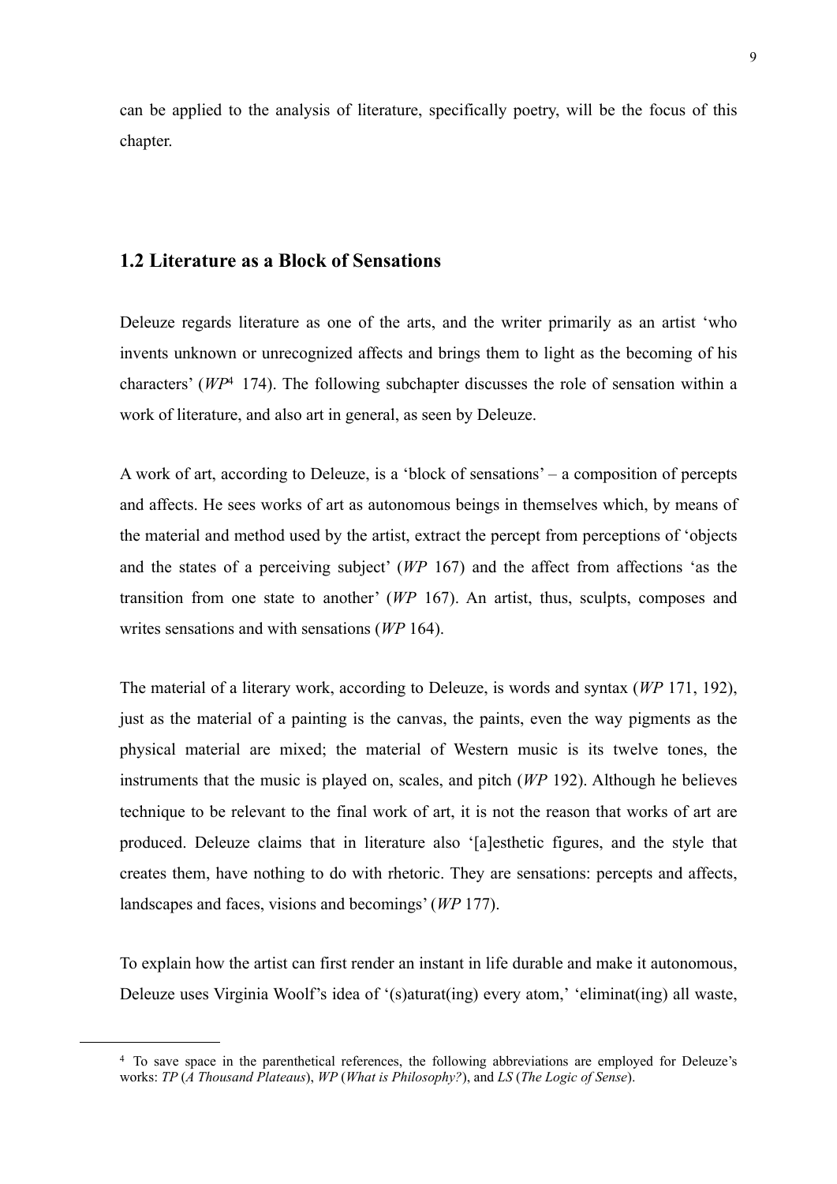can be applied to the analysis of literature, specifically poetry, will be the focus of this chapter.

## 1.2 Literature as a Block of Sensations

Deleuze regards literature as one of the arts, and the writer primarily as an artist 'who invents unknown or unrecognized affects and brings them to light as the becoming of his characters' (*WP*[4] 174). The following subchapter discusses the role of sensation within a work of literature, and also art in general, as seen by Deleuze.

A work of art, according to Deleuze, is a 'block of sensations' – a composition of percepts and affects. He sees works of art as autonomous beings in themselves which, by means of the material and method used by the artist, extract the percept from perceptions of 'objects and the states of a perceiving subject' (*WP* 167) and the affect from affections 'as the transition from one state to another' (*WP* 167). An artist, thus, sculpts, composes and writes sensations and with sensations (*WP* 164).

The material of a literary work, according to Deleuze, is words and syntax (*WP* 171, 192), just as the material of a painting is the canvas, the paints, even the way pigments as the physical material are mixed; the material of Western music is its twelve tones, the instruments that the music is played on, scales, and pitch (*WP* 192). Although he believes technique to be relevant to the final work of art, it is not the reason that works of art are produced. Deleuze claims that in literature also '[a]esthetic figures, and the style that creates them, have nothing to do with rhetoric. They are sensations: percepts and affects, landscapes and faces, visions and becomings' (*WP* 177).

To explain how the artist can first render an instant in life durable and make it autonomous, Deleuze uses Virginia Woolf's idea of '(s)aturat(ing) every atom,' 'eliminat(ing) all waste,

---

[4] To save space in the parenthetical references, the following abbreviations are employed for Deleuze's works: *TP* (*A Thousand Plateaus*), *WP* (*What is Philosophy?*), and *LS* (*The Logic of Sense*).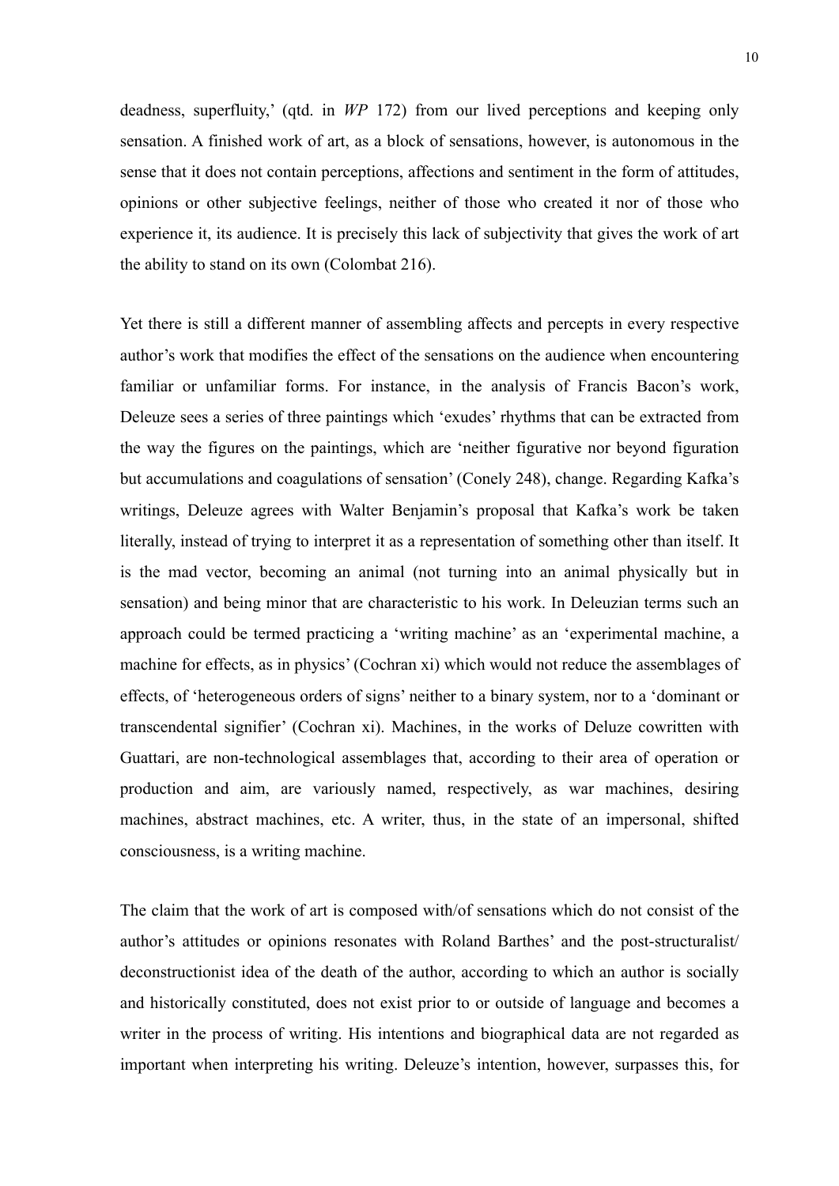deadness, superfluity,' (qtd. in *WP* 172) from our lived perceptions and keeping only sensation. A finished work of art, as a block of sensations, however, is autonomous in the sense that it does not contain perceptions, affections and sentiment in the form of attitudes, opinions or other subjective feelings, neither of those who created it nor of those who experience it, its audience. It is precisely this lack of subjectivity that gives the work of art the ability to stand on its own (Colombat 216).

Yet there is still a different manner of assembling affects and percepts in every respective author's work that modifies the effect of the sensations on the audience when encountering familiar or unfamiliar forms. For instance, in the analysis of Francis Bacon's work, Deleuze sees a series of three paintings which 'exudes' rhythms that can be extracted from the way the figures on the paintings, which are 'neither figurative nor beyond figuration but accumulations and coagulations of sensation' (Conely 248), change. Regarding Kafka's writings, Deleuze agrees with Walter Benjamin's proposal that Kafka's work be taken literally, instead of trying to interpret it as a representation of something other than itself. It is the mad vector, becoming an animal (not turning into an animal physically but in sensation) and being minor that are characteristic to his work. In Deleuzian terms such an approach could be termed practicing a 'writing machine' as an 'experimental machine, a machine for effects, as in physics' (Cochran xi) which would not reduce the assemblages of effects, of 'heterogeneous orders of signs' neither to a binary system, nor to a 'dominant or transcendental signifier' (Cochran xi). Machines, in the works of Deluze cowritten with Guattari, are non-technological assemblages that, according to their area of operation or production and aim, are variously named, respectively, as war machines, desiring machines, abstract machines, etc. A writer, thus, in the state of an impersonal, shifted consciousness, is a writing machine.

The claim that the work of art is composed with/of sensations which do not consist of the author's attitudes or opinions resonates with Roland Barthes' and the post-structuralist/ deconstructionist idea of the death of the author, according to which an author is socially and historically constituted, does not exist prior to or outside of language and becomes a writer in the process of writing. His intentions and biographical data are not regarded as important when interpreting his writing. Deleuze's intention, however, surpasses this, for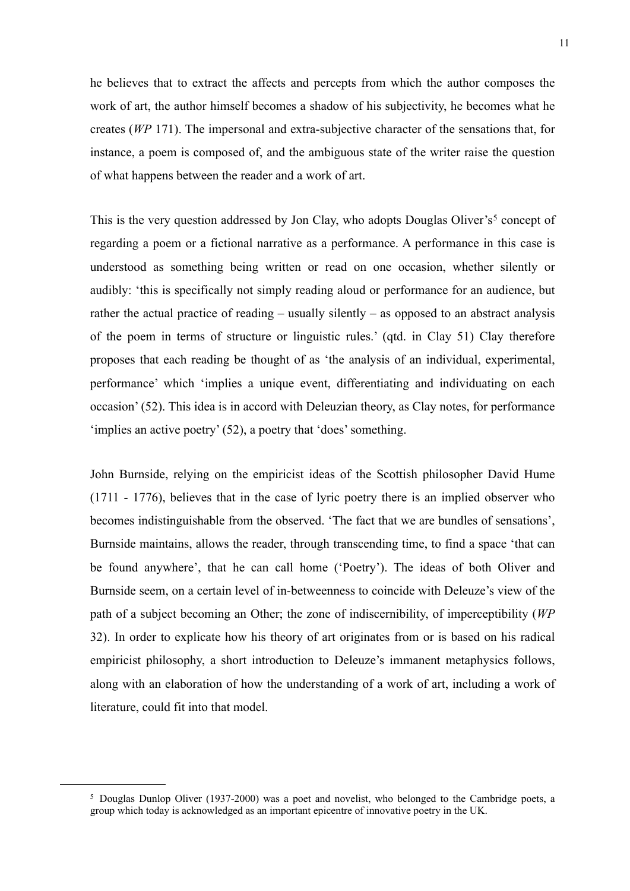he believes that to extract the affects and percepts from which the author composes the work of art, the author himself becomes a shadow of his subjectivity, he becomes what he creates (*WP* 171). The impersonal and extra-subjective character of the sensations that, for instance, a poem is composed of, and the ambiguous state of the writer raise the question of what happens between the reader and a work of art.

This is the very question addressed by Jon Clay, who adopts Douglas Oliver's[5] concept of regarding a poem or a fictional narrative as a performance. A performance in this case is understood as something being written or read on one occasion, whether silently or audibly: 'this is specifically not simply reading aloud or performance for an audience, but rather the actual practice of reading – usually silently – as opposed to an abstract analysis of the poem in terms of structure or linguistic rules.' (qtd. in Clay 51) Clay therefore proposes that each reading be thought of as 'the analysis of an individual, experimental, performance' which 'implies a unique event, differentiating and individuating on each occasion' (52). This idea is in accord with Deleuzian theory, as Clay notes, for performance 'implies an active poetry' (52), a poetry that 'does' something.

John Burnside, relying on the empiricist ideas of the Scottish philosopher David Hume (1711 - 1776), believes that in the case of lyric poetry there is an implied observer who becomes indistinguishable from the observed. 'The fact that we are bundles of sensations', Burnside maintains, allows the reader, through transcending time, to find a space 'that can be found anywhere', that he can call home ('Poetry'). The ideas of both Oliver and Burnside seem, on a certain level of in-betweenness to coincide with Deleuze's view of the path of a subject becoming an Other; the zone of indiscernibility, of imperceptibility (*WP* 32). In order to explicate how his theory of art originates from or is based on his radical empiricist philosophy, a short introduction to Deleuze's immanent metaphysics follows, along with an elaboration of how the understanding of a work of art, including a work of literature, could fit into that model.

---

[5] Douglas Dunlop Oliver (1937-2000) was a poet and novelist, who belonged to the Cambridge poets, a group which today is acknowledged as an important epicentre of innovative poetry in the UK.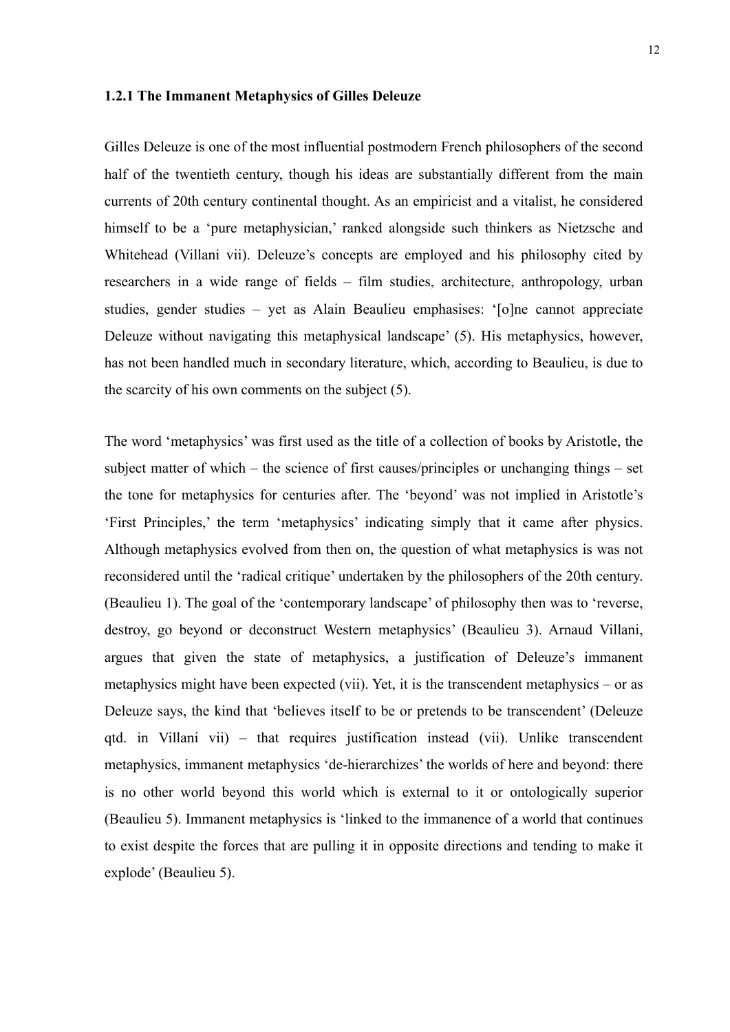### 1.2.1 The Immanent Metaphysics of Gilles Deleuze

Gilles Deleuze is one of the most influential postmodern French philosophers of the second half of the twentieth century, though his ideas are substantially different from the main currents of 20th century continental thought. As an empiricist and a vitalist, he considered himself to be a 'pure metaphysician,' ranked alongside such thinkers as Nietzsche and Whitehead (Villani vii). Deleuze's concepts are employed and his philosophy cited by researchers in a wide range of fields – film studies, architecture, anthropology, urban studies, gender studies – yet as Alain Beaulieu emphasises: '[o]ne cannot appreciate Deleuze without navigating this metaphysical landscape' (5). His metaphysics, however, has not been handled much in secondary literature, which, according to Beaulieu, is due to the scarcity of his own comments on the subject (5).

The word 'metaphysics' was first used as the title of a collection of books by Aristotle, the subject matter of which – the science of first causes/principles or unchanging things – set the tone for metaphysics for centuries after. The 'beyond' was not implied in Aristotle's 'First Principles,' the term 'metaphysics' indicating simply that it came after physics. Although metaphysics evolved from then on, the question of what metaphysics is was not reconsidered until the 'radical critique' undertaken by the philosophers of the 20th century. (Beaulieu 1). The goal of the 'contemporary landscape' of philosophy then was to 'reverse, destroy, go beyond or deconstruct Western metaphysics' (Beaulieu 3). Arnaud Villani, argues that given the state of metaphysics, a justification of Deleuze's immanent metaphysics might have been expected (vii). Yet, it is the transcendent metaphysics – or as Deleuze says, the kind that 'believes itself to be or pretends to be transcendent' (Deleuze qtd. in Villani vii) – that requires justification instead (vii). Unlike transcendent metaphysics, immanent metaphysics 'de-hierarchizes' the worlds of here and beyond: there is no other world beyond this world which is external to it or ontologically superior (Beaulieu 5). Immanent metaphysics is 'linked to the immanence of a world that continues to exist despite the forces that are pulling it in opposite directions and tending to make it explode' (Beaulieu 5).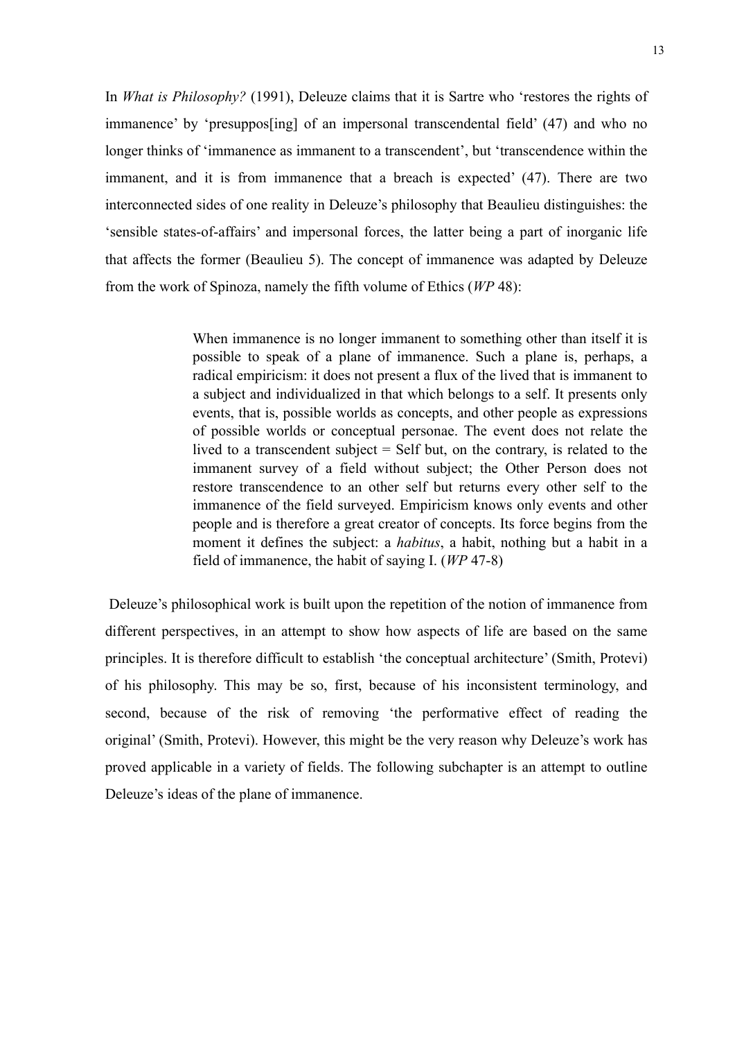In *What is Philosophy?* (1991), Deleuze claims that it is Sartre who 'restores the rights of immanence' by 'presuppos[ing] of an impersonal transcendental field' (47) and who no longer thinks of 'immanence as immanent to a transcendent', but 'transcendence within the immanent, and it is from immanence that a breach is expected' (47). There are two interconnected sides of one reality in Deleuze's philosophy that Beaulieu distinguishes: the 'sensible states-of-affairs' and impersonal forces, the latter being a part of inorganic life that affects the former (Beaulieu 5). The concept of immanence was adapted by Deleuze from the work of Spinoza, namely the fifth volume of Ethics (*WP* 48):

> When immanence is no longer immanent to something other than itself it is possible to speak of a plane of immanence. Such a plane is, perhaps, a radical empiricism: it does not present a flux of the lived that is immanent to a subject and individualized in that which belongs to a self. It presents only events, that is, possible worlds as concepts, and other people as expressions of possible worlds or conceptual personae. The event does not relate the lived to a transcendent subject = Self but, on the contrary, is related to the immanent survey of a field without subject; the Other Person does not restore transcendence to an other self but returns every other self to the immanence of the field surveyed. Empiricism knows only events and other people and is therefore a great creator of concepts. Its force begins from the moment it defines the subject: a *habitus*, a habit, nothing but a habit in a field of immanence, the habit of saying I. (*WP* 47-8)

Deleuze's philosophical work is built upon the repetition of the notion of immanence from different perspectives, in an attempt to show how aspects of life are based on the same principles. It is therefore difficult to establish 'the conceptual architecture' (Smith, Protevi) of his philosophy. This may be so, first, because of his inconsistent terminology, and second, because of the risk of removing 'the performative effect of reading the original' (Smith, Protevi). However, this might be the very reason why Deleuze's work has proved applicable in a variety of fields. The following subchapter is an attempt to outline Deleuze's ideas of the plane of immanence.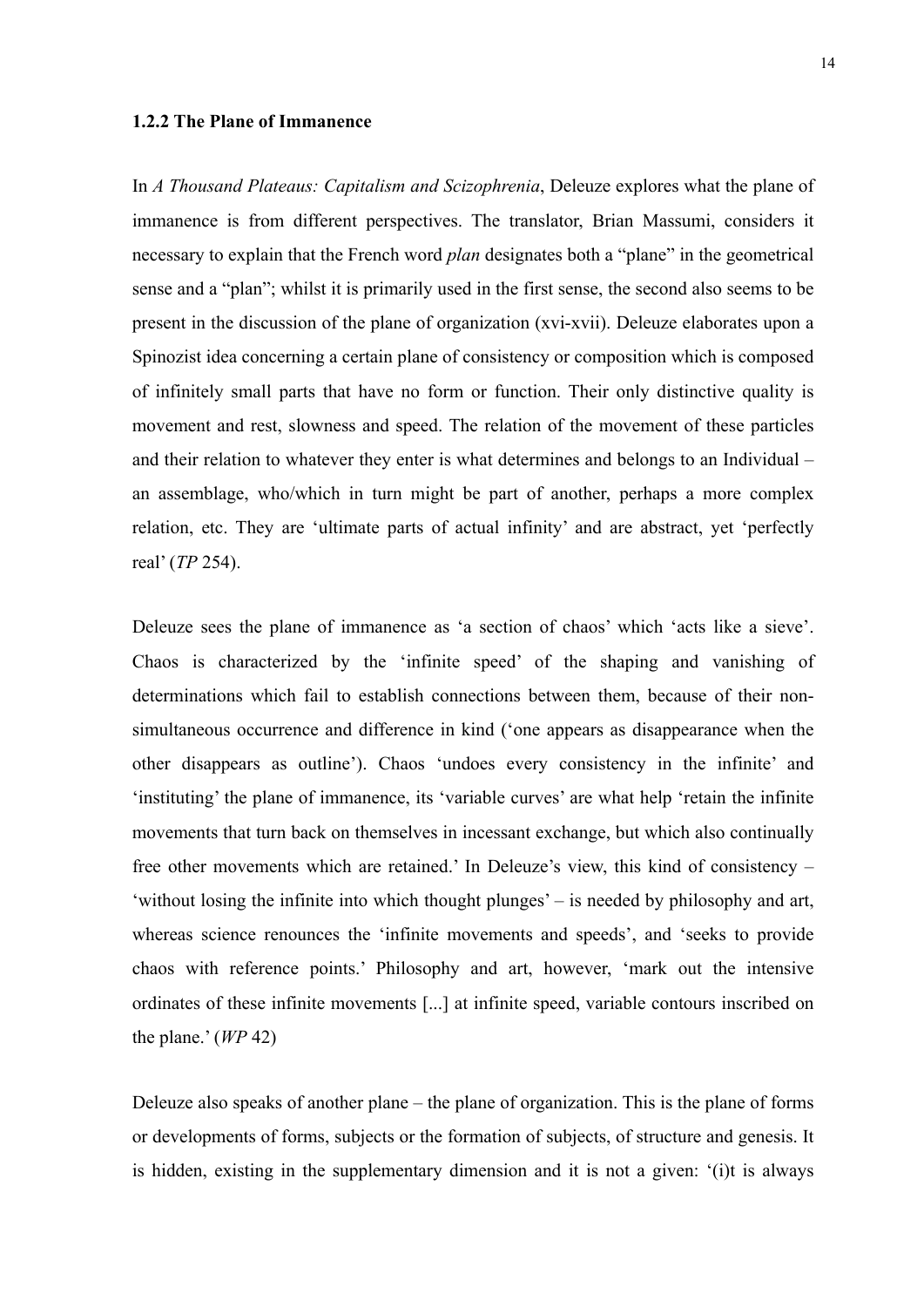### 1.2.2 The Plane of Immanence

In *A Thousand Plateaus: Capitalism and Scizophrenia*, Deleuze explores what the plane of immanence is from different perspectives. The translator, Brian Massumi, considers it necessary to explain that the French word *plan* designates both a "plane" in the geometrical sense and a "plan"; whilst it is primarily used in the first sense, the second also seems to be present in the discussion of the plane of organization (xvi-xvii). Deleuze elaborates upon a Spinozist idea concerning a certain plane of consistency or composition which is composed of infinitely small parts that have no form or function. Their only distinctive quality is movement and rest, slowness and speed. The relation of the movement of these particles and their relation to whatever they enter is what determines and belongs to an Individual – an assemblage, who/which in turn might be part of another, perhaps a more complex relation, etc. They are 'ultimate parts of actual infinity' and are abstract, yet 'perfectly real' (*TP* 254).

Deleuze sees the plane of immanence as 'a section of chaos' which 'acts like a sieve'. Chaos is characterized by the 'infinite speed' of the shaping and vanishing of determinations which fail to establish connections between them, because of their non-simultaneous occurrence and difference in kind ('one appears as disappearance when the other disappears as outline'). Chaos 'undoes every consistency in the infinite' and 'instituting' the plane of immanence, its 'variable curves' are what help 'retain the infinite movements that turn back on themselves in incessant exchange, but which also continually free other movements which are retained.' In Deleuze's view, this kind of consistency – 'without losing the infinite into which thought plunges' – is needed by philosophy and art, whereas science renounces the 'infinite movements and speeds', and 'seeks to provide chaos with reference points.' Philosophy and art, however, 'mark out the intensive ordinates of these infinite movements [...] at infinite speed, variable contours inscribed on the plane.' (*WP* 42)

Deleuze also speaks of another plane – the plane of organization. This is the plane of forms or developments of forms, subjects or the formation of subjects, of structure and genesis. It is hidden, existing in the supplementary dimension and it is not a given: '(i)t is always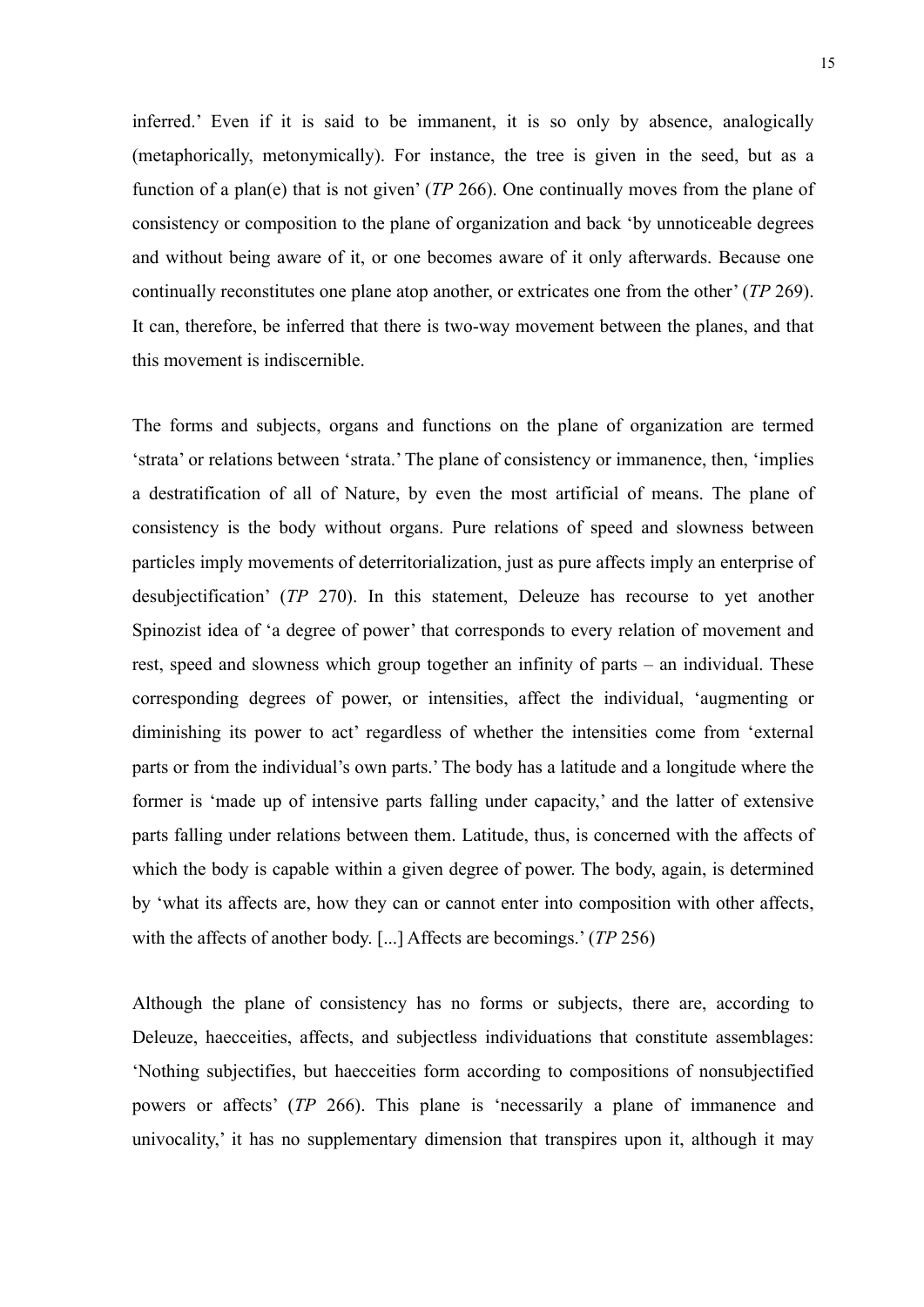inferred.' Even if it is said to be immanent, it is so only by absence, analogically (metaphorically, metonymically). For instance, the tree is given in the seed, but as a function of a plan(e) that is not given' (*TP* 266). One continually moves from the plane of consistency or composition to the plane of organization and back 'by unnoticeable degrees and without being aware of it, or one becomes aware of it only afterwards. Because one continually reconstitutes one plane atop another, or extricates one from the other' (*TP* 269). It can, therefore, be inferred that there is two-way movement between the planes, and that this movement is indiscernible.

The forms and subjects, organs and functions on the plane of organization are termed 'strata' or relations between 'strata.' The plane of consistency or immanence, then, 'implies a destratification of all of Nature, by even the most artificial of means. The plane of consistency is the body without organs. Pure relations of speed and slowness between particles imply movements of deterritorialization, just as pure affects imply an enterprise of desubjectification' (*TP* 270). In this statement, Deleuze has recourse to yet another Spinozist idea of 'a degree of power' that corresponds to every relation of movement and rest, speed and slowness which group together an infinity of parts – an individual. These corresponding degrees of power, or intensities, affect the individual, 'augmenting or diminishing its power to act' regardless of whether the intensities come from 'external parts or from the individual's own parts.' The body has a latitude and a longitude where the former is 'made up of intensive parts falling under capacity,' and the latter of extensive parts falling under relations between them. Latitude, thus, is concerned with the affects of which the body is capable within a given degree of power. The body, again, is determined by 'what its affects are, how they can or cannot enter into composition with other affects, with the affects of another body. [...] Affects are becomings.' (*TP* 256)

Although the plane of consistency has no forms or subjects, there are, according to Deleuze, haecceities, affects, and subjectless individuations that constitute assemblages: 'Nothing subjectifies, but haecceities form according to compositions of nonsubjectified powers or affects' (*TP* 266). This plane is 'necessarily a plane of immanence and univocality,' it has no supplementary dimension that transpires upon it, although it may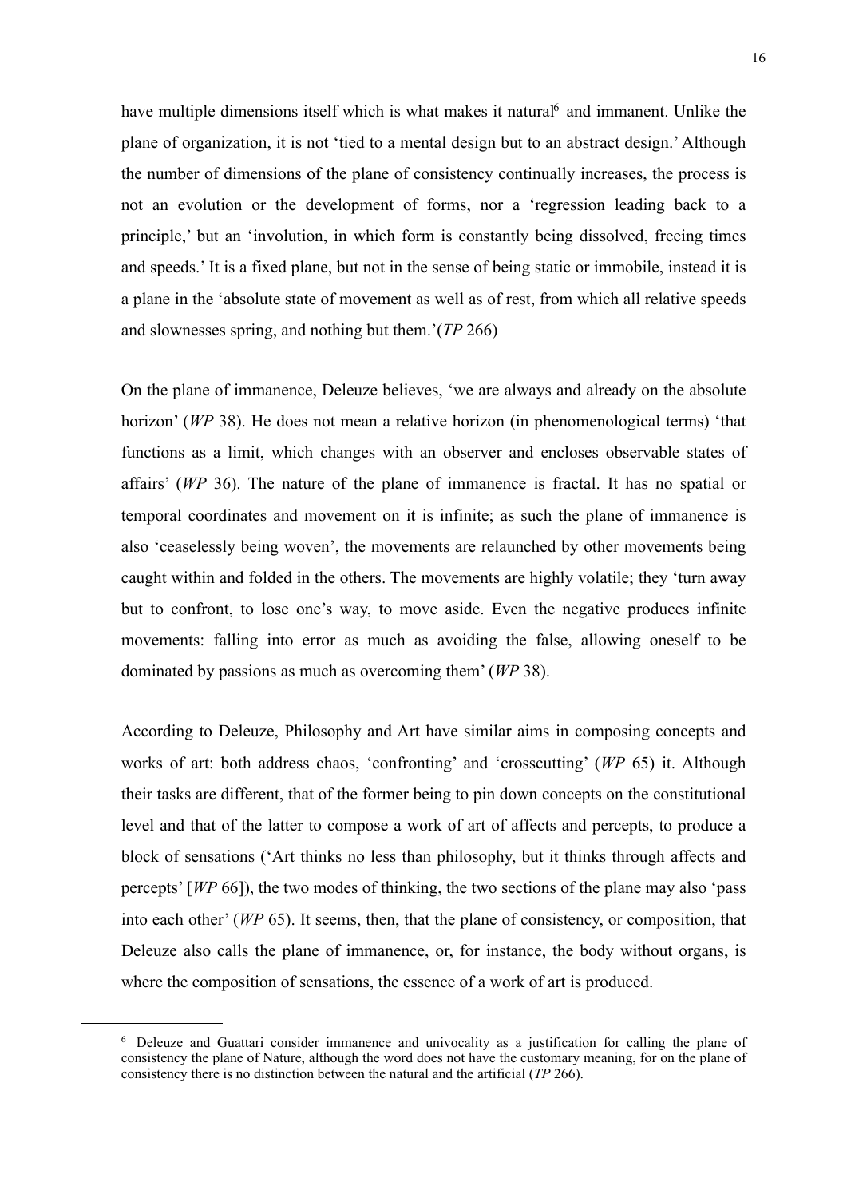have multiple dimensions itself which is what makes it natural[6] and immanent. Unlike the plane of organization, it is not 'tied to a mental design but to an abstract design.' Although the number of dimensions of the plane of consistency continually increases, the process is not an evolution or the development of forms, nor a 'regression leading back to a principle,' but an 'involution, in which form is constantly being dissolved, freeing times and speeds.' It is a fixed plane, but not in the sense of being static or immobile, instead it is a plane in the 'absolute state of movement as well as of rest, from which all relative speeds and slownesses spring, and nothing but them.'(*TP* 266)

On the plane of immanence, Deleuze believes, 'we are always and already on the absolute horizon' (*WP* 38). He does not mean a relative horizon (in phenomenological terms) 'that functions as a limit, which changes with an observer and encloses observable states of affairs' (*WP* 36). The nature of the plane of immanence is fractal. It has no spatial or temporal coordinates and movement on it is infinite; as such the plane of immanence is also 'ceaselessly being woven', the movements are relaunched by other movements being caught within and folded in the others. The movements are highly volatile; they 'turn away but to confront, to lose one's way, to move aside. Even the negative produces infinite movements: falling into error as much as avoiding the false, allowing oneself to be dominated by passions as much as overcoming them' (*WP* 38).

According to Deleuze, Philosophy and Art have similar aims in composing concepts and works of art: both address chaos, 'confronting' and 'crosscutting' (*WP* 65) it. Although their tasks are different, that of the former being to pin down concepts on the constitutional level and that of the latter to compose a work of art of affects and percepts, to produce a block of sensations ('Art thinks no less than philosophy, but it thinks through affects and percepts' [*WP* 66]), the two modes of thinking, the two sections of the plane may also 'pass into each other' (*WP* 65). It seems, then, that the plane of consistency, or composition, that Deleuze also calls the plane of immanence, or, for instance, the body without organs, is where the composition of sensations, the essence of a work of art is produced.

[6] Deleuze and Guattari consider immanence and univocality as a justification for calling the plane of consistency the plane of Nature, although the word does not have the customary meaning, for on the plane of consistency there is no distinction between the natural and the artificial (*TP* 266).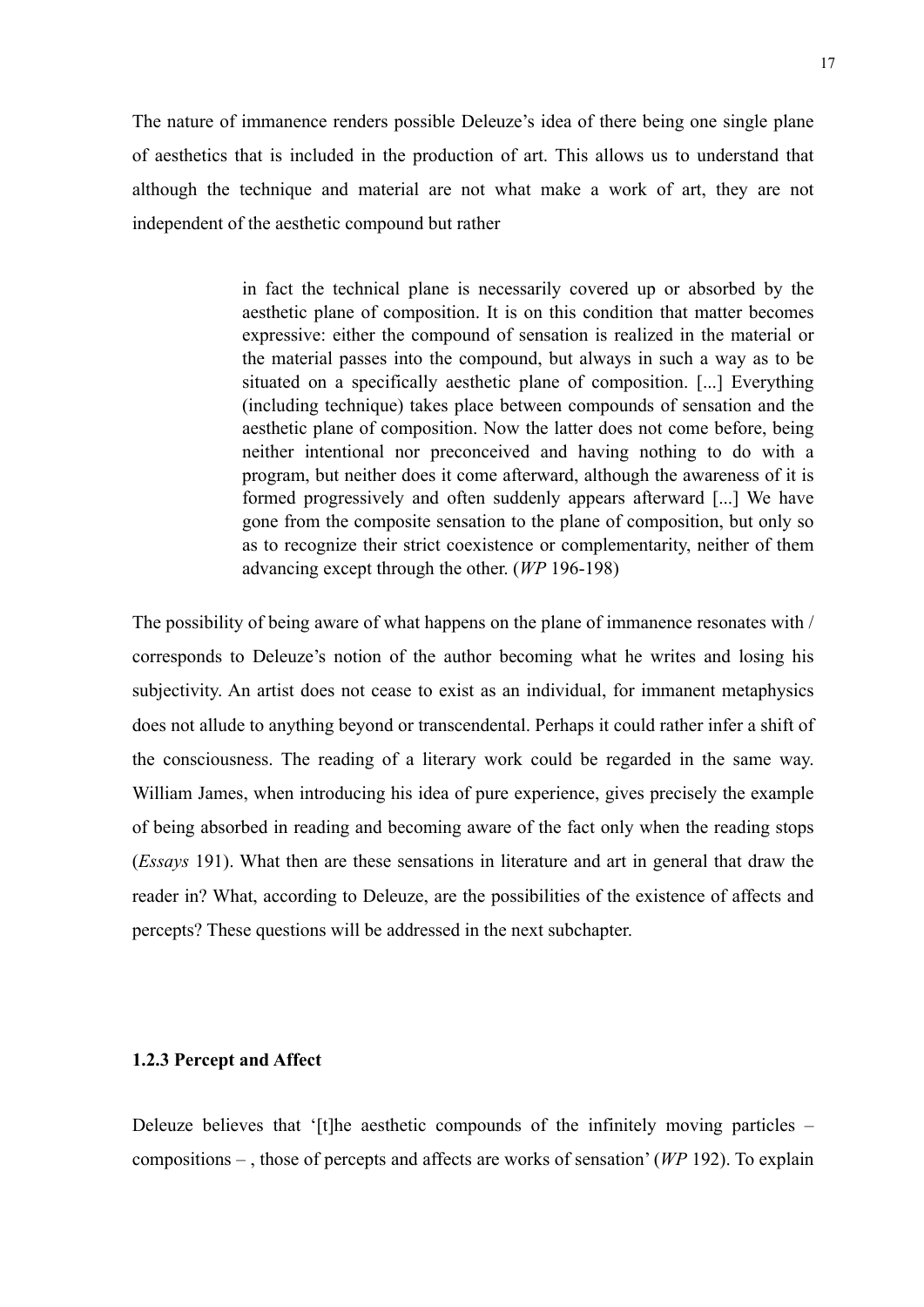The nature of immanence renders possible Deleuze's idea of there being one single plane of aesthetics that is included in the production of art. This allows us to understand that although the technique and material are not what make a work of art, they are not independent of the aesthetic compound but rather

> in fact the technical plane is necessarily covered up or absorbed by the aesthetic plane of composition. It is on this condition that matter becomes expressive: either the compound of sensation is realized in the material or the material passes into the compound, but always in such a way as to be situated on a specifically aesthetic plane of composition. [...] Everything (including technique) takes place between compounds of sensation and the aesthetic plane of composition. Now the latter does not come before, being neither intentional nor preconceived and having nothing to do with a program, but neither does it come afterward, although the awareness of it is formed progressively and often suddenly appears afterward [...] We have gone from the composite sensation to the plane of composition, but only so as to recognize their strict coexistence or complementarity, neither of them advancing except through the other. (*WP* 196-198)

The possibility of being aware of what happens on the plane of immanence resonates with / corresponds to Deleuze's notion of the author becoming what he writes and losing his subjectivity. An artist does not cease to exist as an individual, for immanent metaphysics does not allude to anything beyond or transcendental. Perhaps it could rather infer a shift of the consciousness. The reading of a literary work could be regarded in the same way. William James, when introducing his idea of pure experience, gives precisely the example of being absorbed in reading and becoming aware of the fact only when the reading stops (*Essays* 191). What then are these sensations in literature and art in general that draw the reader in? What, according to Deleuze, are the possibilities of the existence of affects and percepts? These questions will be addressed in the next subchapter.

### 1.2.3 Percept and Affect

Deleuze believes that '[t]he aesthetic compounds of the infinitely moving particles – compositions – , those of percepts and affects are works of sensation' (*WP* 192). To explain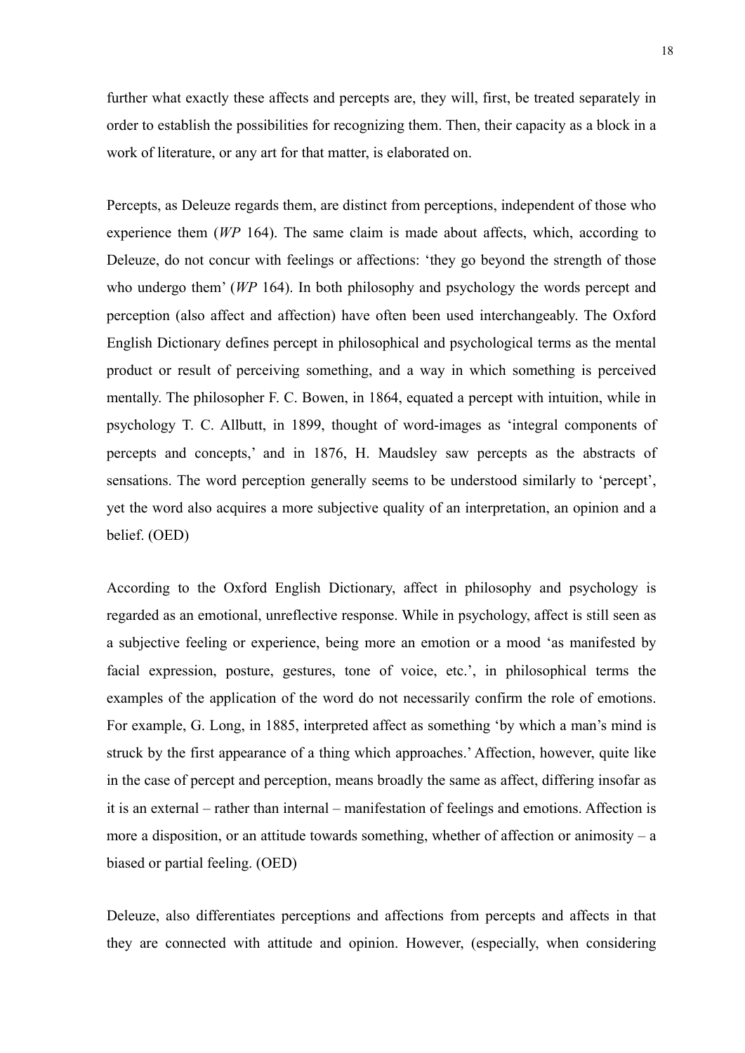further what exactly these affects and percepts are, they will, first, be treated separately in order to establish the possibilities for recognizing them. Then, their capacity as a block in a work of literature, or any art for that matter, is elaborated on.

Percepts, as Deleuze regards them, are distinct from perceptions, independent of those who experience them (*WP* 164). The same claim is made about affects, which, according to Deleuze, do not concur with feelings or affections: 'they go beyond the strength of those who undergo them' (*WP* 164). In both philosophy and psychology the words percept and perception (also affect and affection) have often been used interchangeably. The Oxford English Dictionary defines percept in philosophical and psychological terms as the mental product or result of perceiving something, and a way in which something is perceived mentally. The philosopher F. C. Bowen, in 1864, equated a percept with intuition, while in psychology T. C. Allbutt, in 1899, thought of word-images as 'integral components of percepts and concepts,' and in 1876, H. Maudsley saw percepts as the abstracts of sensations. The word perception generally seems to be understood similarly to 'percept', yet the word also acquires a more subjective quality of an interpretation, an opinion and a belief. (OED)

According to the Oxford English Dictionary, affect in philosophy and psychology is regarded as an emotional, unreflective response. While in psychology, affect is still seen as a subjective feeling or experience, being more an emotion or a mood 'as manifested by facial expression, posture, gestures, tone of voice, etc.', in philosophical terms the examples of the application of the word do not necessarily confirm the role of emotions. For example, G. Long, in 1885, interpreted affect as something 'by which a man's mind is struck by the first appearance of a thing which approaches.' Affection, however, quite like in the case of percept and perception, means broadly the same as affect, differing insofar as it is an external – rather than internal – manifestation of feelings and emotions. Affection is more a disposition, or an attitude towards something, whether of affection or animosity – a biased or partial feeling. (OED)

Deleuze, also differentiates perceptions and affections from percepts and affects in that they are connected with attitude and opinion. However, (especially, when considering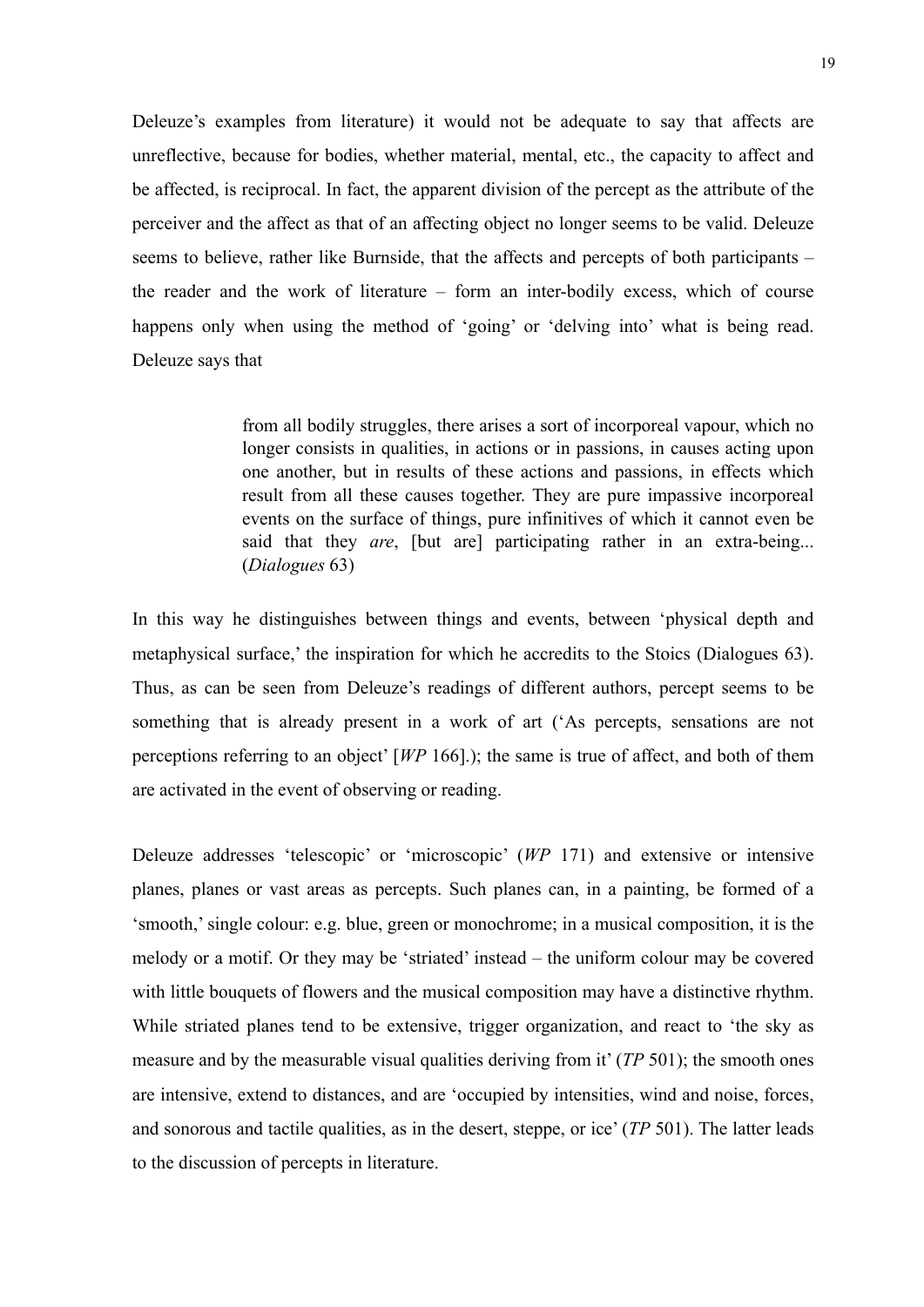Deleuze's examples from literature) it would not be adequate to say that affects are unreflective, because for bodies, whether material, mental, etc., the capacity to affect and be affected, is reciprocal. In fact, the apparent division of the percept as the attribute of the perceiver and the affect as that of an affecting object no longer seems to be valid. Deleuze seems to believe, rather like Burnside, that the affects and percepts of both participants – the reader and the work of literature – form an inter-bodily excess, which of course happens only when using the method of 'going' or 'delving into' what is being read. Deleuze says that

> from all bodily struggles, there arises a sort of incorporeal vapour, which no longer consists in qualities, in actions or in passions, in causes acting upon one another, but in results of these actions and passions, in effects which result from all these causes together. They are pure impassive incorporeal events on the surface of things, pure infinitives of which it cannot even be said that they *are*, [but are] participating rather in an extra-being... (*Dialogues* 63)

In this way he distinguishes between things and events, between 'physical depth and metaphysical surface,' the inspiration for which he accredits to the Stoics (Dialogues 63). Thus, as can be seen from Deleuze's readings of different authors, percept seems to be something that is already present in a work of art ('As percepts, sensations are not perceptions referring to an object' [*WP* 166].); the same is true of affect, and both of them are activated in the event of observing or reading.

Deleuze addresses 'telescopic' or 'microscopic' (*WP* 171) and extensive or intensive planes, planes or vast areas as percepts. Such planes can, in a painting, be formed of a 'smooth,' single colour: e.g. blue, green or monochrome; in a musical composition, it is the melody or a motif. Or they may be 'striated' instead – the uniform colour may be covered with little bouquets of flowers and the musical composition may have a distinctive rhythm. While striated planes tend to be extensive, trigger organization, and react to 'the sky as measure and by the measurable visual qualities deriving from it' (*TP* 501); the smooth ones are intensive, extend to distances, and are 'occupied by intensities, wind and noise, forces, and sonorous and tactile qualities, as in the desert, steppe, or ice' (*TP* 501). The latter leads to the discussion of percepts in literature.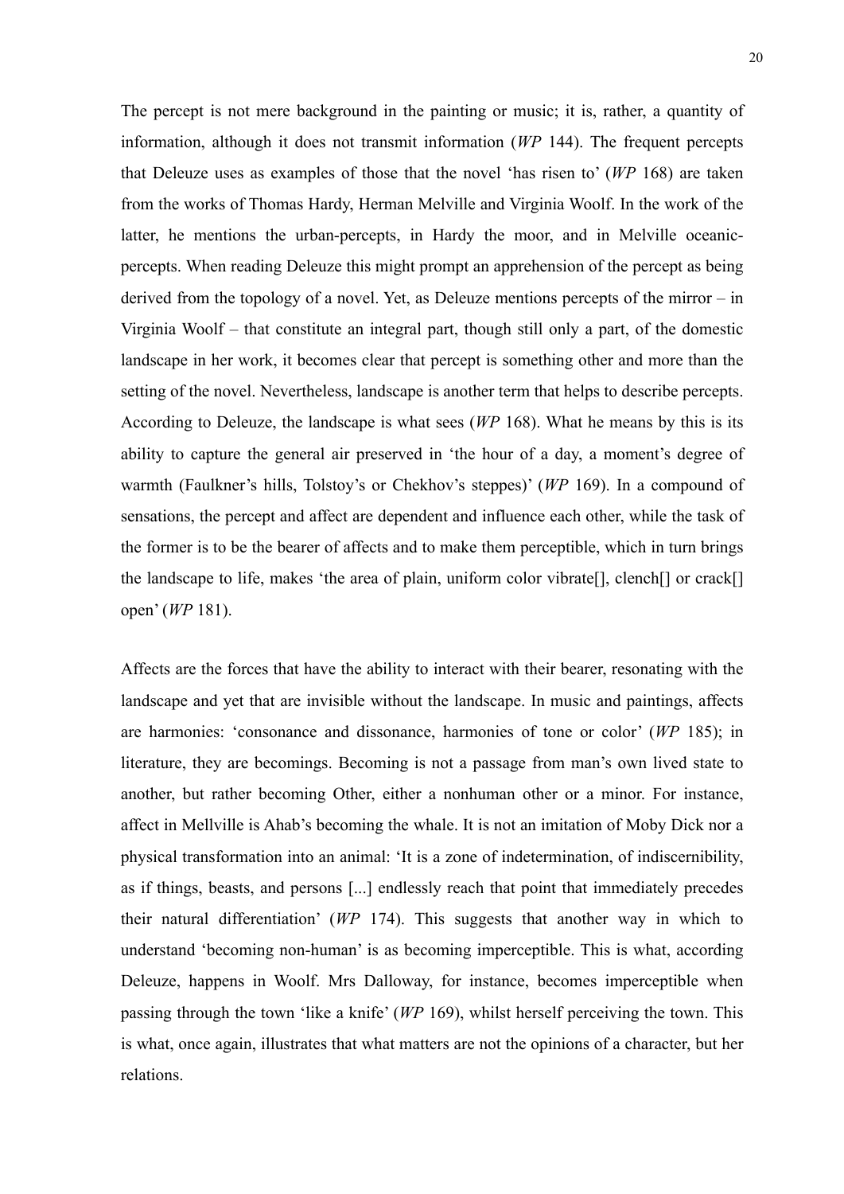The percept is not mere background in the painting or music; it is, rather, a quantity of information, although it does not transmit information (*WP* 144). The frequent percepts that Deleuze uses as examples of those that the novel 'has risen to' (*WP* 168) are taken from the works of Thomas Hardy, Herman Melville and Virginia Woolf. In the work of the latter, he mentions the urban-percepts, in Hardy the moor, and in Melville oceanic-percepts. When reading Deleuze this might prompt an apprehension of the percept as being derived from the topology of a novel. Yet, as Deleuze mentions percepts of the mirror – in Virginia Woolf – that constitute an integral part, though still only a part, of the domestic landscape in her work, it becomes clear that percept is something other and more than the setting of the novel. Nevertheless, landscape is another term that helps to describe percepts. According to Deleuze, the landscape is what sees (*WP* 168). What he means by this is its ability to capture the general air preserved in 'the hour of a day, a moment's degree of warmth (Faulkner's hills, Tolstoy's or Chekhov's steppes)' (*WP* 169). In a compound of sensations, the percept and affect are dependent and influence each other, while the task of the former is to be the bearer of affects and to make them perceptible, which in turn brings the landscape to life, makes 'the area of plain, uniform color vibrate[], clench[] or crack[] open' (*WP* 181).

Affects are the forces that have the ability to interact with their bearer, resonating with the landscape and yet that are invisible without the landscape. In music and paintings, affects are harmonies: 'consonance and dissonance, harmonies of tone or color' (*WP* 185); in literature, they are becomings. Becoming is not a passage from man's own lived state to another, but rather becoming Other, either a nonhuman other or a minor. For instance, affect in Mellville is Ahab's becoming the whale. It is not an imitation of Moby Dick nor a physical transformation into an animal: 'It is a zone of indetermination, of indiscernibility, as if things, beasts, and persons [...] endlessly reach that point that immediately precedes their natural differentiation' (*WP* 174). This suggests that another way in which to understand 'becoming non-human' is as becoming imperceptible. This is what, according Deleuze, happens in Woolf. Mrs Dalloway, for instance, becomes imperceptible when passing through the town 'like a knife' (*WP* 169), whilst herself perceiving the town. This is what, once again, illustrates that what matters are not the opinions of a character, but her relations.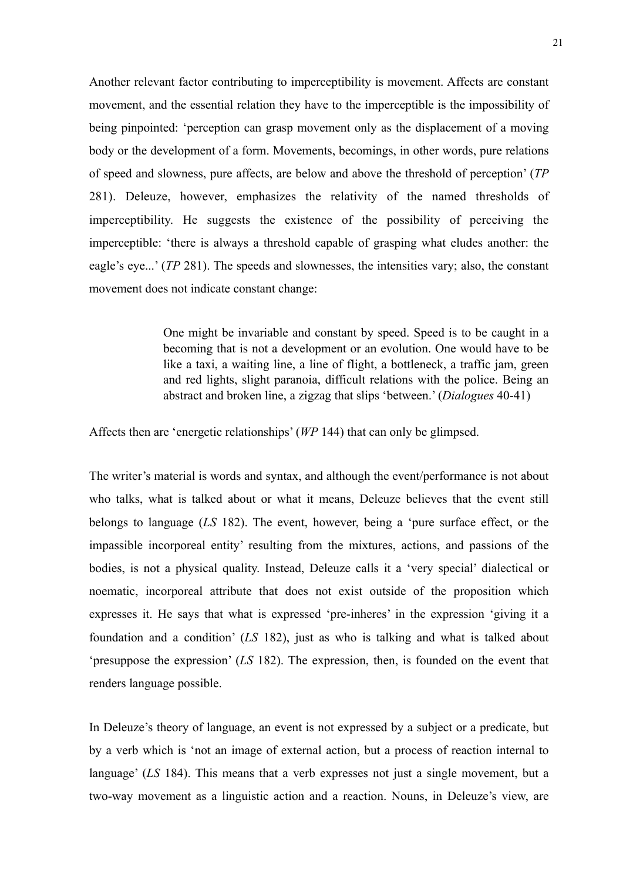Another relevant factor contributing to imperceptibility is movement. Affects are constant movement, and the essential relation they have to the imperceptible is the impossibility of being pinpointed: 'perception can grasp movement only as the displacement of a moving body or the development of a form. Movements, becomings, in other words, pure relations of speed and slowness, pure affects, are below and above the threshold of perception' (*TP* 281). Deleuze, however, emphasizes the relativity of the named thresholds of imperceptibility. He suggests the existence of the possibility of perceiving the imperceptible: 'there is always a threshold capable of grasping what eludes another: the eagle's eye...' (*TP* 281). The speeds and slownesses, the intensities vary; also, the constant movement does not indicate constant change:

> One might be invariable and constant by speed. Speed is to be caught in a becoming that is not a development or an evolution. One would have to be like a taxi, a waiting line, a line of flight, a bottleneck, a traffic jam, green and red lights, slight paranoia, difficult relations with the police. Being an abstract and broken line, a zigzag that slips 'between.' (*Dialogues* 40-41)

Affects then are 'energetic relationships' (*WP* 144) that can only be glimpsed.

The writer's material is words and syntax, and although the event/performance is not about who talks, what is talked about or what it means, Deleuze believes that the event still belongs to language (*LS* 182). The event, however, being a 'pure surface effect, or the impassible incorporeal entity' resulting from the mixtures, actions, and passions of the bodies, is not a physical quality. Instead, Deleuze calls it a 'very special' dialectical or noematic, incorporeal attribute that does not exist outside of the proposition which expresses it. He says that what is expressed 'pre-inheres' in the expression 'giving it a foundation and a condition' (*LS* 182), just as who is talking and what is talked about 'presuppose the expression' (*LS* 182). The expression, then, is founded on the event that renders language possible.

In Deleuze's theory of language, an event is not expressed by a subject or a predicate, but by a verb which is 'not an image of external action, but a process of reaction internal to language' (*LS* 184). This means that a verb expresses not just a single movement, but a two-way movement as a linguistic action and a reaction. Nouns, in Deleuze's view, are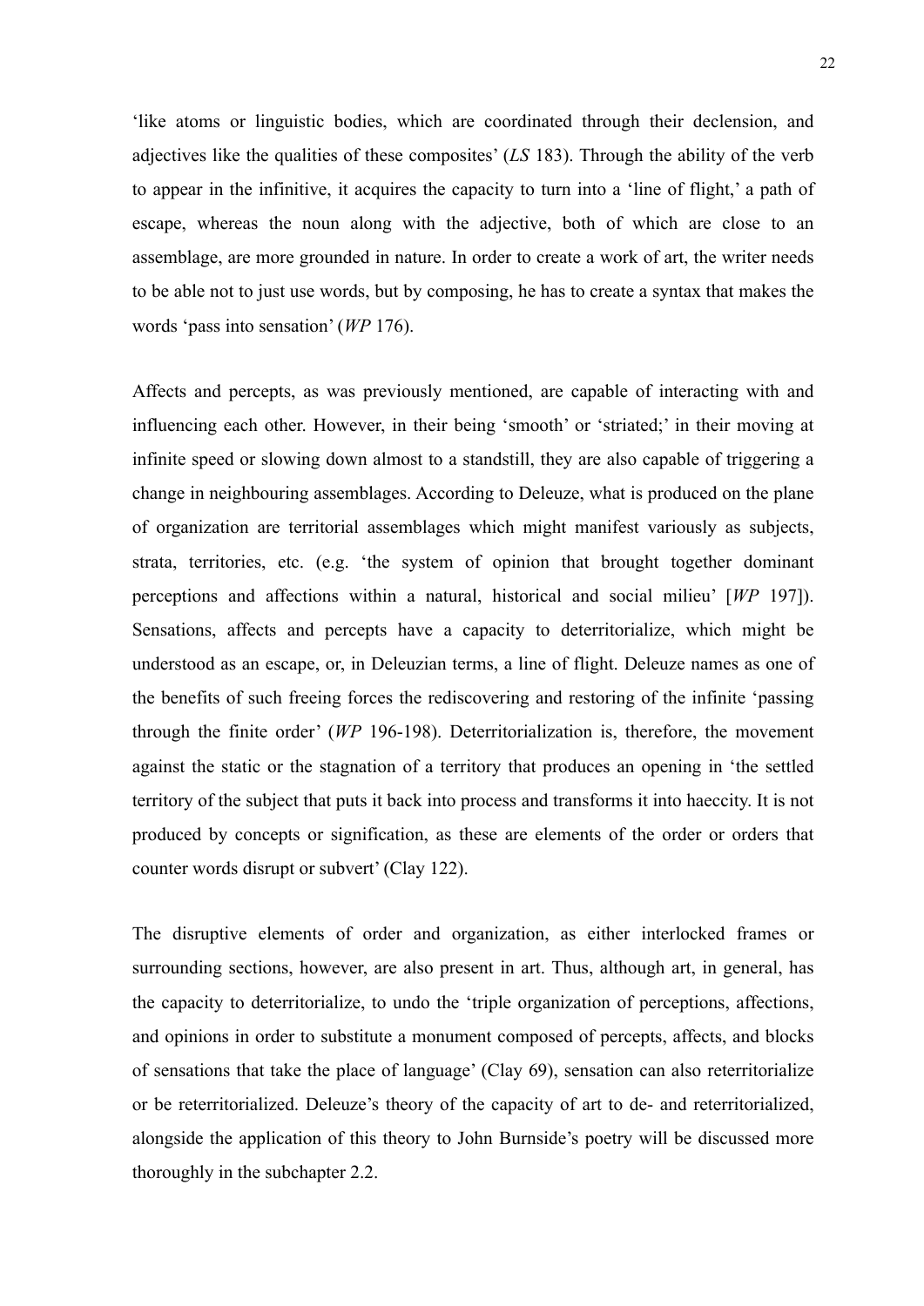'like atoms or linguistic bodies, which are coordinated through their declension, and adjectives like the qualities of these composites' (*LS* 183). Through the ability of the verb to appear in the infinitive, it acquires the capacity to turn into a 'line of flight,' a path of escape, whereas the noun along with the adjective, both of which are close to an assemblage, are more grounded in nature. In order to create a work of art, the writer needs to be able not to just use words, but by composing, he has to create a syntax that makes the words 'pass into sensation' (*WP* 176).

Affects and percepts, as was previously mentioned, are capable of interacting with and influencing each other. However, in their being 'smooth' or 'striated;' in their moving at infinite speed or slowing down almost to a standstill, they are also capable of triggering a change in neighbouring assemblages. According to Deleuze, what is produced on the plane of organization are territorial assemblages which might manifest variously as subjects, strata, territories, etc. (e.g. 'the system of opinion that brought together dominant perceptions and affections within a natural, historical and social milieu' [*WP* 197]). Sensations, affects and percepts have a capacity to deterritorialize, which might be understood as an escape, or, in Deleuzian terms, a line of flight. Deleuze names as one of the benefits of such freeing forces the rediscovering and restoring of the infinite 'passing through the finite order' (*WP* 196-198). Deterritorialization is, therefore, the movement against the static or the stagnation of a territory that produces an opening in 'the settled territory of the subject that puts it back into process and transforms it into haeccity. It is not produced by concepts or signification, as these are elements of the order or orders that counter words disrupt or subvert' (Clay 122).

The disruptive elements of order and organization, as either interlocked frames or surrounding sections, however, are also present in art. Thus, although art, in general, has the capacity to deterritorialize, to undo the 'triple organization of perceptions, affections, and opinions in order to substitute a monument composed of percepts, affects, and blocks of sensations that take the place of language' (Clay 69), sensation can also reterritorialize or be reterritorialized. Deleuze's theory of the capacity of art to de- and reterritorialized, alongside the application of this theory to John Burnside's poetry will be discussed more thoroughly in the subchapter 2.2.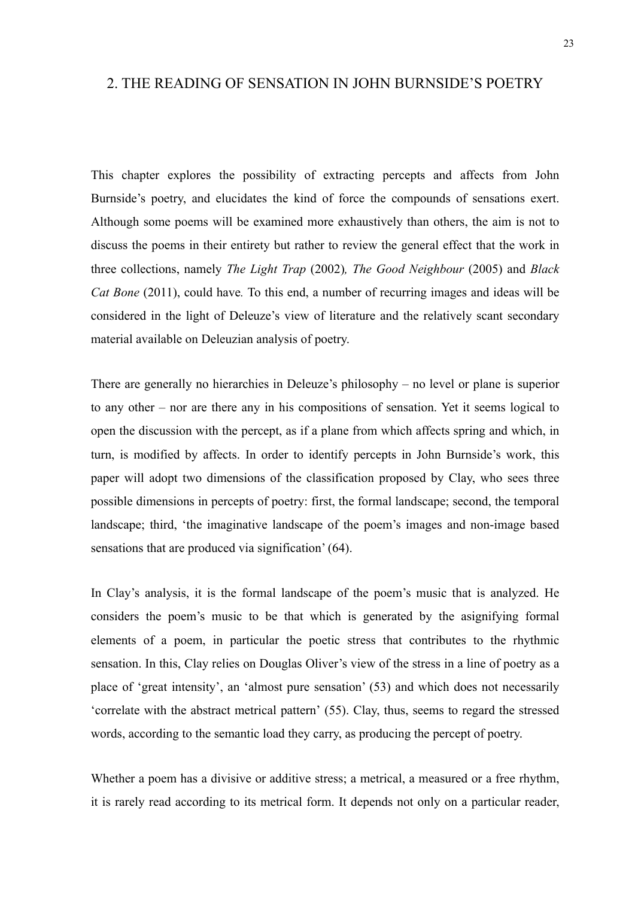## 2. THE READING OF SENSATION IN JOHN BURNSIDE'S POETRY

This chapter explores the possibility of extracting percepts and affects from John Burnside's poetry, and elucidates the kind of force the compounds of sensations exert. Although some poems will be examined more exhaustively than others, the aim is not to discuss the poems in their entirety but rather to review the general effect that the work in three collections, namely *The Light Trap* (2002), *The Good Neighbour* (2005) and *Black Cat Bone* (2011), could have. To this end, a number of recurring images and ideas will be considered in the light of Deleuze's view of literature and the relatively scant secondary material available on Deleuzian analysis of poetry.

There are generally no hierarchies in Deleuze's philosophy – no level or plane is superior to any other – nor are there any in his compositions of sensation. Yet it seems logical to open the discussion with the percept, as if a plane from which affects spring and which, in turn, is modified by affects. In order to identify percepts in John Burnside's work, this paper will adopt two dimensions of the classification proposed by Clay, who sees three possible dimensions in percepts of poetry: first, the formal landscape; second, the temporal landscape; third, 'the imaginative landscape of the poem's images and non-image based sensations that are produced via signification' (64).

In Clay's analysis, it is the formal landscape of the poem's music that is analyzed. He considers the poem's music to be that which is generated by the asignifying formal elements of a poem, in particular the poetic stress that contributes to the rhythmic sensation. In this, Clay relies on Douglas Oliver's view of the stress in a line of poetry as a place of 'great intensity', an 'almost pure sensation' (53) and which does not necessarily 'correlate with the abstract metrical pattern' (55). Clay, thus, seems to regard the stressed words, according to the semantic load they carry, as producing the percept of poetry.

Whether a poem has a divisive or additive stress; a metrical, a measured or a free rhythm, it is rarely read according to its metrical form. It depends not only on a particular reader,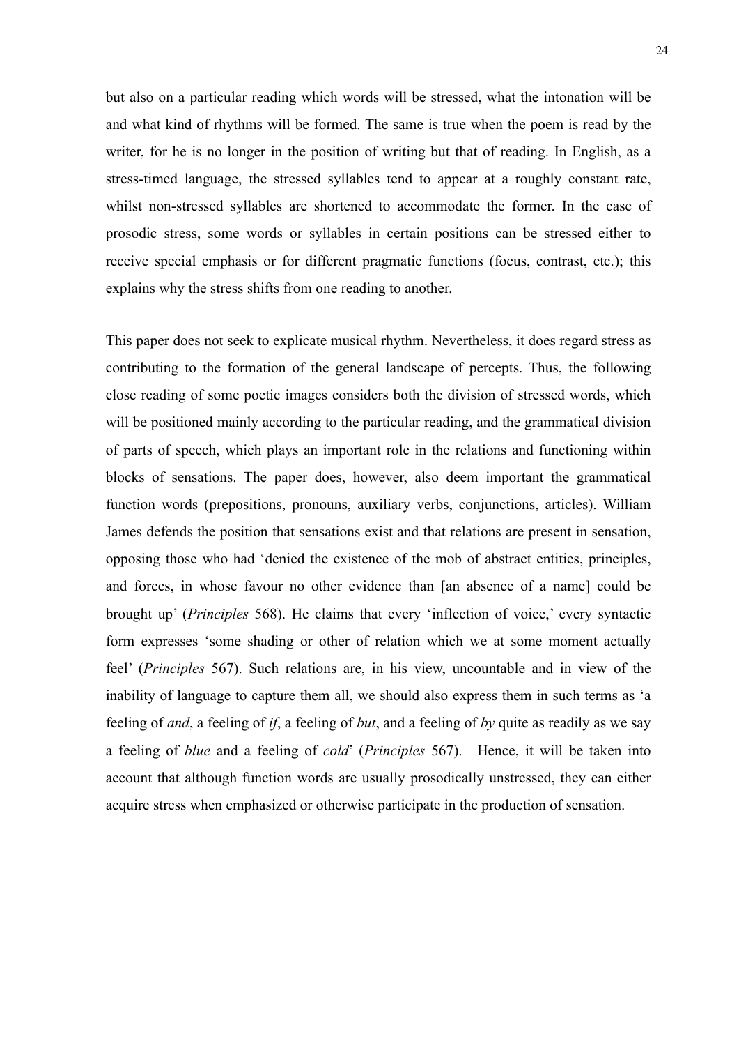but also on a particular reading which words will be stressed, what the intonation will be and what kind of rhythms will be formed. The same is true when the poem is read by the writer, for he is no longer in the position of writing but that of reading. In English, as a stress-timed language, the stressed syllables tend to appear at a roughly constant rate, whilst non-stressed syllables are shortened to accommodate the former. In the case of prosodic stress, some words or syllables in certain positions can be stressed either to receive special emphasis or for different pragmatic functions (focus, contrast, etc.); this explains why the stress shifts from one reading to another.

This paper does not seek to explicate musical rhythm. Nevertheless, it does regard stress as contributing to the formation of the general landscape of percepts. Thus, the following close reading of some poetic images considers both the division of stressed words, which will be positioned mainly according to the particular reading, and the grammatical division of parts of speech, which plays an important role in the relations and functioning within blocks of sensations. The paper does, however, also deem important the grammatical function words (prepositions, pronouns, auxiliary verbs, conjunctions, articles). William James defends the position that sensations exist and that relations are present in sensation, opposing those who had 'denied the existence of the mob of abstract entities, principles, and forces, in whose favour no other evidence than [an absence of a name] could be brought up' (*Principles* 568). He claims that every 'inflection of voice,' every syntactic form expresses 'some shading or other of relation which we at some moment actually feel' (*Principles* 567). Such relations are, in his view, uncountable and in view of the inability of language to capture them all, we should also express them in such terms as 'a feeling of *and*, a feeling of *if*, a feeling of *but*, and a feeling of *by* quite as readily as we say a feeling of *blue* and a feeling of *cold*' (*Principles* 567). Hence, it will be taken into account that although function words are usually prosodically unstressed, they can either acquire stress when emphasized or otherwise participate in the production of sensation.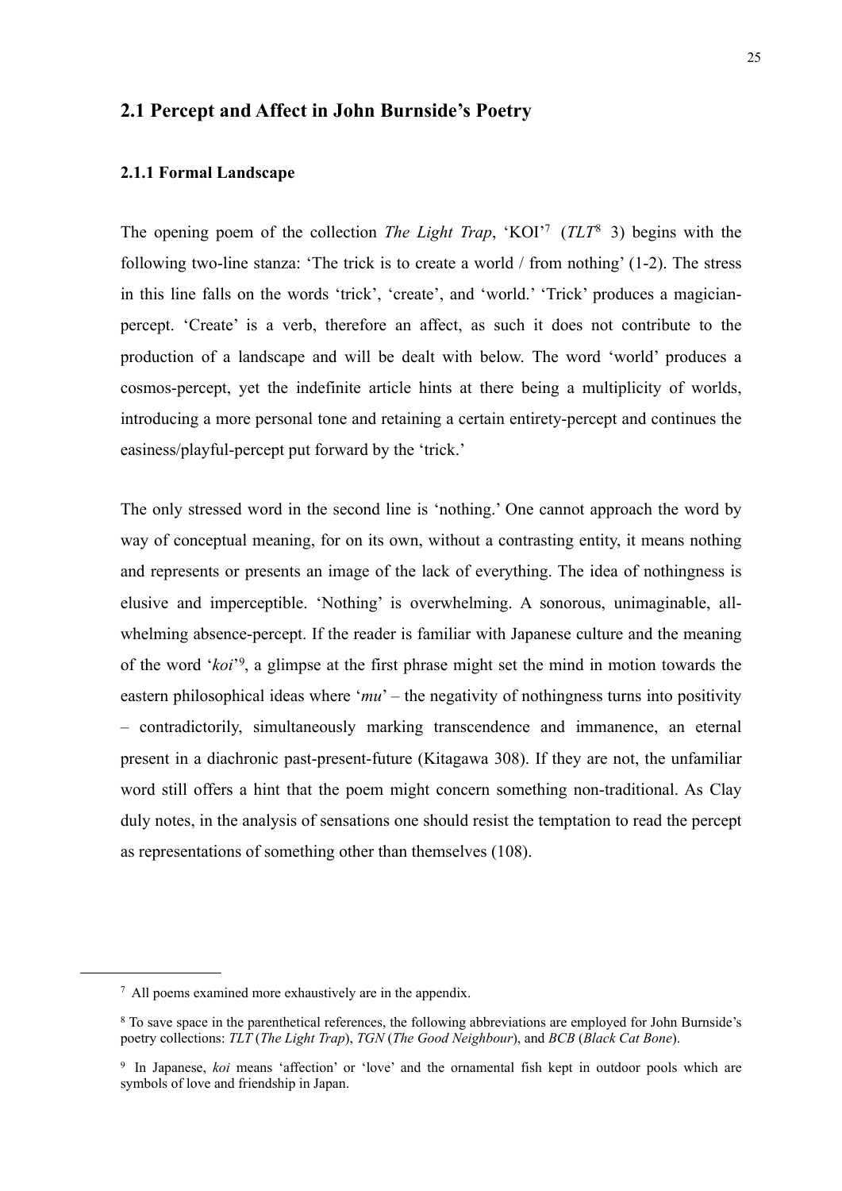## 2.1 Percept and Affect in John Burnside's Poetry

### 2.1.1 Formal Landscape

The opening poem of the collection *The Light Trap*, 'KOI'[7] (*TLT*[8] 3) begins with the following two-line stanza: 'The trick is to create a world / from nothing' (1-2). The stress in this line falls on the words 'trick', 'create', and 'world.' 'Trick' produces a magician-percept. 'Create' is a verb, therefore an affect, as such it does not contribute to the production of a landscape and will be dealt with below. The word 'world' produces a cosmos-percept, yet the indefinite article hints at there being a multiplicity of worlds, introducing a more personal tone and retaining a certain entirety-percept and continues the easiness/playful-percept put forward by the 'trick.'

The only stressed word in the second line is 'nothing.' One cannot approach the word by way of conceptual meaning, for on its own, without a contrasting entity, it means nothing and represents or presents an image of the lack of everything. The idea of nothingness is elusive and imperceptible. 'Nothing' is overwhelming. A sonorous, unimaginable, all-whelming absence-percept. If the reader is familiar with Japanese culture and the meaning of the word '*koi*'[9], a glimpse at the first phrase might set the mind in motion towards the eastern philosophical ideas where '*mu*' – the negativity of nothingness turns into positivity – contradictorily, simultaneously marking transcendence and immanence, an eternal present in a diachronic past-present-future (Kitagawa 308). If they are not, the unfamiliar word still offers a hint that the poem might concern something non-traditional. As Clay duly notes, in the analysis of sensations one should resist the temptation to read the percept as representations of something other than themselves (108).

---

[7] All poems examined more exhaustively are in the appendix.

[8] To save space in the parenthetical references, the following abbreviations are employed for John Burnside's poetry collections: *TLT* (*The Light Trap*), *TGN* (*The Good Neighbour*), and *BCB* (*Black Cat Bone*).

[9] In Japanese, *koi* means 'affection' or 'love' and the ornamental fish kept in outdoor pools which are symbols of love and friendship in Japan.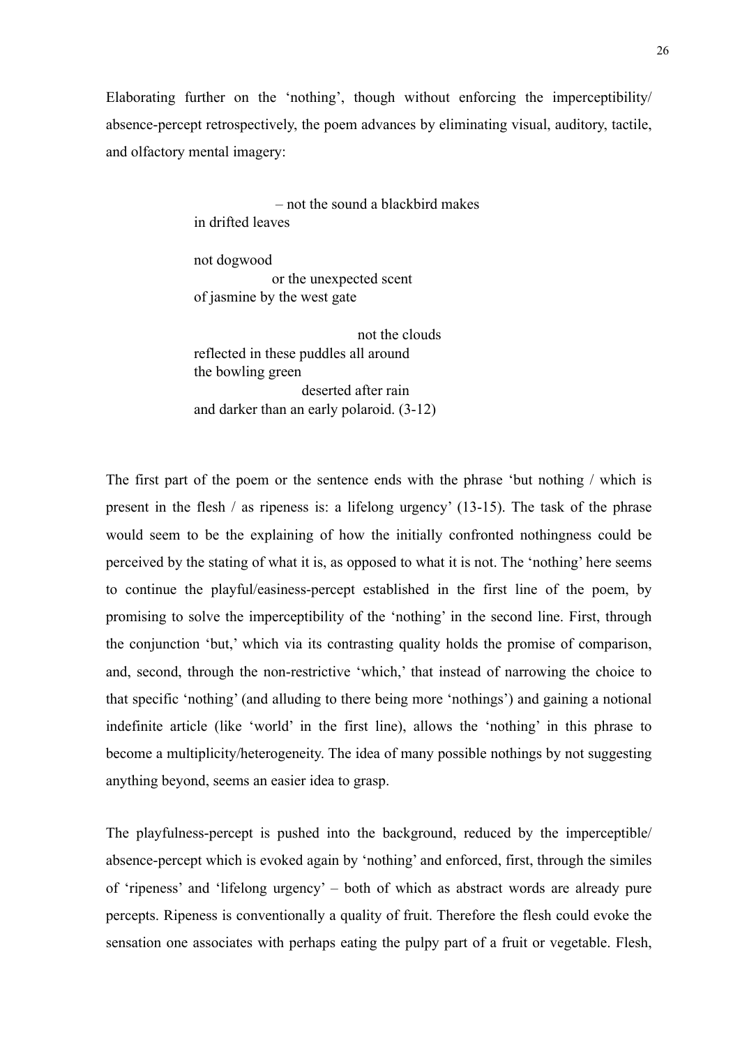Elaborating further on the 'nothing', though without enforcing the imperceptibility/ absence-percept retrospectively, the poem advances by eliminating visual, auditory, tactile, and olfactory mental imagery:

> – not the sound a blackbird makes  
> in drifted leaves
>
> not dogwood  
> or the unexpected scent  
> of jasmine by the west gate
>
> not the clouds  
> reflected in these puddles all around  
> the bowling green  
> deserted after rain  
> and darker than an early polaroid. (3-12)

The first part of the poem or the sentence ends with the phrase 'but nothing / which is present in the flesh / as ripeness is: a lifelong urgency' (13-15). The task of the phrase would seem to be the explaining of how the initially confronted nothingness could be perceived by the stating of what it is, as opposed to what it is not. The 'nothing' here seems to continue the playful/easiness-percept established in the first line of the poem, by promising to solve the imperceptibility of the 'nothing' in the second line. First, through the conjunction 'but,' which via its contrasting quality holds the promise of comparison, and, second, through the non-restrictive 'which,' that instead of narrowing the choice to that specific 'nothing' (and alluding to there being more 'nothings') and gaining a notional indefinite article (like 'world' in the first line), allows the 'nothing' in this phrase to become a multiplicity/heterogeneity. The idea of many possible nothings by not suggesting anything beyond, seems an easier idea to grasp.

The playfulness-percept is pushed into the background, reduced by the imperceptible/ absence-percept which is evoked again by 'nothing' and enforced, first, through the similes of 'ripeness' and 'lifelong urgency' – both of which as abstract words are already pure percepts. Ripeness is conventionally a quality of fruit. Therefore the flesh could evoke the sensation one associates with perhaps eating the pulpy part of a fruit or vegetable. Flesh,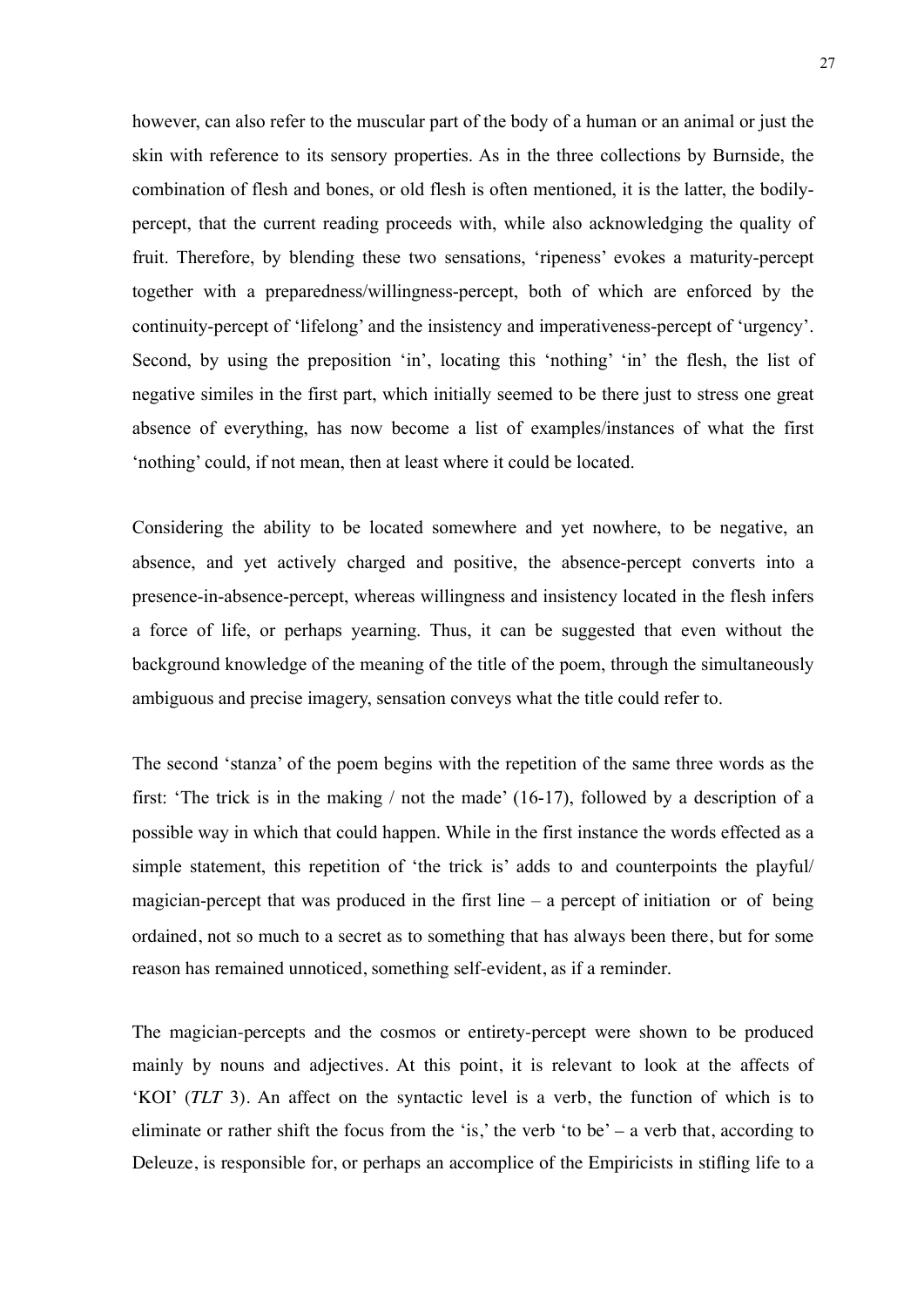however, can also refer to the muscular part of the body of a human or an animal or just the skin with reference to its sensory properties. As in the three collections by Burnside, the combination of flesh and bones, or old flesh is often mentioned, it is the latter, the bodily-percept, that the current reading proceeds with, while also acknowledging the quality of fruit. Therefore, by blending these two sensations, 'ripeness' evokes a maturity-percept together with a preparedness/willingness-percept, both of which are enforced by the continuity-percept of 'lifelong' and the insistency and imperativeness-percept of 'urgency'. Second, by using the preposition 'in', locating this 'nothing' 'in' the flesh, the list of negative similes in the first part, which initially seemed to be there just to stress one great absence of everything, has now become a list of examples/instances of what the first 'nothing' could, if not mean, then at least where it could be located.

Considering the ability to be located somewhere and yet nowhere, to be negative, an absence, and yet actively charged and positive, the absence-percept converts into a presence-in-absence-percept, whereas willingness and insistency located in the flesh infers a force of life, or perhaps yearning. Thus, it can be suggested that even without the background knowledge of the meaning of the title of the poem, through the simultaneously ambiguous and precise imagery, sensation conveys what the title could refer to.

The second 'stanza' of the poem begins with the repetition of the same three words as the first: 'The trick is in the making / not the made' (16-17), followed by a description of a possible way in which that could happen. While in the first instance the words effected as a simple statement, this repetition of 'the trick is' adds to and counterpoints the playful/magician-percept that was produced in the first line – a percept of initiation or of being ordained, not so much to a secret as to something that has always been there, but for some reason has remained unnoticed, something self-evident, as if a reminder.

The magician-percepts and the cosmos or entirety-percept were shown to be produced mainly by nouns and adjectives. At this point, it is relevant to look at the affects of 'KOI' (*TLT* 3). An affect on the syntactic level is a verb, the function of which is to eliminate or rather shift the focus from the 'is,' the verb 'to be' – a verb that, according to Deleuze, is responsible for, or perhaps an accomplice of the Empiricists in stifling life to a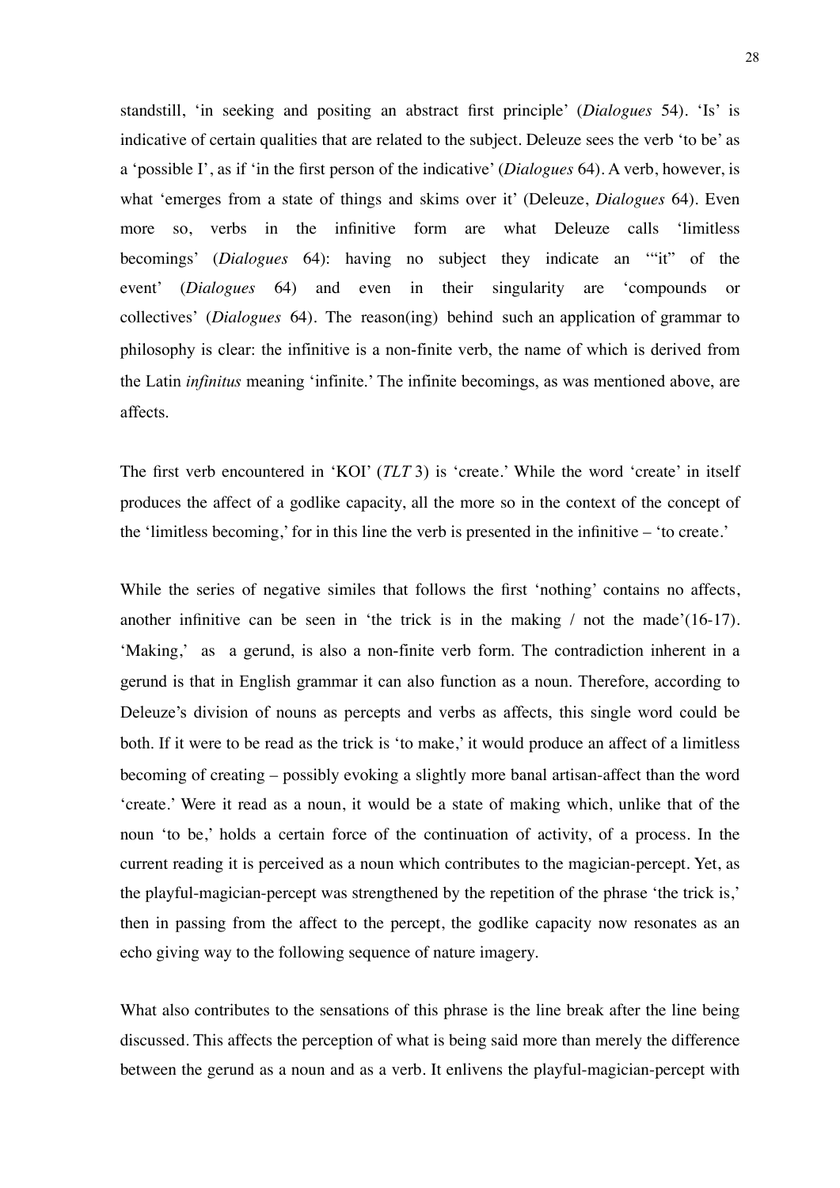standstill, 'in seeking and positing an abstract first principle' (*Dialogues* 54). 'Is' is indicative of certain qualities that are related to the subject. Deleuze sees the verb 'to be' as a 'possible I', as if 'in the first person of the indicative' (*Dialogues* 64). A verb, however, is what 'emerges from a state of things and skims over it' (Deleuze, *Dialogues* 64). Even more so, verbs in the infinitive form are what Deleuze calls 'limitless becomings' (*Dialogues* 64): having no subject they indicate an '"it" of the event' (*Dialogues* 64) and even in their singularity are 'compounds or collectives' (*Dialogues* 64). The reason(ing) behind such an application of grammar to philosophy is clear: the infinitive is a non-finite verb, the name of which is derived from the Latin *infinitus* meaning 'infinite.' The infinite becomings, as was mentioned above, are affects.

The first verb encountered in 'KOI' (*TLT* 3) is 'create.' While the word 'create' in itself produces the affect of a godlike capacity, all the more so in the context of the concept of the 'limitless becoming,' for in this line the verb is presented in the infinitive – 'to create.'

While the series of negative similes that follows the first 'nothing' contains no affects, another infinitive can be seen in 'the trick is in the making / not the made'(16-17). 'Making,' as a gerund, is also a non-finite verb form. The contradiction inherent in a gerund is that in English grammar it can also function as a noun. Therefore, according to Deleuze's division of nouns as percepts and verbs as affects, this single word could be both. If it were to be read as the trick is 'to make,' it would produce an affect of a limitless becoming of creating – possibly evoking a slightly more banal artisan-affect than the word 'create.' Were it read as a noun, it would be a state of making which, unlike that of the noun 'to be,' holds a certain force of the continuation of activity, of a process. In the current reading it is perceived as a noun which contributes to the magician-percept. Yet, as the playful-magician-percept was strengthened by the repetition of the phrase 'the trick is,' then in passing from the affect to the percept, the godlike capacity now resonates as an echo giving way to the following sequence of nature imagery.

What also contributes to the sensations of this phrase is the line break after the line being discussed. This affects the perception of what is being said more than merely the difference between the gerund as a noun and as a verb. It enlivens the playful-magician-percept with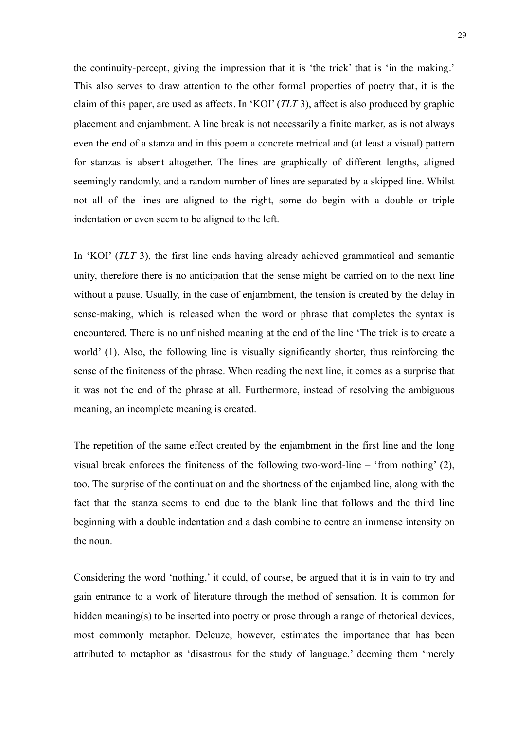the continuity-percept, giving the impression that it is 'the trick' that is 'in the making.' This also serves to draw attention to the other formal properties of poetry that, it is the claim of this paper, are used as affects. In 'KOI' (*TLT* 3), affect is also produced by graphic placement and enjambment. A line break is not necessarily a finite marker, as is not always even the end of a stanza and in this poem a concrete metrical and (at least a visual) pattern for stanzas is absent altogether. The lines are graphically of different lengths, aligned seemingly randomly, and a random number of lines are separated by a skipped line. Whilst not all of the lines are aligned to the right, some do begin with a double or triple indentation or even seem to be aligned to the left.

In 'KOI' (*TLT* 3), the first line ends having already achieved grammatical and semantic unity, therefore there is no anticipation that the sense might be carried on to the next line without a pause. Usually, in the case of enjambment, the tension is created by the delay in sense-making, which is released when the word or phrase that completes the syntax is encountered. There is no unfinished meaning at the end of the line 'The trick is to create a world' (1). Also, the following line is visually significantly shorter, thus reinforcing the sense of the finiteness of the phrase. When reading the next line, it comes as a surprise that it was not the end of the phrase at all. Furthermore, instead of resolving the ambiguous meaning, an incomplete meaning is created.

The repetition of the same effect created by the enjambment in the first line and the long visual break enforces the finiteness of the following two-word-line – 'from nothing' (2), too. The surprise of the continuation and the shortness of the enjambed line, along with the fact that the stanza seems to end due to the blank line that follows and the third line beginning with a double indentation and a dash combine to centre an immense intensity on the noun.

Considering the word 'nothing,' it could, of course, be argued that it is in vain to try and gain entrance to a work of literature through the method of sensation. It is common for hidden meaning(s) to be inserted into poetry or prose through a range of rhetorical devices, most commonly metaphor. Deleuze, however, estimates the importance that has been attributed to metaphor as 'disastrous for the study of language,' deeming them 'merely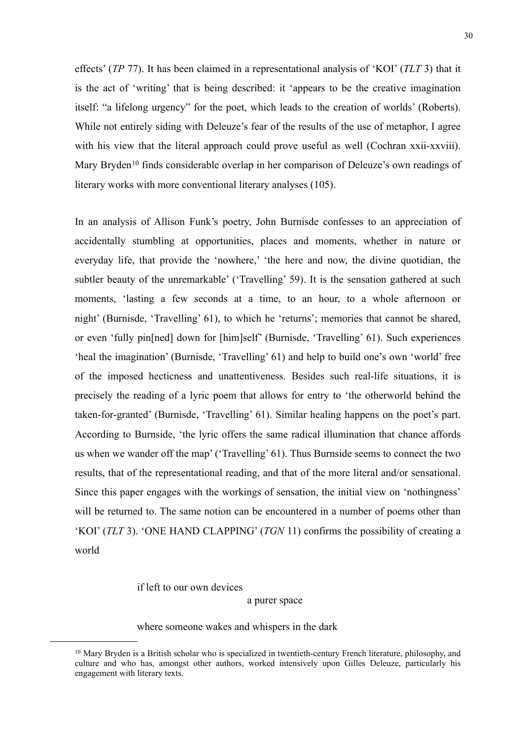effects' (*TP* 77). It has been claimed in a representational analysis of 'KOI' (*TLT* 3) that it is the act of 'writing' that is being described: it 'appears to be the creative imagination itself: "a lifelong urgency" for the poet, which leads to the creation of worlds' (Roberts). While not entirely siding with Deleuze's fear of the results of the use of metaphor, I agree with his view that the literal approach could prove useful as well (Cochran xxii-xxviii). Mary Bryden[10] finds considerable overlap in her comparison of Deleuze's own readings of literary works with more conventional literary analyses (105).

In an analysis of Allison Funk's poetry, John Burnisde confesses to an appreciation of accidentally stumbling at opportunities, places and moments, whether in nature or everyday life, that provide the 'nowhere,' 'the here and now, the divine quotidian, the subtler beauty of the unremarkable' ('Travelling' 59). It is the sensation gathered at such moments, 'lasting a few seconds at a time, to an hour, to a whole afternoon or night' (Burnisde, 'Travelling' 61), to which he 'returns'; memories that cannot be shared, or even 'fully pin[ned] down for [him]self' (Burnisde, 'Travelling' 61). Such experiences 'heal the imagination' (Burnisde, 'Travelling' 61) and help to build one's own 'world' free of the imposed hecticness and unattentiveness. Besides such real-life situations, it is precisely the reading of a lyric poem that allows for entry to 'the otherworld behind the taken-for-granted' (Burnisde, 'Travelling' 61). Similar healing happens on the poet's part. According to Burnside, 'the lyric offers the same radical illumination that chance affords us when we wander off the map' ('Travelling' 61). Thus Burnside seems to connect the two results, that of the representational reading, and that of the more literal and/or sensational. Since this paper engages with the workings of sensation, the initial view on 'nothingness' will be returned to. The same notion can be encountered in a number of poems other than 'KOI' (*TLT* 3). 'ONE HAND CLAPPING' (*TGN* 11) confirms the possibility of creating a world

> if left to our own devices
>
> a purer space
>
> where someone wakes and whispers in the dark

---

[10] Mary Bryden is a British scholar who is specialized in twentieth-century French literature, philosophy, and culture and who has, amongst other authors, worked intensively upon Gilles Deleuze, particularly his engagement with literary texts.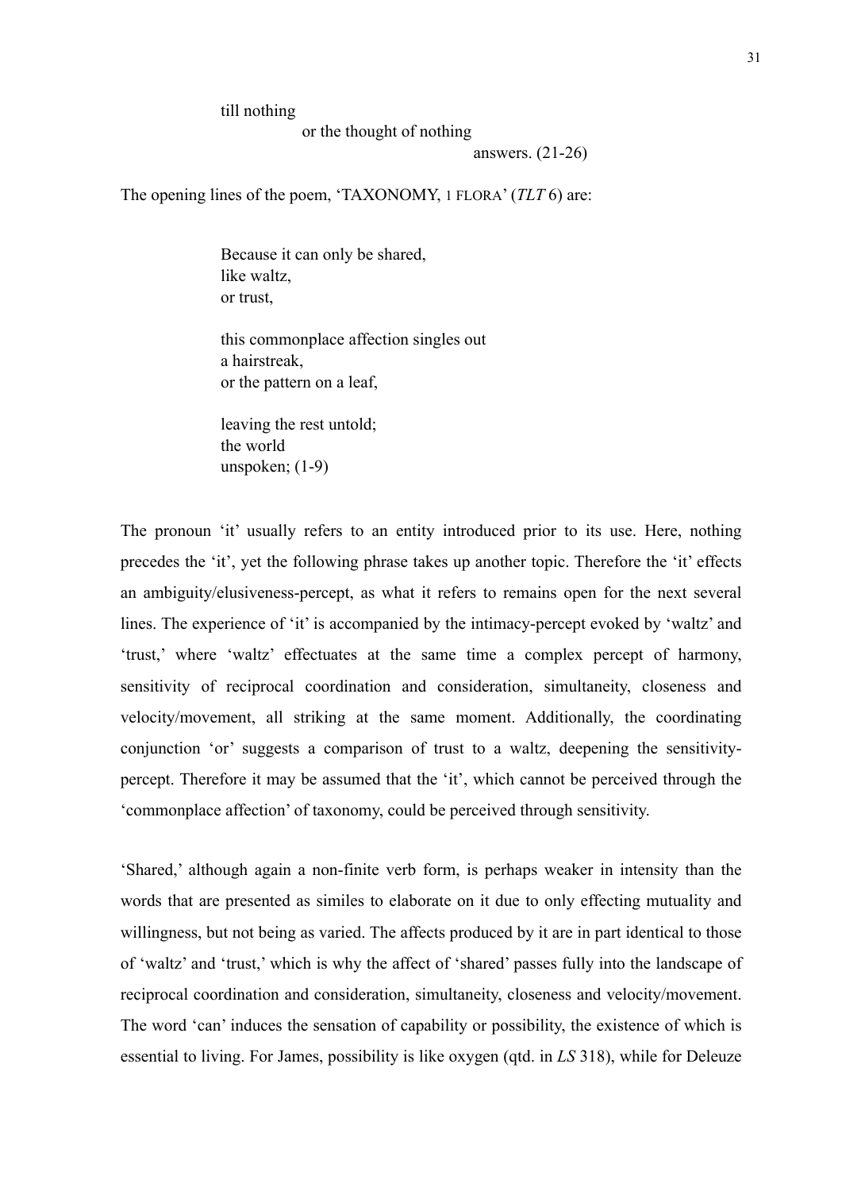till nothing
            or the thought of nothing
                        answers. (21-26)

The opening lines of the poem, 'TAXONOMY, 1 FLORA' (*TLT* 6) are:

> Because it can only be shared,
> like waltz,
> or trust,
>
> this commonplace affection singles out
> a hairstreak,
> or the pattern on a leaf,
>
> leaving the rest untold;
> the world
> unspoken; (1-9)

The pronoun 'it' usually refers to an entity introduced prior to its use. Here, nothing precedes the 'it', yet the following phrase takes up another topic. Therefore the 'it' effects an ambiguity/elusiveness-percept, as what it refers to remains open for the next several lines. The experience of 'it' is accompanied by the intimacy-percept evoked by 'waltz' and 'trust,' where 'waltz' effectuates at the same time a complex percept of harmony, sensitivity of reciprocal coordination and consideration, simultaneity, closeness and velocity/movement, all striking at the same moment. Additionally, the coordinating conjunction 'or' suggests a comparison of trust to a waltz, deepening the sensitivity-percept. Therefore it may be assumed that the 'it', which cannot be perceived through the 'commonplace affection' of taxonomy, could be perceived through sensitivity.

'Shared,' although again a non-finite verb form, is perhaps weaker in intensity than the words that are presented as similes to elaborate on it due to only effecting mutuality and willingness, but not being as varied. The affects produced by it are in part identical to those of 'waltz' and 'trust,' which is why the affect of 'shared' passes fully into the landscape of reciprocal coordination and consideration, simultaneity, closeness and velocity/movement. The word 'can' induces the sensation of capability or possibility, the existence of which is essential to living. For James, possibility is like oxygen (qtd. in *LS* 318), while for Deleuze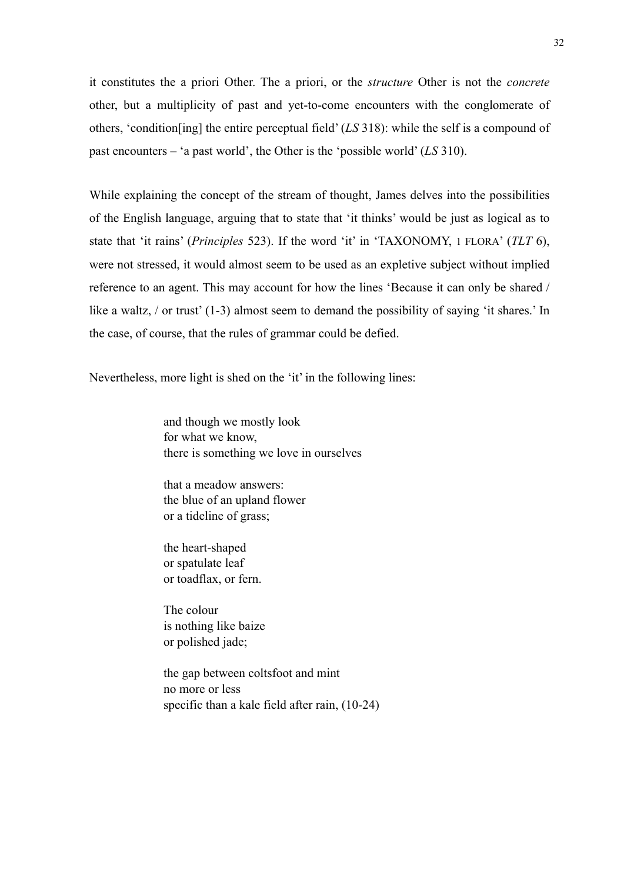it constitutes the a priori Other. The a priori, or the *structure* Other is not the *concrete* other, but a multiplicity of past and yet-to-come encounters with the conglomerate of others, 'condition[ing] the entire perceptual field' (*LS* 318): while the self is a compound of past encounters – 'a past world', the Other is the 'possible world' (*LS* 310).

While explaining the concept of the stream of thought, James delves into the possibilities of the English language, arguing that to state that 'it thinks' would be just as logical as to state that 'it rains' (*Principles* 523). If the word 'it' in 'TAXONOMY, 1 FLORA' (*TLT* 6), were not stressed, it would almost seem to be used as an expletive subject without implied reference to an agent. This may account for how the lines 'Because it can only be shared / like a waltz, / or trust' (1-3) almost seem to demand the possibility of saying 'it shares.' In the case, of course, that the rules of grammar could be defied.

Nevertheless, more light is shed on the 'it' in the following lines:

> and though we mostly look  
> for what we know,  
> there is something we love in ourselves
>
> that a meadow answers:  
> the blue of an upland flower  
> or a tideline of grass;
>
> the heart-shaped  
> or spatulate leaf  
> or toadflax, or fern.
>
> The colour  
> is nothing like baize  
> or polished jade;
>
> the gap between coltsfoot and mint  
> no more or less  
> specific than a kale field after rain, (10-24)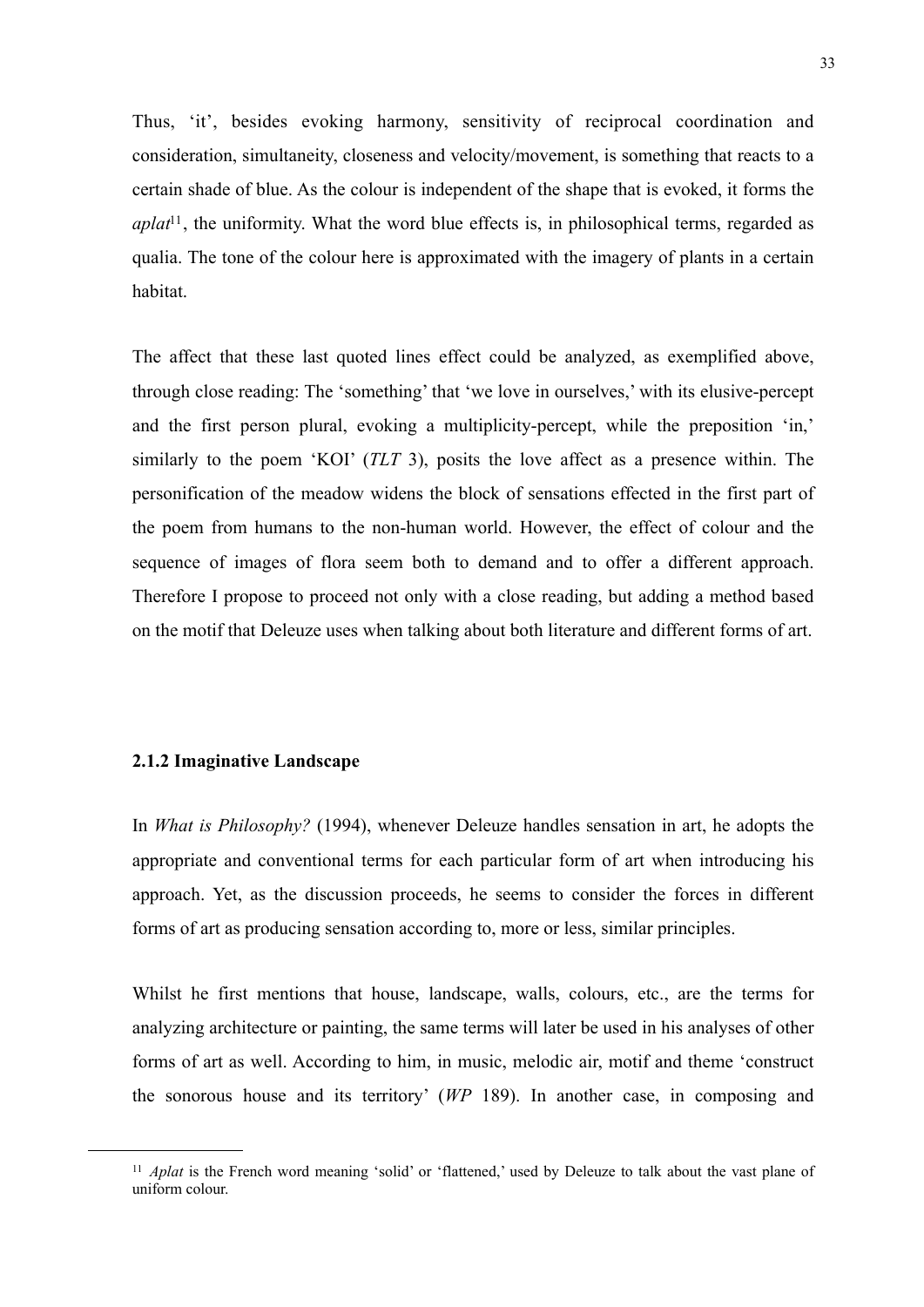Thus, 'it', besides evoking harmony, sensitivity of reciprocal coordination and consideration, simultaneity, closeness and velocity/movement, is something that reacts to a certain shade of blue. As the colour is independent of the shape that is evoked, it forms the *aplat*[11], the uniformity. What the word blue effects is, in philosophical terms, regarded as qualia. The tone of the colour here is approximated with the imagery of plants in a certain habitat.

The affect that these last quoted lines effect could be analyzed, as exemplified above, through close reading: The 'something' that 'we love in ourselves,' with its elusive-percept and the first person plural, evoking a multiplicity-percept, while the preposition 'in,' similarly to the poem 'KOI' (*TLT* 3), posits the love affect as a presence within. The personification of the meadow widens the block of sensations effected in the first part of the poem from humans to the non-human world. However, the effect of colour and the sequence of images of flora seem both to demand and to offer a different approach. Therefore I propose to proceed not only with a close reading, but adding a method based on the motif that Deleuze uses when talking about both literature and different forms of art.

### 2.1.2 Imaginative Landscape

In *What is Philosophy?* (1994), whenever Deleuze handles sensation in art, he adopts the appropriate and conventional terms for each particular form of art when introducing his approach. Yet, as the discussion proceeds, he seems to consider the forces in different forms of art as producing sensation according to, more or less, similar principles.

Whilst he first mentions that house, landscape, walls, colours, etc., are the terms for analyzing architecture or painting, the same terms will later be used in his analyses of other forms of art as well. According to him, in music, melodic air, motif and theme 'construct the sonorous house and its territory' (*WP* 189). In another case, in composing and

[11] *Aplat* is the French word meaning 'solid' or 'flattened,' used by Deleuze to talk about the vast plane of uniform colour.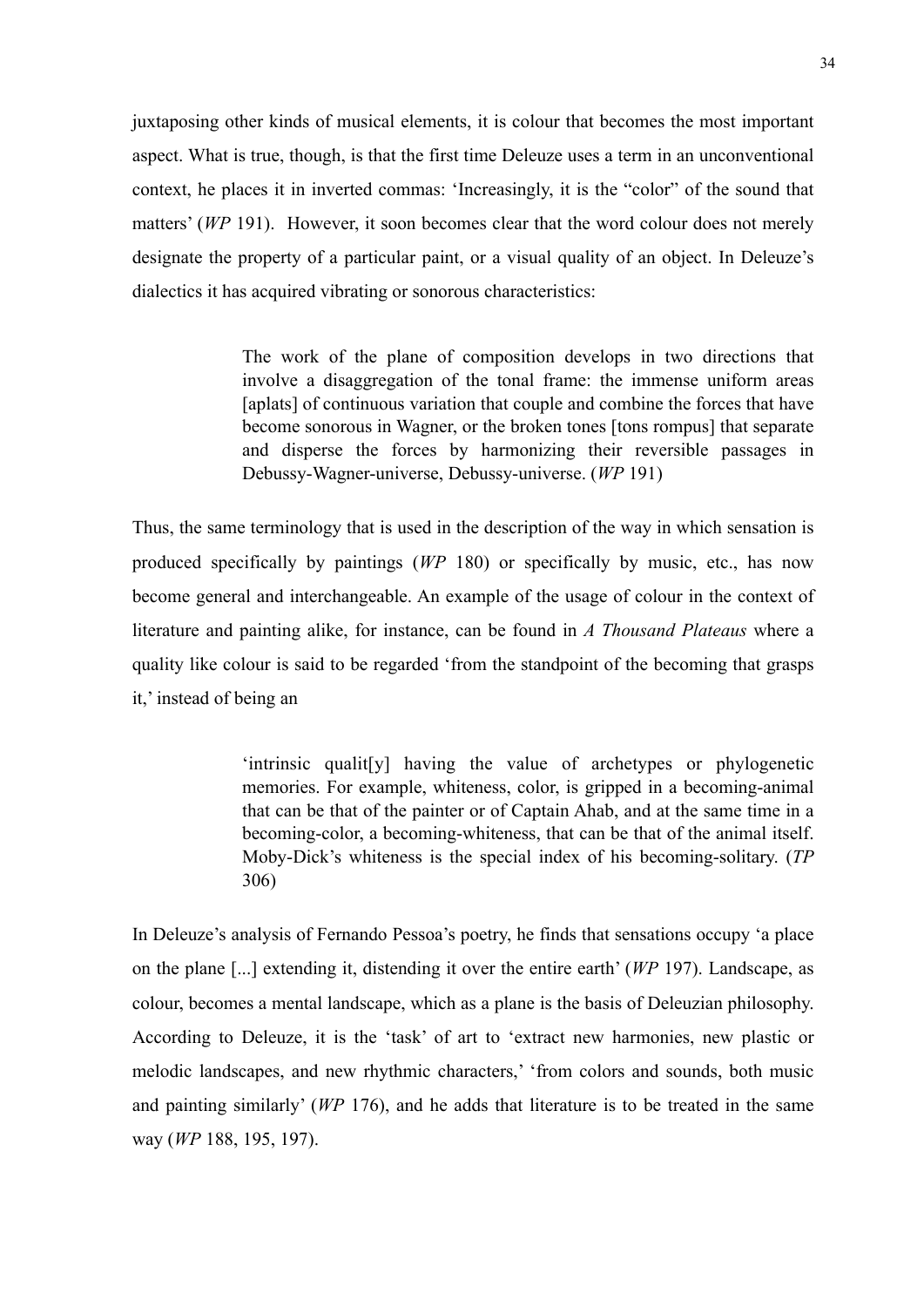juxtaposing other kinds of musical elements, it is colour that becomes the most important aspect. What is true, though, is that the first time Deleuze uses a term in an unconventional context, he places it in inverted commas: 'Increasingly, it is the "color" of the sound that matters' (*WP* 191). However, it soon becomes clear that the word colour does not merely designate the property of a particular paint, or a visual quality of an object. In Deleuze's dialectics it has acquired vibrating or sonorous characteristics:

> The work of the plane of composition develops in two directions that involve a disaggregation of the tonal frame: the immense uniform areas [aplats] of continuous variation that couple and combine the forces that have become sonorous in Wagner, or the broken tones [tons rompus] that separate and disperse the forces by harmonizing their reversible passages in Debussy-Wagner-universe, Debussy-universe. (*WP* 191)

Thus, the same terminology that is used in the description of the way in which sensation is produced specifically by paintings (*WP* 180) or specifically by music, etc., has now become general and interchangeable. An example of the usage of colour in the context of literature and painting alike, for instance, can be found in *A Thousand Plateaus* where a quality like colour is said to be regarded 'from the standpoint of the becoming that grasps it,' instead of being an

> 'intrinsic qualit[y] having the value of archetypes or phylogenetic memories. For example, whiteness, color, is gripped in a becoming-animal that can be that of the painter or of Captain Ahab, and at the same time in a becoming-color, a becoming-whiteness, that can be that of the animal itself. Moby-Dick's whiteness is the special index of his becoming-solitary. (*TP* 306)

In Deleuze's analysis of Fernando Pessoa's poetry, he finds that sensations occupy 'a place on the plane [...] extending it, distending it over the entire earth' (*WP* 197). Landscape, as colour, becomes a mental landscape, which as a plane is the basis of Deleuzian philosophy. According to Deleuze, it is the 'task' of art to 'extract new harmonies, new plastic or melodic landscapes, and new rhythmic characters,' 'from colors and sounds, both music and painting similarly' (*WP* 176), and he adds that literature is to be treated in the same way (*WP* 188, 195, 197).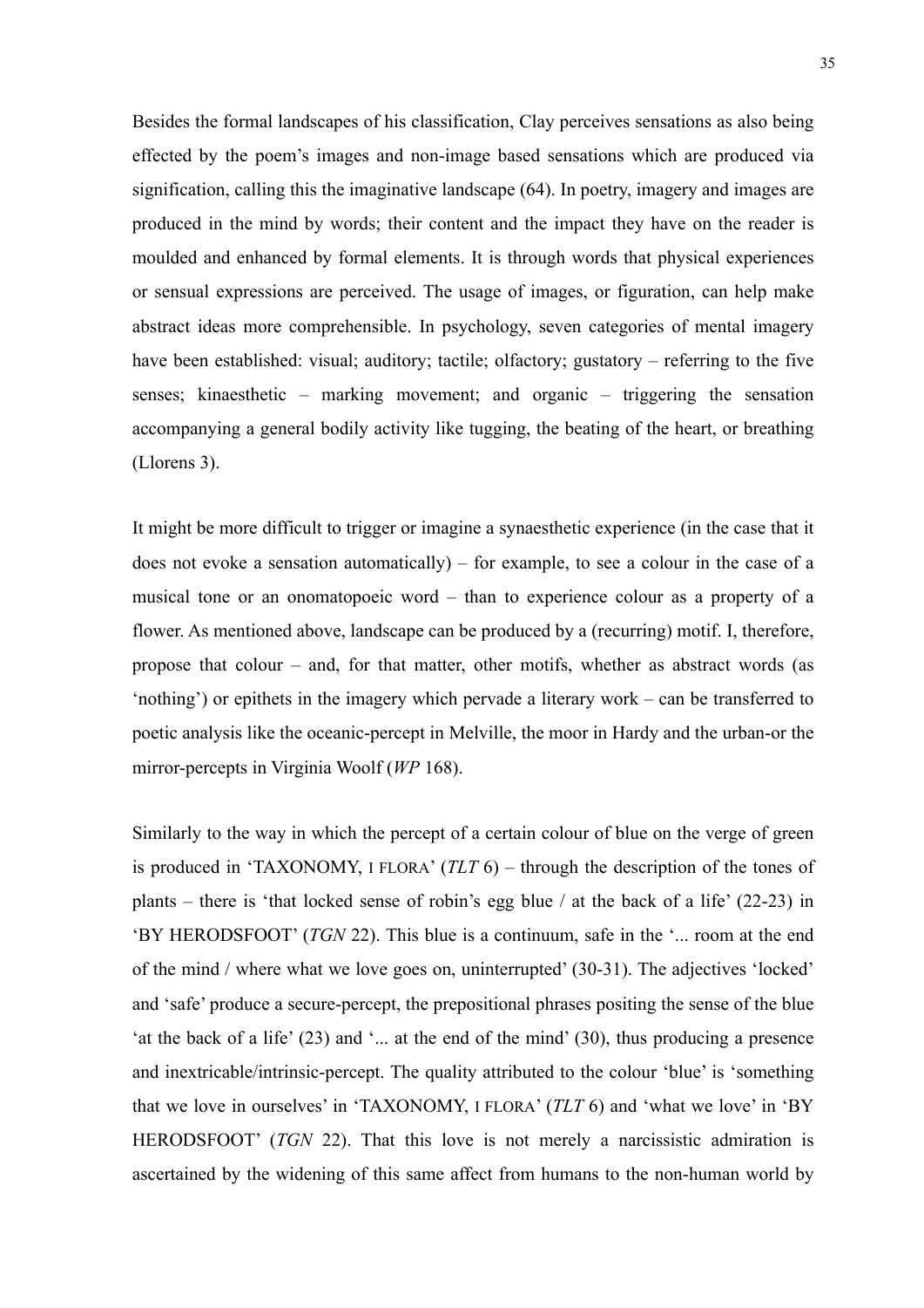Besides the formal landscapes of his classification, Clay perceives sensations as also being effected by the poem's images and non-image based sensations which are produced via signification, calling this the imaginative landscape (64). In poetry, imagery and images are produced in the mind by words; their content and the impact they have on the reader is moulded and enhanced by formal elements. It is through words that physical experiences or sensual expressions are perceived. The usage of images, or figuration, can help make abstract ideas more comprehensible. In psychology, seven categories of mental imagery have been established: visual; auditory; tactile; olfactory; gustatory – referring to the five senses; kinaesthetic – marking movement; and organic – triggering the sensation accompanying a general bodily activity like tugging, the beating of the heart, or breathing (Llorens 3).

It might be more difficult to trigger or imagine a synaesthetic experience (in the case that it does not evoke a sensation automatically) – for example, to see a colour in the case of a musical tone or an onomatopoeic word – than to experience colour as a property of a flower. As mentioned above, landscape can be produced by a (recurring) motif. I, therefore, propose that colour – and, for that matter, other motifs, whether as abstract words (as 'nothing') or epithets in the imagery which pervade a literary work – can be transferred to poetic analysis like the oceanic-percept in Melville, the moor in Hardy and the urban-or the mirror-percepts in Virginia Woolf (*WP* 168).

Similarly to the way in which the percept of a certain colour of blue on the verge of green is produced in 'TAXONOMY, I FLORA' (*TLT* 6) – through the description of the tones of plants – there is 'that locked sense of robin's egg blue / at the back of a life' (22-23) in 'BY HERODSFOOT' (*TGN* 22). This blue is a continuum, safe in the '... room at the end of the mind / where what we love goes on, uninterrupted' (30-31). The adjectives 'locked' and 'safe' produce a secure-percept, the prepositional phrases positing the sense of the blue 'at the back of a life' (23) and '... at the end of the mind' (30), thus producing a presence and inextricable/intrinsic-percept. The quality attributed to the colour 'blue' is 'something that we love in ourselves' in 'TAXONOMY, I FLORA' (*TLT* 6) and 'what we love' in 'BY HERODSFOOT' (*TGN* 22). That this love is not merely a narcissistic admiration is ascertained by the widening of this same affect from humans to the non-human world by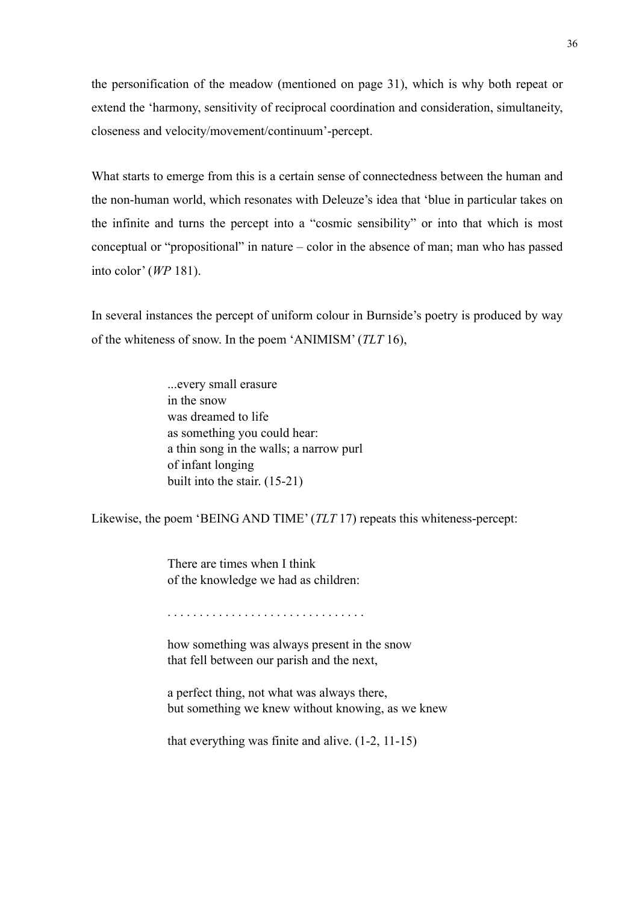the personification of the meadow (mentioned on page 31), which is why both repeat or extend the 'harmony, sensitivity of reciprocal coordination and consideration, simultaneity, closeness and velocity/movement/continuum'-percept.

What starts to emerge from this is a certain sense of connectedness between the human and the non-human world, which resonates with Deleuze's idea that 'blue in particular takes on the infinite and turns the percept into a "cosmic sensibility" or into that which is most conceptual or "propositional" in nature – color in the absence of man; man who has passed into color' (*WP* 181).

In several instances the percept of uniform colour in Burnside's poetry is produced by way of the whiteness of snow. In the poem 'ANIMISM' (*TLT* 16),

> ...every small erasure  
> in the snow  
> was dreamed to life  
> as something you could hear:  
> a thin song in the walls; a narrow purl  
> of infant longing  
> built into the stair. (15-21)

Likewise, the poem 'BEING AND TIME' (*TLT* 17) repeats this whiteness-percept:

> There are times when I think  
> of the knowledge we had as children:
>
> . . . . . . . . . . . . . . . . . . . . . . . . . . . . . .
>
> how something was always present in the snow  
> that fell between our parish and the next,
>
> a perfect thing, not what was always there,  
> but something we knew without knowing, as we knew
>
> that everything was finite and alive. (1-2, 11-15)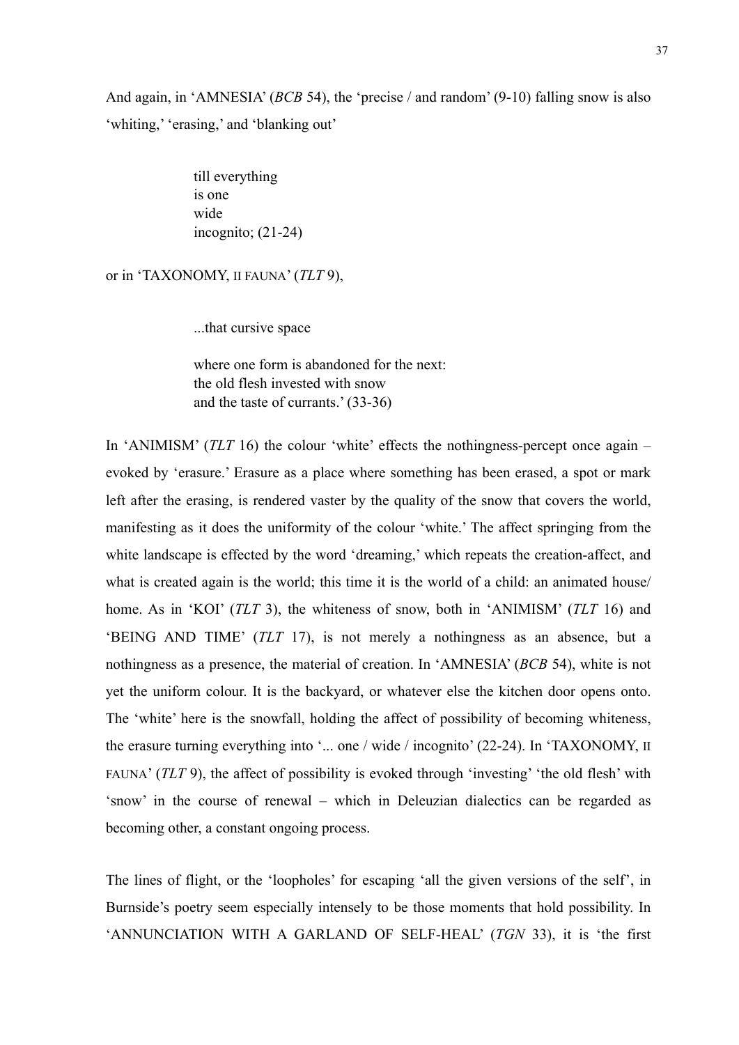And again, in 'AMNESIA' (*BCB* 54), the 'precise / and random' (9-10) falling snow is also 'whiting,' 'erasing,' and 'blanking out'

> till everything
> is one
> wide
> incognito; (21-24)

or in 'TAXONOMY, II FAUNA' (*TLT* 9),

> ...that cursive space
>
> where one form is abandoned for the next:
> the old flesh invested with snow
> and the taste of currants.' (33-36)

In 'ANIMISM' (*TLT* 16) the colour 'white' effects the nothingness-percept once again – evoked by 'erasure.' Erasure as a place where something has been erased, a spot or mark left after the erasing, is rendered vaster by the quality of the snow that covers the world, manifesting as it does the uniformity of the colour 'white.' The affect springing from the white landscape is effected by the word 'dreaming,' which repeats the creation-affect, and what is created again is the world; this time it is the world of a child: an animated house/ home. As in 'KOI' (*TLT* 3), the whiteness of snow, both in 'ANIMISM' (*TLT* 16) and 'BEING AND TIME' (*TLT* 17), is not merely a nothingness as an absence, but a nothingness as a presence, the material of creation. In 'AMNESIA' (*BCB* 54), white is not yet the uniform colour. It is the backyard, or whatever else the kitchen door opens onto. The 'white' here is the snowfall, holding the affect of possibility of becoming whiteness, the erasure turning everything into '... one / wide / incognito' (22-24). In 'TAXONOMY, II FAUNA' (*TLT* 9), the affect of possibility is evoked through 'investing' 'the old flesh' with 'snow' in the course of renewal – which in Deleuzian dialectics can be regarded as becoming other, a constant ongoing process.

The lines of flight, or the 'loopholes' for escaping 'all the given versions of the self', in Burnside's poetry seem especially intensely to be those moments that hold possibility. In 'ANNUNCIATION WITH A GARLAND OF SELF-HEAL' (*TGN* 33), it is 'the first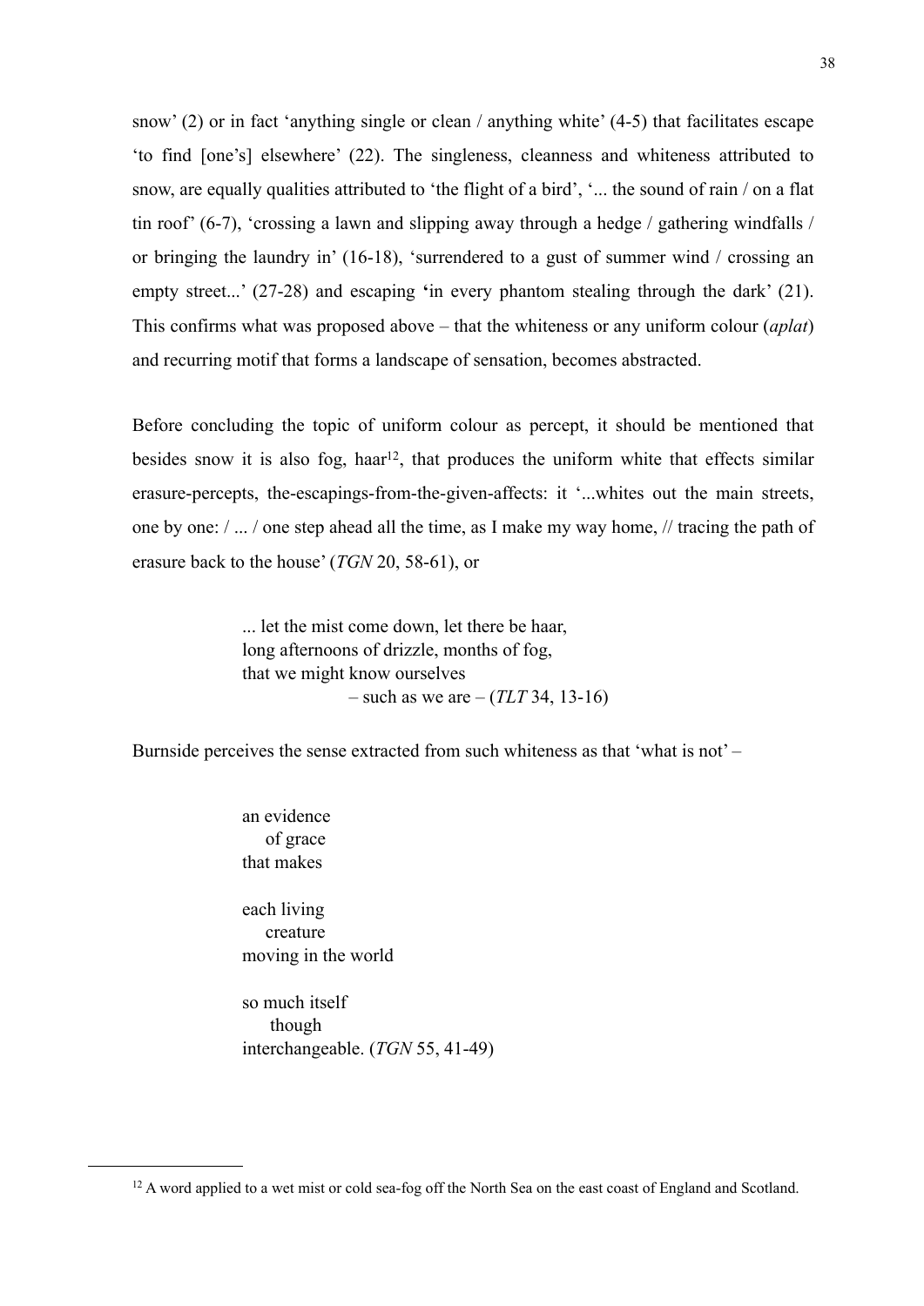snow' (2) or in fact 'anything single or clean / anything white' (4-5) that facilitates escape 'to find [one's] elsewhere' (22). The singleness, cleanness and whiteness attributed to snow, are equally qualities attributed to 'the flight of a bird', '... the sound of rain / on a flat tin roof' (6-7), 'crossing a lawn and slipping away through a hedge / gathering windfalls / or bringing the laundry in' (16-18), 'surrendered to a gust of summer wind / crossing an empty street...' (27-28) and escaping 'in every phantom stealing through the dark' (21). This confirms what was proposed above – that the whiteness or any uniform colour (*aplat*) and recurring motif that forms a landscape of sensation, becomes abstracted.

Before concluding the topic of uniform colour as percept, it should be mentioned that besides snow it is also fog, haar[12], that produces the uniform white that effects similar erasure-percepts, the-escapings-from-the-given-affects: it '...whites out the main streets, one by one: / ... / one step ahead all the time, as I make my way home, // tracing the path of erasure back to the house' (*TGN* 20, 58-61), or

> ... let the mist come down, let there be haar,
> long afternoons of drizzle, months of fog,
> that we might know ourselves
> &nbsp;&nbsp;&nbsp;&nbsp;&nbsp;&nbsp;&nbsp;&nbsp;&nbsp;&nbsp;&nbsp;&nbsp;– such as we are – (*TLT* 34, 13-16)

Burnside perceives the sense extracted from such whiteness as that 'what is not' –

> an evidence
> &nbsp;&nbsp;&nbsp;&nbsp;of grace
> that makes
>
> each living
> &nbsp;&nbsp;&nbsp;&nbsp;creature
> moving in the world
>
> so much itself
> &nbsp;&nbsp;&nbsp;&nbsp;&nbsp;though
> interchangeable. (*TGN* 55, 41-49)

[12] A word applied to a wet mist or cold sea-fog off the North Sea on the east coast of England and Scotland.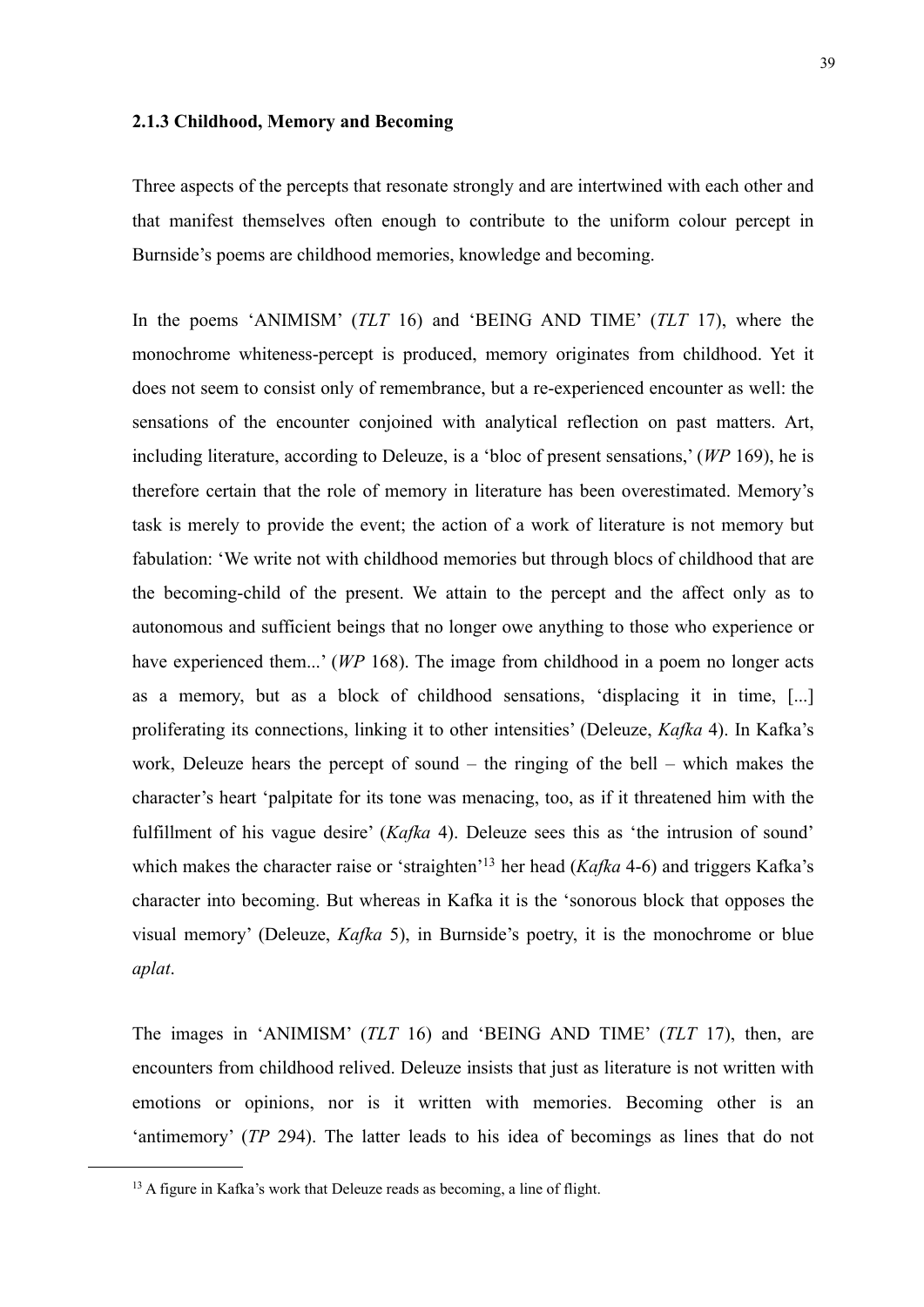### 2.1.3 Childhood, Memory and Becoming

Three aspects of the percepts that resonate strongly and are intertwined with each other and that manifest themselves often enough to contribute to the uniform colour percept in Burnside's poems are childhood memories, knowledge and becoming.

In the poems 'ANIMISM' (*TLT* 16) and 'BEING AND TIME' (*TLT* 17), where the monochrome whiteness-percept is produced, memory originates from childhood. Yet it does not seem to consist only of remembrance, but a re-experienced encounter as well: the sensations of the encounter conjoined with analytical reflection on past matters. Art, including literature, according to Deleuze, is a 'bloc of present sensations,' (*WP* 169), he is therefore certain that the role of memory in literature has been overestimated. Memory's task is merely to provide the event; the action of a work of literature is not memory but fabulation: 'We write not with childhood memories but through blocs of childhood that are the becoming-child of the present. We attain to the percept and the affect only as to autonomous and sufficient beings that no longer owe anything to those who experience or have experienced them...' (*WP* 168). The image from childhood in a poem no longer acts as a memory, but as a block of childhood sensations, 'displacing it in time, [...] proliferating its connections, linking it to other intensities' (Deleuze, *Kafka* 4). In Kafka's work, Deleuze hears the percept of sound – the ringing of the bell – which makes the character's heart 'palpitate for its tone was menacing, too, as if it threatened him with the fulfillment of his vague desire' (*Kafka* 4). Deleuze sees this as 'the intrusion of sound' which makes the character raise or 'straighten'[13] her head (*Kafka* 4-6) and triggers Kafka's character into becoming. But whereas in Kafka it is the 'sonorous block that opposes the visual memory' (Deleuze, *Kafka* 5), in Burnside's poetry, it is the monochrome or blue *aplat*.

The images in 'ANIMISM' (*TLT* 16) and 'BEING AND TIME' (*TLT* 17), then, are encounters from childhood relived. Deleuze insists that just as literature is not written with emotions or opinions, nor is it written with memories. Becoming other is an 'antimemory' (*TP* 294). The latter leads to his idea of becomings as lines that do not

[13] A figure in Kafka's work that Deleuze reads as becoming, a line of flight.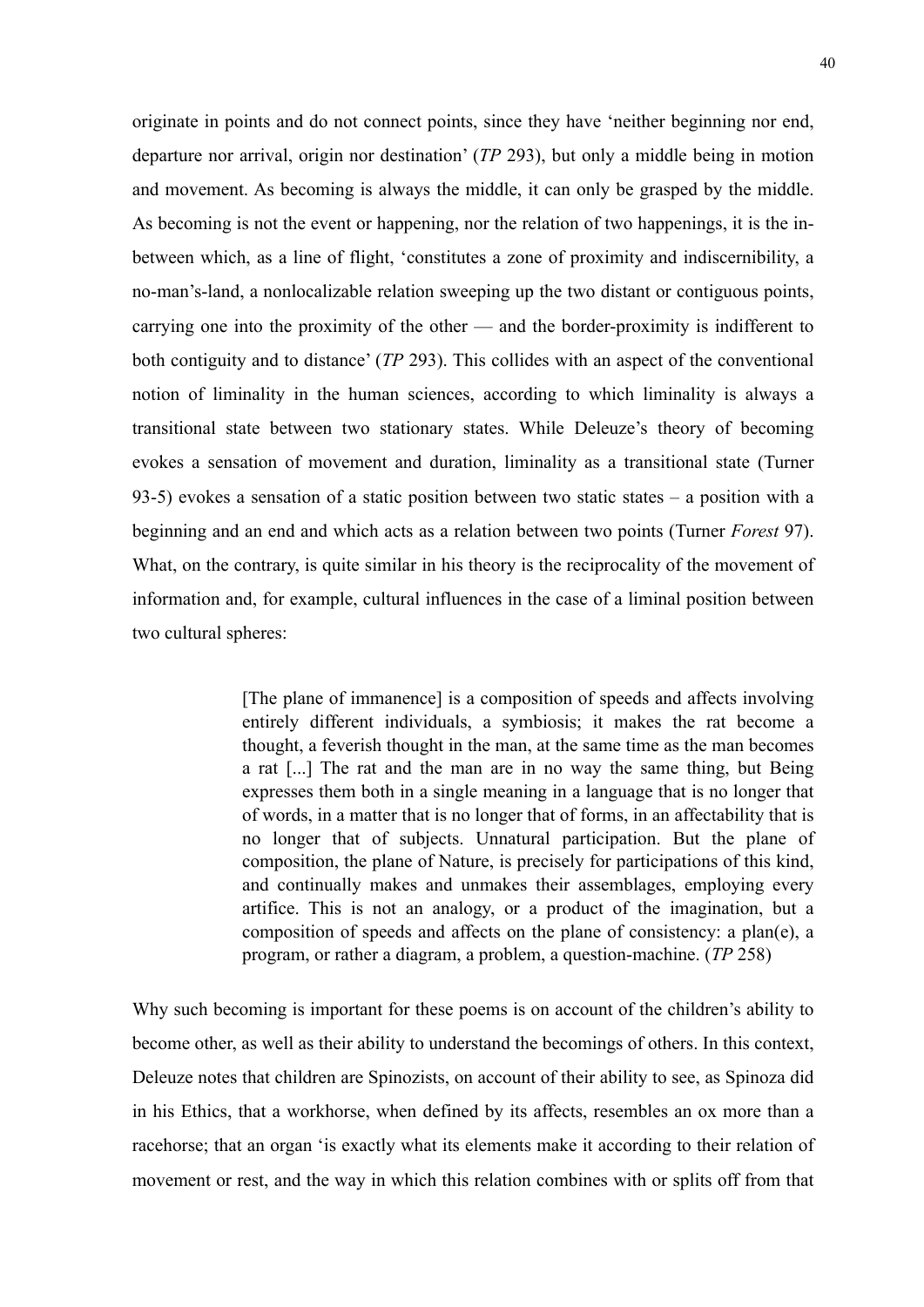originate in points and do not connect points, since they have 'neither beginning nor end, departure nor arrival, origin nor destination' (*TP* 293), but only a middle being in motion and movement. As becoming is always the middle, it can only be grasped by the middle. As becoming is not the event or happening, nor the relation of two happenings, it is the in-between which, as a line of flight, 'constitutes a zone of proximity and indiscernibility, a no-man's-land, a nonlocalizable relation sweeping up the two distant or contiguous points, carrying one into the proximity of the other — and the border-proximity is indifferent to both contiguity and to distance' (*TP* 293). This collides with an aspect of the conventional notion of liminality in the human sciences, according to which liminality is always a transitional state between two stationary states. While Deleuze's theory of becoming evokes a sensation of movement and duration, liminality as a transitional state (Turner 93-5) evokes a sensation of a static position between two static states – a position with a beginning and an end and which acts as a relation between two points (Turner *Forest* 97). What, on the contrary, is quite similar in his theory is the reciprocality of the movement of information and, for example, cultural influences in the case of a liminal position between two cultural spheres:

> [The plane of immanence] is a composition of speeds and affects involving entirely different individuals, a symbiosis; it makes the rat become a thought, a feverish thought in the man, at the same time as the man becomes a rat [...] The rat and the man are in no way the same thing, but Being expresses them both in a single meaning in a language that is no longer that of words, in a matter that is no longer that of forms, in an affectability that is no longer that of subjects. Unnatural participation. But the plane of composition, the plane of Nature, is precisely for participations of this kind, and continually makes and unmakes their assemblages, employing every artifice. This is not an analogy, or a product of the imagination, but a composition of speeds and affects on the plane of consistency: a plan(e), a program, or rather a diagram, a problem, a question-machine. (*TP* 258)

Why such becoming is important for these poems is on account of the children's ability to become other, as well as their ability to understand the becomings of others. In this context, Deleuze notes that children are Spinozists, on account of their ability to see, as Spinoza did in his Ethics, that a workhorse, when defined by its affects, resembles an ox more than a racehorse; that an organ 'is exactly what its elements make it according to their relation of movement or rest, and the way in which this relation combines with or splits off from that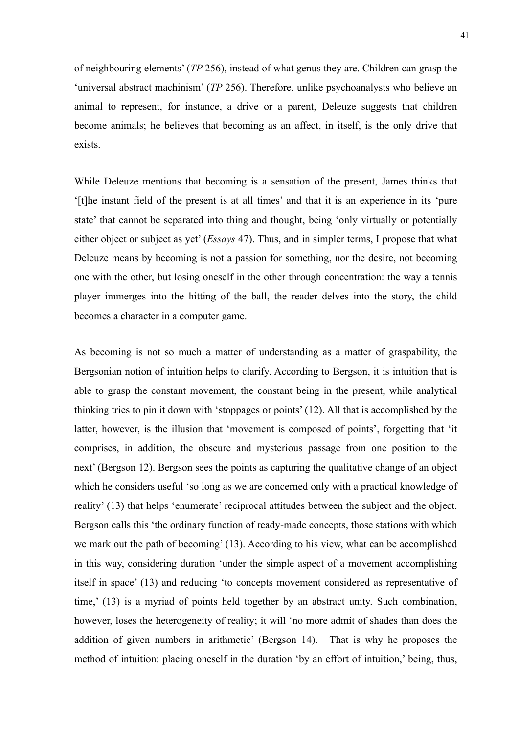of neighbouring elements' (*TP* 256), instead of what genus they are. Children can grasp the 'universal abstract machinism' (*TP* 256). Therefore, unlike psychoanalysts who believe an animal to represent, for instance, a drive or a parent, Deleuze suggests that children become animals; he believes that becoming as an affect, in itself, is the only drive that exists.

While Deleuze mentions that becoming is a sensation of the present, James thinks that '[t]he instant field of the present is at all times' and that it is an experience in its 'pure state' that cannot be separated into thing and thought, being 'only virtually or potentially either object or subject as yet' (*Essays* 47). Thus, and in simpler terms, I propose that what Deleuze means by becoming is not a passion for something, nor the desire, not becoming one with the other, but losing oneself in the other through concentration: the way a tennis player immerges into the hitting of the ball, the reader delves into the story, the child becomes a character in a computer game.

As becoming is not so much a matter of understanding as a matter of graspability, the Bergsonian notion of intuition helps to clarify. According to Bergson, it is intuition that is able to grasp the constant movement, the constant being in the present, while analytical thinking tries to pin it down with 'stoppages or points' (12). All that is accomplished by the latter, however, is the illusion that 'movement is composed of points', forgetting that 'it comprises, in addition, the obscure and mysterious passage from one position to the next' (Bergson 12). Bergson sees the points as capturing the qualitative change of an object which he considers useful 'so long as we are concerned only with a practical knowledge of reality' (13) that helps 'enumerate' reciprocal attitudes between the subject and the object. Bergson calls this 'the ordinary function of ready-made concepts, those stations with which we mark out the path of becoming' (13). According to his view, what can be accomplished in this way, considering duration 'under the simple aspect of a movement accomplishing itself in space' (13) and reducing 'to concepts movement considered as representative of time,' (13) is a myriad of points held together by an abstract unity. Such combination, however, loses the heterogeneity of reality; it will 'no more admit of shades than does the addition of given numbers in arithmetic' (Bergson 14). That is why he proposes the method of intuition: placing oneself in the duration 'by an effort of intuition,' being, thus,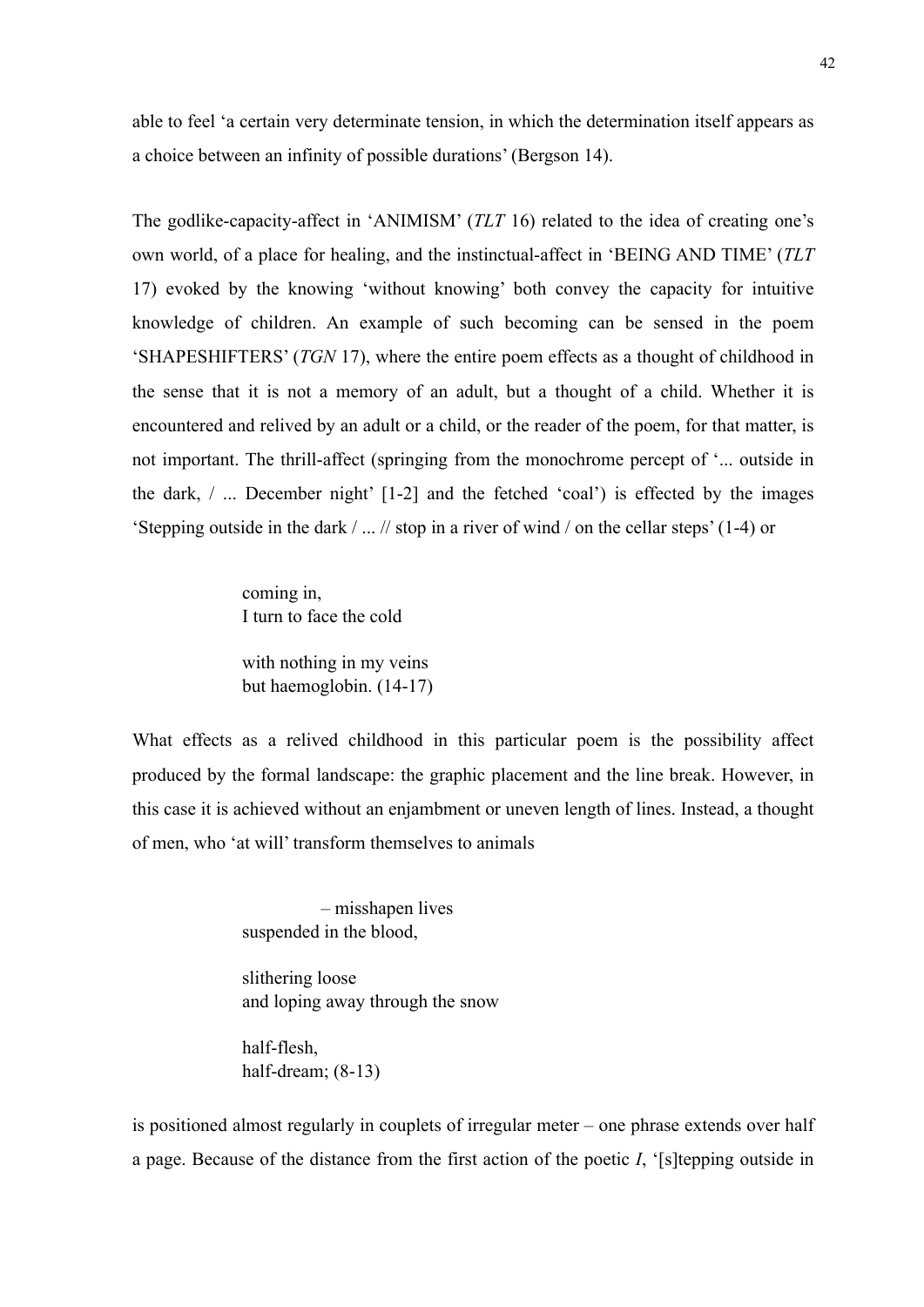able to feel 'a certain very determinate tension, in which the determination itself appears as a choice between an infinity of possible durations' (Bergson 14).

The godlike-capacity-affect in 'ANIMISM' (*TLT* 16) related to the idea of creating one's own world, of a place for healing, and the instinctual-affect in 'BEING AND TIME' (*TLT* 17) evoked by the knowing 'without knowing' both convey the capacity for intuitive knowledge of children. An example of such becoming can be sensed in the poem 'SHAPESHIFTERS' (*TGN* 17), where the entire poem effects as a thought of childhood in the sense that it is not a memory of an adult, but a thought of a child. Whether it is encountered and relived by an adult or a child, or the reader of the poem, for that matter, is not important. The thrill-affect (springing from the monochrome percept of '... outside in the dark, / ... December night' [1-2] and the fetched 'coal') is effected by the images 'Stepping outside in the dark / ... // stop in a river of wind / on the cellar steps' (1-4) or

> coming in,
> I turn to face the cold
>
> with nothing in my veins
> but haemoglobin. (14-17)

What effects as a relived childhood in this particular poem is the possibility affect produced by the formal landscape: the graphic placement and the line break. However, in this case it is achieved without an enjambment or uneven length of lines. Instead, a thought of men, who 'at will' transform themselves to animals

>                 – misshapen lives
> suspended in the blood,
>
> slithering loose
> and loping away through the snow
>
> half-flesh,
> half-dream; (8-13)

is positioned almost regularly in couplets of irregular meter – one phrase extends over half a page. Because of the distance from the first action of the poetic *I*, '[s]tepping outside in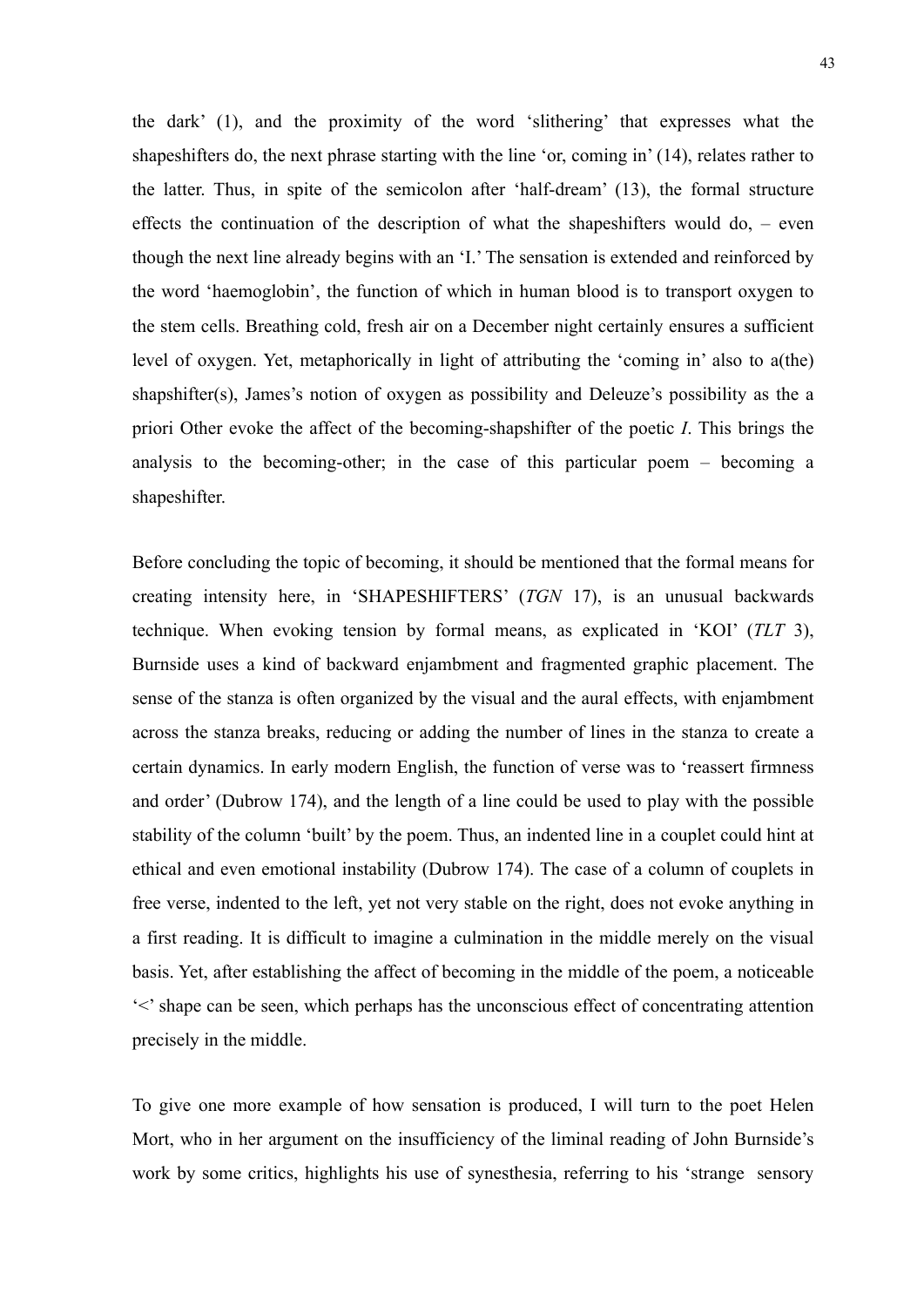the dark' (1), and the proximity of the word 'slithering' that expresses what the shapeshifters do, the next phrase starting with the line 'or, coming in' (14), relates rather to the latter. Thus, in spite of the semicolon after 'half-dream' (13), the formal structure effects the continuation of the description of what the shapeshifters would do, – even though the next line already begins with an 'I.' The sensation is extended and reinforced by the word 'haemoglobin', the function of which in human blood is to transport oxygen to the stem cells. Breathing cold, fresh air on a December night certainly ensures a sufficient level of oxygen. Yet, metaphorically in light of attributing the 'coming in' also to a(the) shapshifter(s), James's notion of oxygen as possibility and Deleuze's possibility as the a priori Other evoke the affect of the becoming-shapshifter of the poetic *I*. This brings the analysis to the becoming-other; in the case of this particular poem – becoming a shapeshifter.

Before concluding the topic of becoming, it should be mentioned that the formal means for creating intensity here, in 'SHAPESHIFTERS' (*TGN* 17), is an unusual backwards technique. When evoking tension by formal means, as explicated in 'KOI' (*TLT* 3), Burnside uses a kind of backward enjambment and fragmented graphic placement. The sense of the stanza is often organized by the visual and the aural effects, with enjambment across the stanza breaks, reducing or adding the number of lines in the stanza to create a certain dynamics. In early modern English, the function of verse was to 'reassert firmness and order' (Dubrow 174), and the length of a line could be used to play with the possible stability of the column 'built' by the poem. Thus, an indented line in a couplet could hint at ethical and even emotional instability (Dubrow 174). The case of a column of couplets in free verse, indented to the left, yet not very stable on the right, does not evoke anything in a first reading. It is difficult to imagine a culmination in the middle merely on the visual basis. Yet, after establishing the affect of becoming in the middle of the poem, a noticeable '<' shape can be seen, which perhaps has the unconscious effect of concentrating attention precisely in the middle.

To give one more example of how sensation is produced, I will turn to the poet Helen Mort, who in her argument on the insufficiency of the liminal reading of John Burnside's work by some critics, highlights his use of synesthesia, referring to his 'strange sensory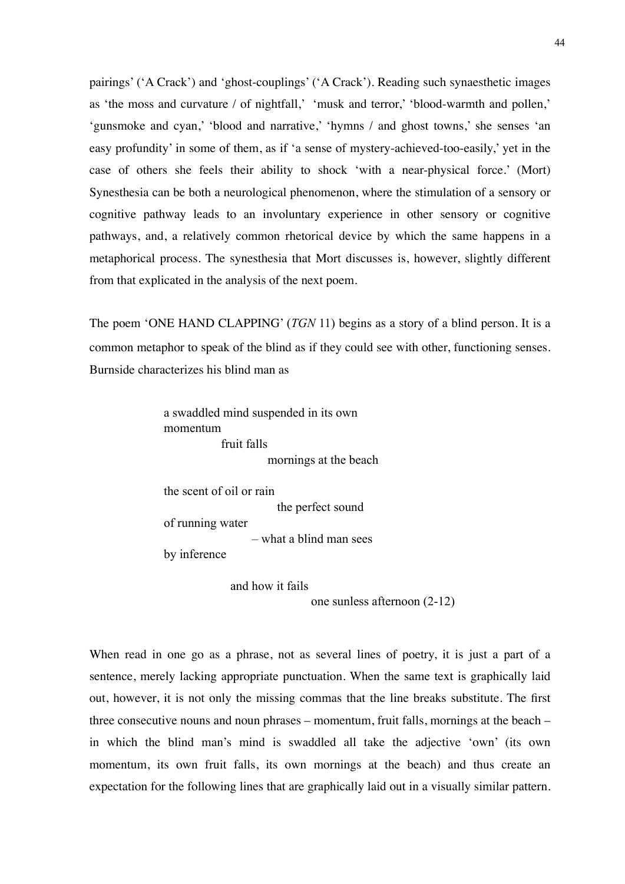pairings' ('A Crack') and 'ghost-couplings' ('A Crack'). Reading such synaesthetic images as 'the moss and curvature / of nightfall,' 'musk and terror,' 'blood-warmth and pollen,' 'gunsmoke and cyan,' 'blood and narrative,' 'hymns / and ghost towns,' she senses 'an easy profundity' in some of them, as if 'a sense of mystery-achieved-too-easily,' yet in the case of others she feels their ability to shock 'with a near-physical force.' (Mort) Synesthesia can be both a neurological phenomenon, where the stimulation of a sensory or cognitive pathway leads to an involuntary experience in other sensory or cognitive pathways, and, a relatively common rhetorical device by which the same happens in a metaphorical process. The synesthesia that Mort discusses is, however, slightly different from that explicated in the analysis of the next poem.

The poem 'ONE HAND CLAPPING' (*TGN* 11) begins as a story of a blind person. It is a common metaphor to speak of the blind as if they could see with other, functioning senses. Burnside characterizes his blind man as

> a swaddled mind suspended in its own
> momentum
> fruit falls
> mornings at the beach
>
> the scent of oil or rain
> the perfect sound
> of running water
> – what a blind man sees
> by inference
>
> and how it fails
> one sunless afternoon (2-12)

When read in one go as a phrase, not as several lines of poetry, it is just a part of a sentence, merely lacking appropriate punctuation. When the same text is graphically laid out, however, it is not only the missing commas that the line breaks substitute. The first three consecutive nouns and noun phrases – momentum, fruit falls, mornings at the beach – in which the blind man's mind is swaddled all take the adjective 'own' (its own momentum, its own fruit falls, its own mornings at the beach) and thus create an expectation for the following lines that are graphically laid out in a visually similar pattern.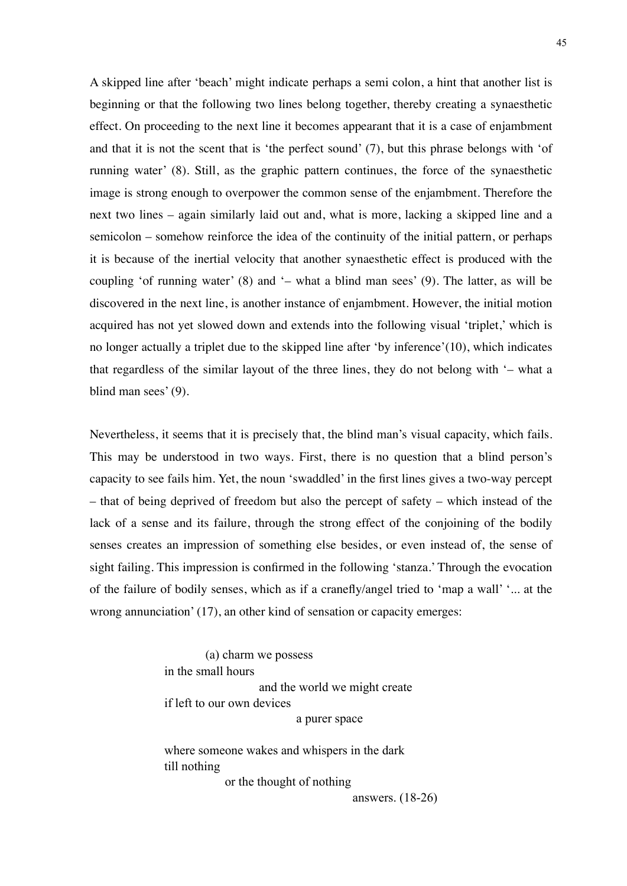A skipped line after 'beach' might indicate perhaps a semi colon, a hint that another list is beginning or that the following two lines belong together, thereby creating a synaesthetic effect. On proceeding to the next line it becomes appearant that it is a case of enjambment and that it is not the scent that is 'the perfect sound' (7), but this phrase belongs with 'of running water' (8). Still, as the graphic pattern continues, the force of the synaesthetic image is strong enough to overpower the common sense of the enjambment. Therefore the next two lines – again similarly laid out and, what is more, lacking a skipped line and a semicolon – somehow reinforce the idea of the continuity of the initial pattern, or perhaps it is because of the inertial velocity that another synaesthetic effect is produced with the coupling 'of running water' (8) and '– what a blind man sees' (9). The latter, as will be discovered in the next line, is another instance of enjambment. However, the initial motion acquired has not yet slowed down and extends into the following visual 'triplet,' which is no longer actually a triplet due to the skipped line after 'by inference'(10), which indicates that regardless of the similar layout of the three lines, they do not belong with '– what a blind man sees' (9).

Nevertheless, it seems that it is precisely that, the blind man's visual capacity, which fails. This may be understood in two ways. First, there is no question that a blind person's capacity to see fails him. Yet, the noun 'swaddled' in the first lines gives a two-way percept – that of being deprived of freedom but also the percept of safety – which instead of the lack of a sense and its failure, through the strong effect of the conjoining of the bodily senses creates an impression of something else besides, or even instead of, the sense of sight failing. This impression is confirmed in the following 'stanza.' Through the evocation of the failure of bodily senses, which as if a cranefly/angel tried to 'map a wall' '... at the wrong annunciation' (17), an other kind of sensation or capacity emerges:

> (a) charm we possess  
> in the small hours  
> and the world we might create  
> if left to our own devices  
> a purer space
>
> where someone wakes and whispers in the dark  
> till nothing  
> or the thought of nothing  
> answers. (18-26)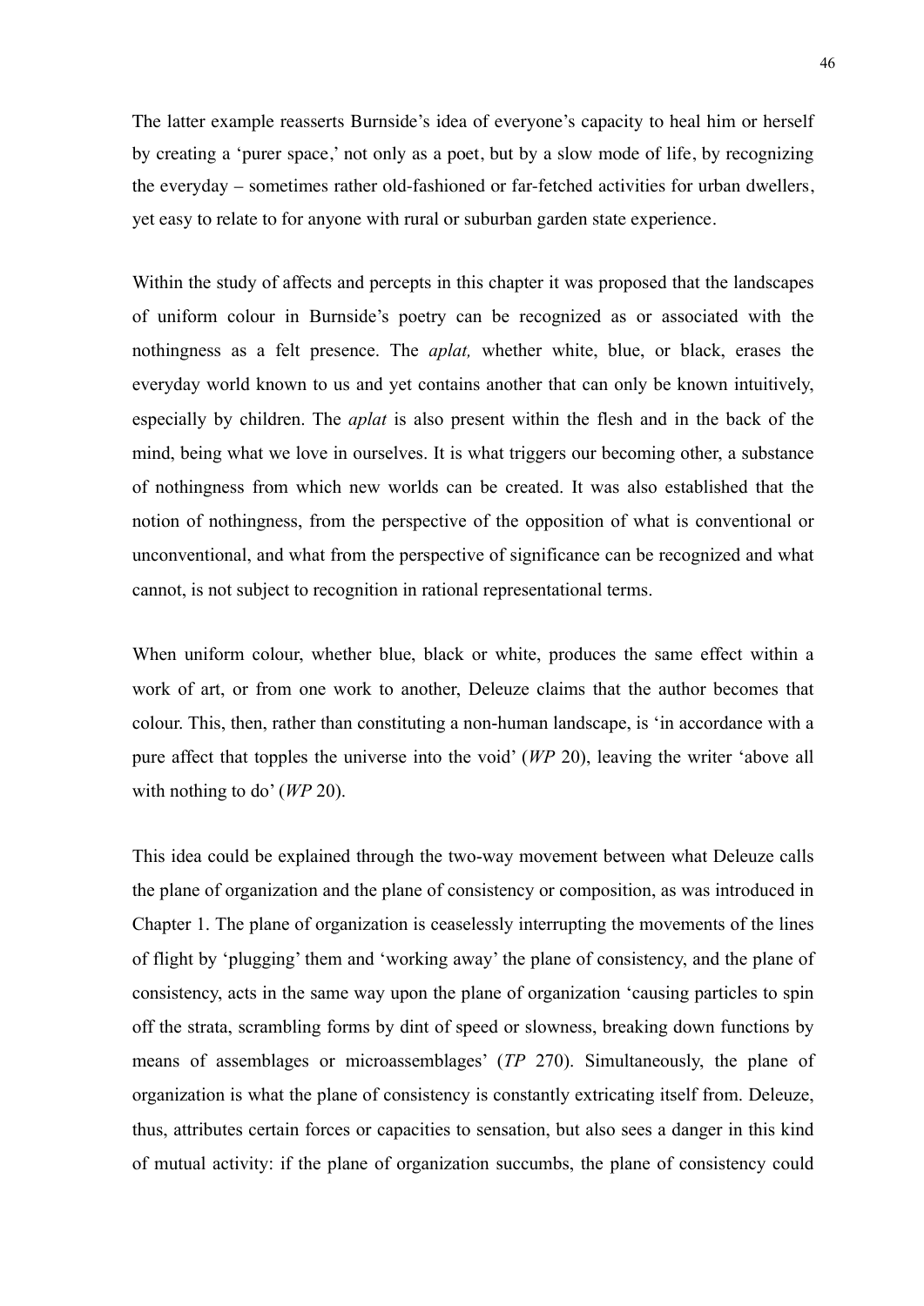The latter example reasserts Burnside's idea of everyone's capacity to heal him or herself by creating a 'purer space,' not only as a poet, but by a slow mode of life, by recognizing the everyday – sometimes rather old-fashioned or far-fetched activities for urban dwellers, yet easy to relate to for anyone with rural or suburban garden state experience.

Within the study of affects and percepts in this chapter it was proposed that the landscapes of uniform colour in Burnside's poetry can be recognized as or associated with the nothingness as a felt presence. The *aplat,* whether white, blue, or black, erases the everyday world known to us and yet contains another that can only be known intuitively, especially by children. The *aplat* is also present within the flesh and in the back of the mind, being what we love in ourselves. It is what triggers our becoming other, a substance of nothingness from which new worlds can be created. It was also established that the notion of nothingness, from the perspective of the opposition of what is conventional or unconventional, and what from the perspective of significance can be recognized and what cannot, is not subject to recognition in rational representational terms.

When uniform colour, whether blue, black or white, produces the same effect within a work of art, or from one work to another, Deleuze claims that the author becomes that colour. This, then, rather than constituting a non-human landscape, is 'in accordance with a pure affect that topples the universe into the void' (*WP* 20), leaving the writer 'above all with nothing to do' (*WP* 20).

This idea could be explained through the two-way movement between what Deleuze calls the plane of organization and the plane of consistency or composition, as was introduced in Chapter 1. The plane of organization is ceaselessly interrupting the movements of the lines of flight by 'plugging' them and 'working away' the plane of consistency, and the plane of consistency, acts in the same way upon the plane of organization 'causing particles to spin off the strata, scrambling forms by dint of speed or slowness, breaking down functions by means of assemblages or microassemblages' (*TP* 270). Simultaneously, the plane of organization is what the plane of consistency is constantly extricating itself from. Deleuze, thus, attributes certain forces or capacities to sensation, but also sees a danger in this kind of mutual activity: if the plane of organization succumbs, the plane of consistency could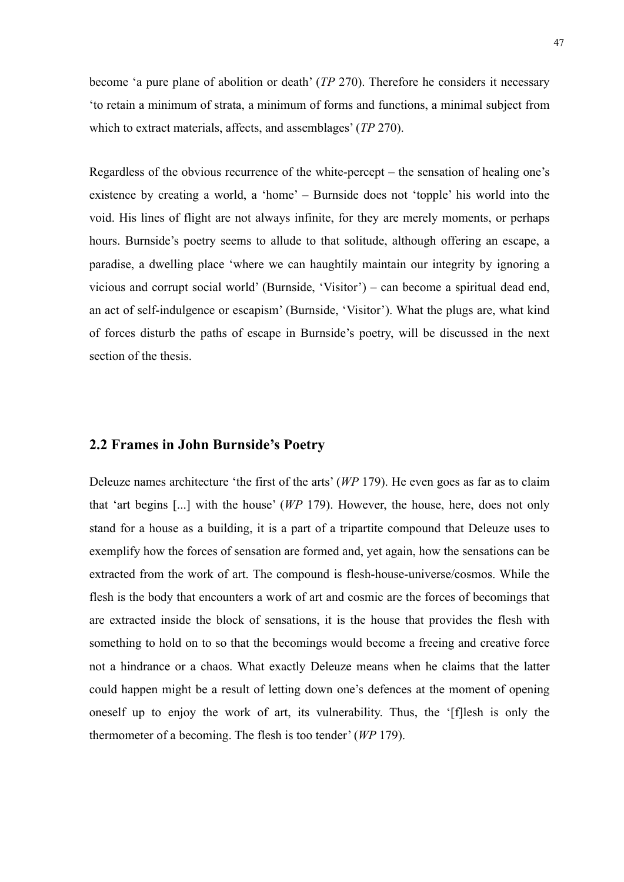become 'a pure plane of abolition or death' (*TP* 270). Therefore he considers it necessary 'to retain a minimum of strata, a minimum of forms and functions, a minimal subject from which to extract materials, affects, and assemblages' (*TP* 270).

Regardless of the obvious recurrence of the white-percept – the sensation of healing one's existence by creating a world, a 'home' – Burnside does not 'topple' his world into the void. His lines of flight are not always infinite, for they are merely moments, or perhaps hours. Burnside's poetry seems to allude to that solitude, although offering an escape, a paradise, a dwelling place 'where we can haughtily maintain our integrity by ignoring a vicious and corrupt social world' (Burnside, 'Visitor') – can become a spiritual dead end, an act of self-indulgence or escapism' (Burnside, 'Visitor'). What the plugs are, what kind of forces disturb the paths of escape in Burnside's poetry, will be discussed in the next section of the thesis.

## 2.2 Frames in John Burnside's Poetry

Deleuze names architecture 'the first of the arts' (*WP* 179). He even goes as far as to claim that 'art begins [...] with the house' (*WP* 179). However, the house, here, does not only stand for a house as a building, it is a part of a tripartite compound that Deleuze uses to exemplify how the forces of sensation are formed and, yet again, how the sensations can be extracted from the work of art. The compound is flesh-house-universe/cosmos. While the flesh is the body that encounters a work of art and cosmic are the forces of becomings that are extracted inside the block of sensations, it is the house that provides the flesh with something to hold on to so that the becomings would become a freeing and creative force not a hindrance or a chaos. What exactly Deleuze means when he claims that the latter could happen might be a result of letting down one's defences at the moment of opening oneself up to enjoy the work of art, its vulnerability. Thus, the '[f]lesh is only the thermometer of a becoming. The flesh is too tender' (*WP* 179).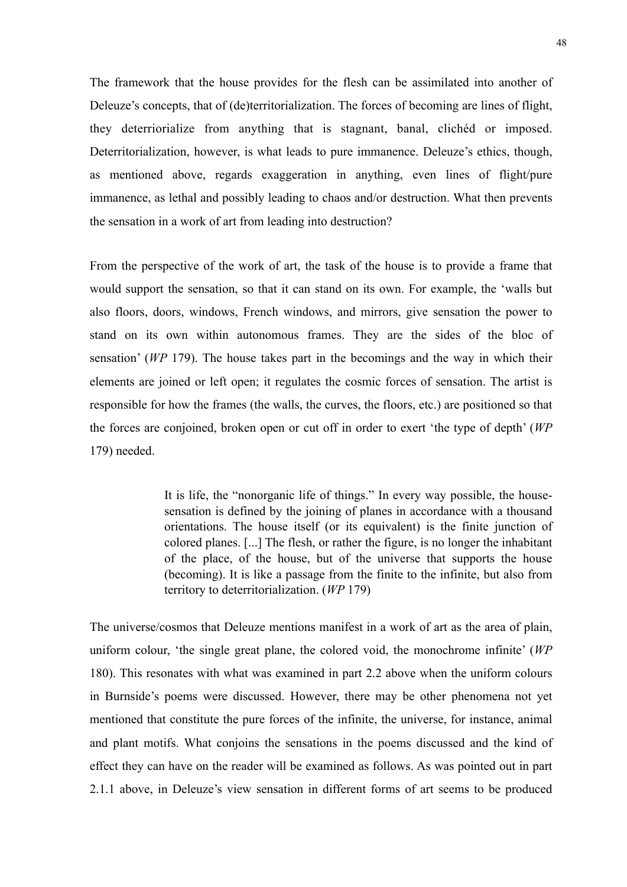The framework that the house provides for the flesh can be assimilated into another of Deleuze's concepts, that of (de)territorialization. The forces of becoming are lines of flight, they deterriorialize from anything that is stagnant, banal, clichéd or imposed. Deterritorialization, however, is what leads to pure immanence. Deleuze's ethics, though, as mentioned above, regards exaggeration in anything, even lines of flight/pure immanence, as lethal and possibly leading to chaos and/or destruction. What then prevents the sensation in a work of art from leading into destruction?

From the perspective of the work of art, the task of the house is to provide a frame that would support the sensation, so that it can stand on its own. For example, the 'walls but also floors, doors, windows, French windows, and mirrors, give sensation the power to stand on its own within autonomous frames. They are the sides of the bloc of sensation' (*WP* 179). The house takes part in the becomings and the way in which their elements are joined or left open; it regulates the cosmic forces of sensation. The artist is responsible for how the frames (the walls, the curves, the floors, etc.) are positioned so that the forces are conjoined, broken open or cut off in order to exert 'the type of depth' (*WP* 179) needed.

> It is life, the "nonorganic life of things." In every way possible, the house-sensation is defined by the joining of planes in accordance with a thousand orientations. The house itself (or its equivalent) is the finite junction of colored planes. [...] The flesh, or rather the figure, is no longer the inhabitant of the place, of the house, but of the universe that supports the house (becoming). It is like a passage from the finite to the infinite, but also from territory to deterritorialization. (*WP* 179)

The universe/cosmos that Deleuze mentions manifest in a work of art as the area of plain, uniform colour, 'the single great plane, the colored void, the monochrome infinite' (*WP* 180). This resonates with what was examined in part 2.2 above when the uniform colours in Burnside's poems were discussed. However, there may be other phenomena not yet mentioned that constitute the pure forces of the infinite, the universe, for instance, animal and plant motifs. What conjoins the sensations in the poems discussed and the kind of effect they can have on the reader will be examined as follows. As was pointed out in part 2.1.1 above, in Deleuze's view sensation in different forms of art seems to be produced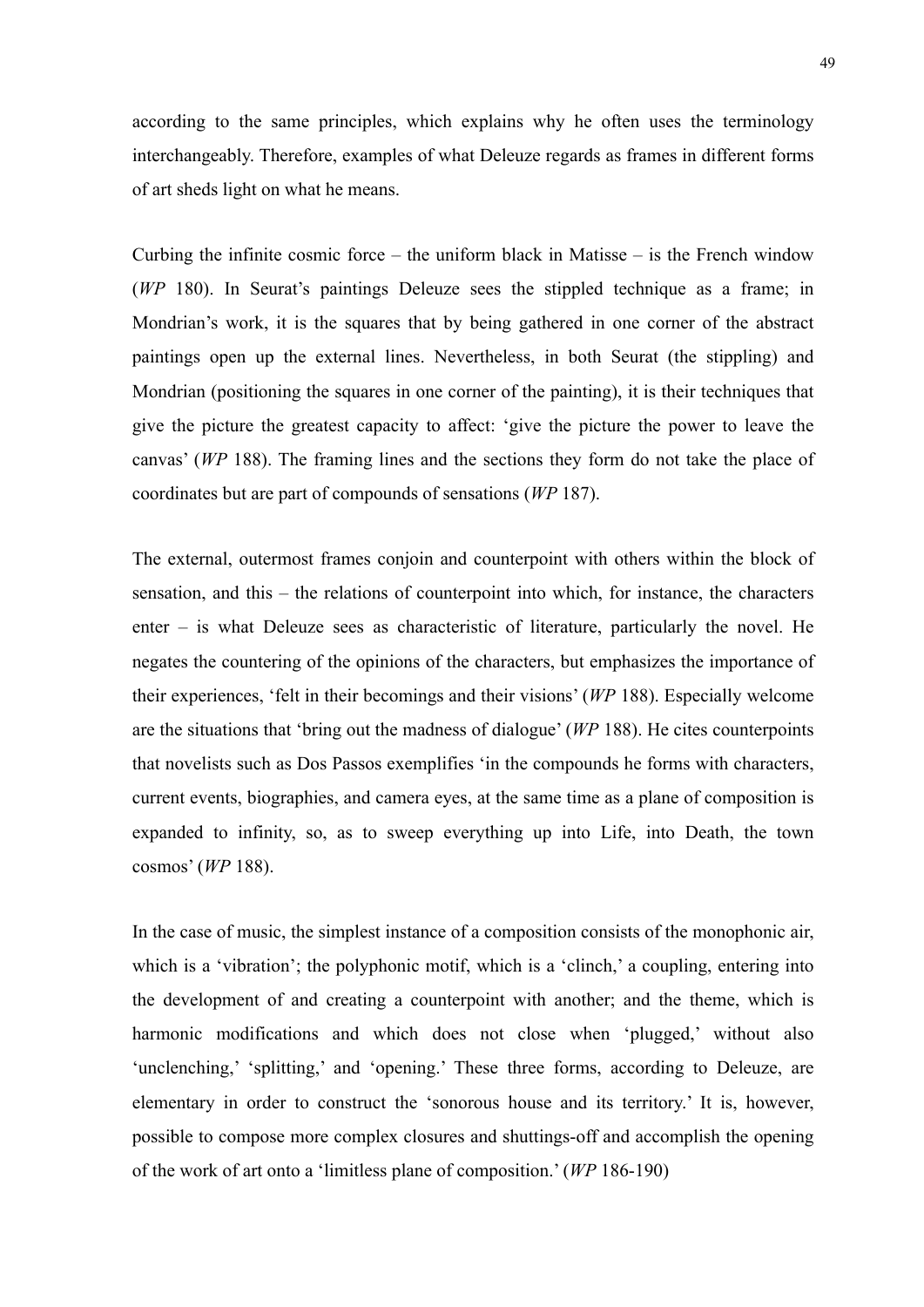according to the same principles, which explains why he often uses the terminology interchangeably. Therefore, examples of what Deleuze regards as frames in different forms of art sheds light on what he means.

Curbing the infinite cosmic force – the uniform black in Matisse – is the French window (*WP* 180). In Seurat's paintings Deleuze sees the stippled technique as a frame; in Mondrian's work, it is the squares that by being gathered in one corner of the abstract paintings open up the external lines. Nevertheless, in both Seurat (the stippling) and Mondrian (positioning the squares in one corner of the painting), it is their techniques that give the picture the greatest capacity to affect: 'give the picture the power to leave the canvas' (*WP* 188). The framing lines and the sections they form do not take the place of coordinates but are part of compounds of sensations (*WP* 187).

The external, outermost frames conjoin and counterpoint with others within the block of sensation, and this – the relations of counterpoint into which, for instance, the characters enter – is what Deleuze sees as characteristic of literature, particularly the novel. He negates the countering of the opinions of the characters, but emphasizes the importance of their experiences, 'felt in their becomings and their visions' (*WP* 188). Especially welcome are the situations that 'bring out the madness of dialogue' (*WP* 188). He cites counterpoints that novelists such as Dos Passos exemplifies 'in the compounds he forms with characters, current events, biographies, and camera eyes, at the same time as a plane of composition is expanded to infinity, so, as to sweep everything up into Life, into Death, the town cosmos' (*WP* 188).

In the case of music, the simplest instance of a composition consists of the monophonic air, which is a 'vibration'; the polyphonic motif, which is a 'clinch,' a coupling, entering into the development of and creating a counterpoint with another; and the theme, which is harmonic modifications and which does not close when 'plugged,' without also 'unclenching,' 'splitting,' and 'opening.' These three forms, according to Deleuze, are elementary in order to construct the 'sonorous house and its territory.' It is, however, possible to compose more complex closures and shuttings-off and accomplish the opening of the work of art onto a 'limitless plane of composition.' (*WP* 186-190)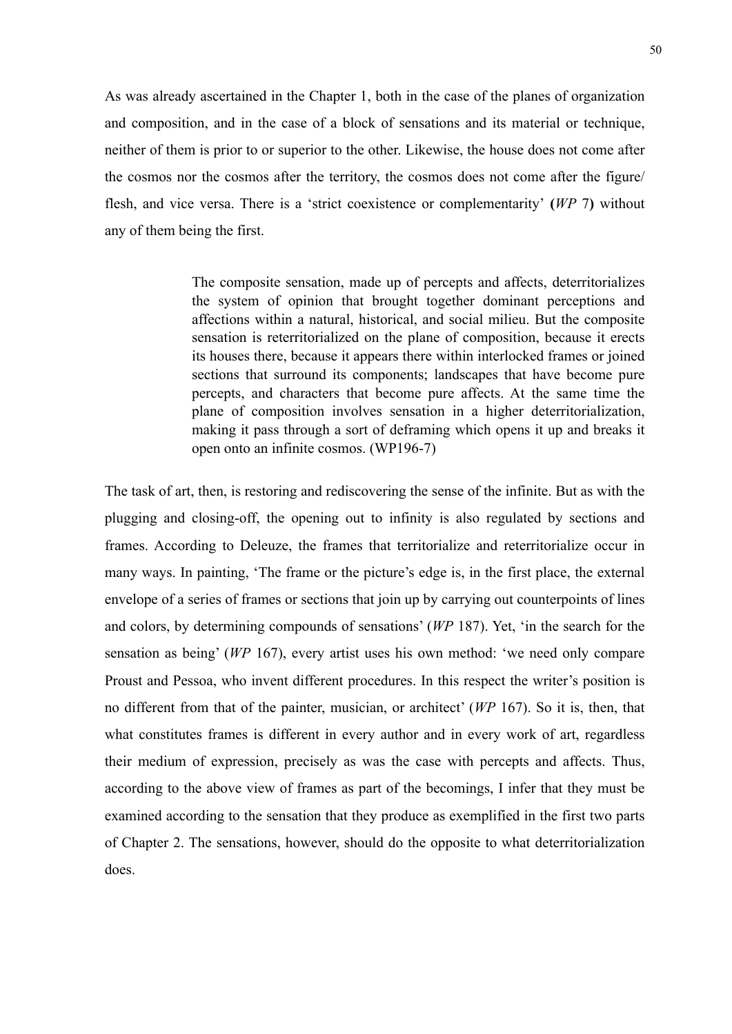As was already ascertained in the Chapter 1, both in the case of the planes of organization and composition, and in the case of a block of sensations and its material or technique, neither of them is prior to or superior to the other. Likewise, the house does not come after the cosmos nor the cosmos after the territory, the cosmos does not come after the figure/ flesh, and vice versa. There is a 'strict coexistence or complementarity' **(***WP* 7**)** without any of them being the first.

> The composite sensation, made up of percepts and affects, deterritorializes the system of opinion that brought together dominant perceptions and affections within a natural, historical, and social milieu. But the composite sensation is reterritorialized on the plane of composition, because it erects its houses there, because it appears there within interlocked frames or joined sections that surround its components; landscapes that have become pure percepts, and characters that become pure affects. At the same time the plane of composition involves sensation in a higher deterritorialization, making it pass through a sort of deframing which opens it up and breaks it open onto an infinite cosmos. (WP196-7)

The task of art, then, is restoring and rediscovering the sense of the infinite. But as with the plugging and closing-off, the opening out to infinity is also regulated by sections and frames. According to Deleuze, the frames that territorialize and reterritorialize occur in many ways. In painting, 'The frame or the picture's edge is, in the first place, the external envelope of a series of frames or sections that join up by carrying out counterpoints of lines and colors, by determining compounds of sensations' (*WP* 187). Yet, 'in the search for the sensation as being' (*WP* 167), every artist uses his own method: 'we need only compare Proust and Pessoa, who invent different procedures. In this respect the writer's position is no different from that of the painter, musician, or architect' (*WP* 167). So it is, then, that what constitutes frames is different in every author and in every work of art, regardless their medium of expression, precisely as was the case with percepts and affects. Thus, according to the above view of frames as part of the becomings, I infer that they must be examined according to the sensation that they produce as exemplified in the first two parts of Chapter 2. The sensations, however, should do the opposite to what deterritorialization does.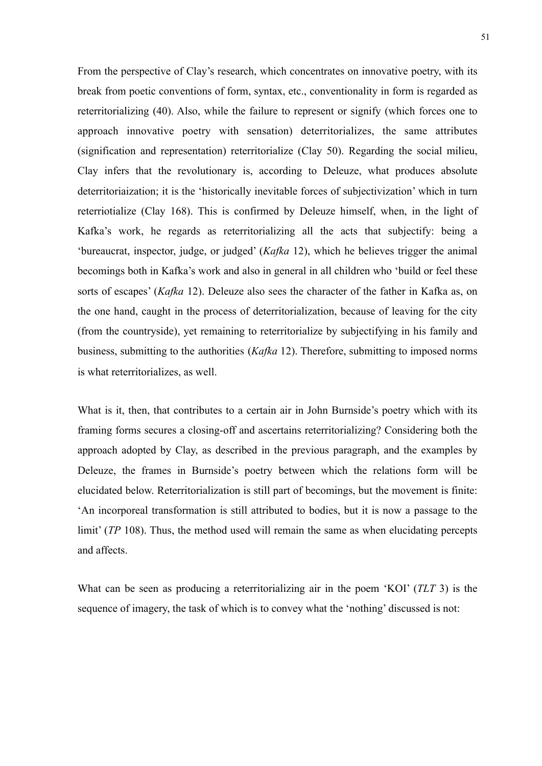From the perspective of Clay's research, which concentrates on innovative poetry, with its break from poetic conventions of form, syntax, etc., conventionality in form is regarded as reterritorializing (40). Also, while the failure to represent or signify (which forces one to approach innovative poetry with sensation) deterritorializes, the same attributes (signification and representation) reterritorialize (Clay 50). Regarding the social milieu, Clay infers that the revolutionary is, according to Deleuze, what produces absolute deterritoriaization; it is the 'historically inevitable forces of subjectivization' which in turn reterriotialize (Clay 168). This is confirmed by Deleuze himself, when, in the light of Kafka's work, he regards as reterritorializing all the acts that subjectify: being a 'bureaucrat, inspector, judge, or judged' (*Kafka* 12), which he believes trigger the animal becomings both in Kafka's work and also in general in all children who 'build or feel these sorts of escapes' (*Kafka* 12). Deleuze also sees the character of the father in Kafka as, on the one hand, caught in the process of deterritorialization, because of leaving for the city (from the countryside), yet remaining to reterritorialize by subjectifying in his family and business, submitting to the authorities (*Kafka* 12). Therefore, submitting to imposed norms is what reterritorializes, as well.

What is it, then, that contributes to a certain air in John Burnside's poetry which with its framing forms secures a closing-off and ascertains reterritorializing? Considering both the approach adopted by Clay, as described in the previous paragraph, and the examples by Deleuze, the frames in Burnside's poetry between which the relations form will be elucidated below. Reterritorialization is still part of becomings, but the movement is finite: 'An incorporeal transformation is still attributed to bodies, but it is now a passage to the limit' (*TP* 108). Thus, the method used will remain the same as when elucidating percepts and affects.

What can be seen as producing a reterritorializing air in the poem 'KOI' (*TLT* 3) is the sequence of imagery, the task of which is to convey what the 'nothing' discussed is not: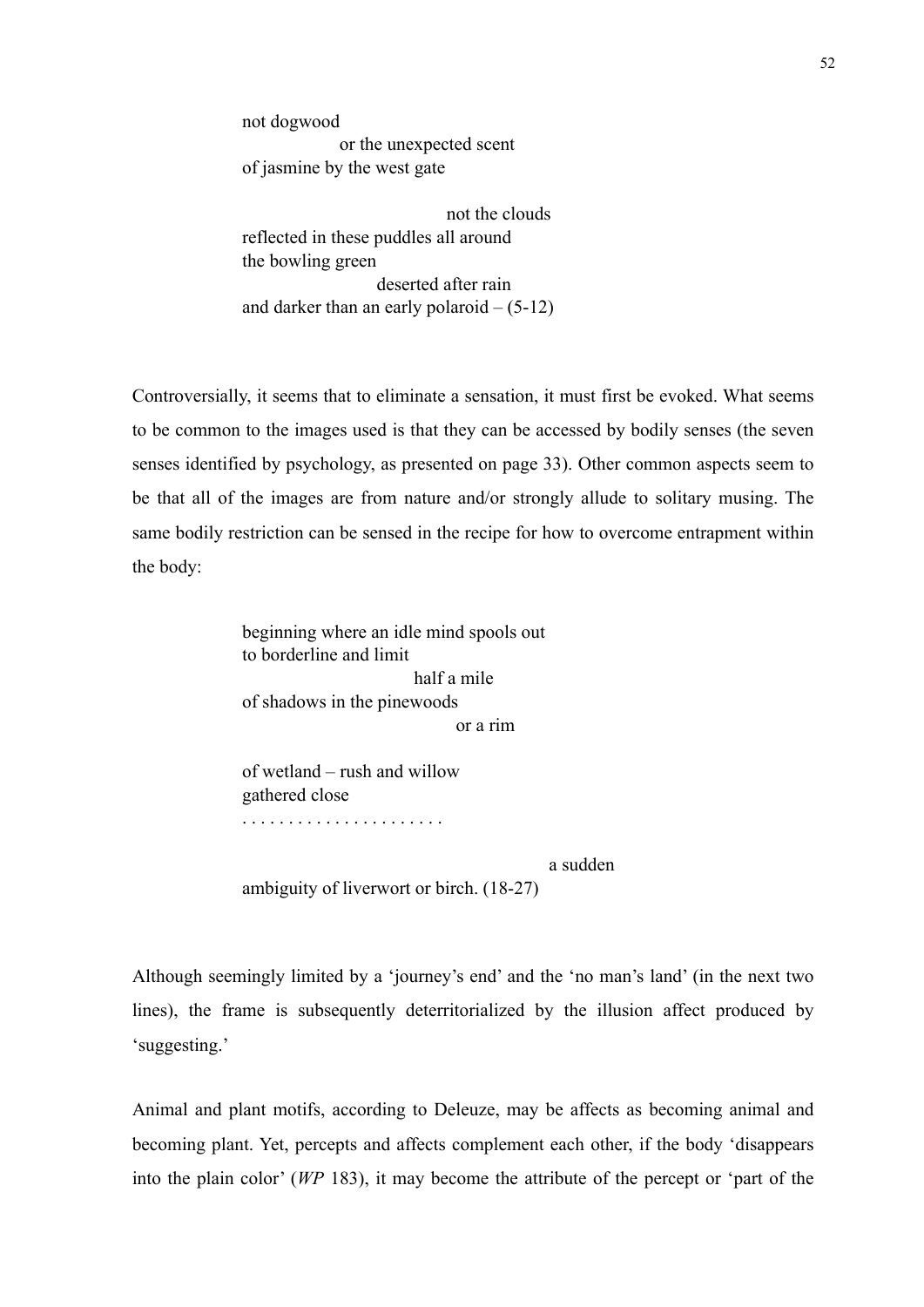> not dogwood
>                 or the unexpected scent
> of jasmine by the west gate
>
>                                 not the clouds
> reflected in these puddles all around
> the bowling green
>                         deserted after rain
> and darker than an early polaroid – (5-12)

Controversially, it seems that to eliminate a sensation, it must first be evoked. What seems to be common to the images used is that they can be accessed by bodily senses (the seven senses identified by psychology, as presented on page 33). Other common aspects seem to be that all of the images are from nature and/or strongly allude to solitary musing. The same bodily restriction can be sensed in the recipe for how to overcome entrapment within the body:

> beginning where an idle mind spools out
> to borderline and limit
>                                 half a mile
> of shadows in the pinewoods
>                                         or a rim
>
> of wetland – rush and willow
> gathered close
> . . . . . . . . . . . . . . . . . . . . . .
>
>                                                 a sudden
> ambiguity of liverwort or birch. (18-27)

Although seemingly limited by a 'journey's end' and the 'no man's land' (in the next two lines), the frame is subsequently deterritorialized by the illusion affect produced by 'suggesting.'

Animal and plant motifs, according to Deleuze, may be affects as becoming animal and becoming plant. Yet, percepts and affects complement each other, if the body 'disappears into the plain color' (*WP* 183), it may become the attribute of the percept or 'part of the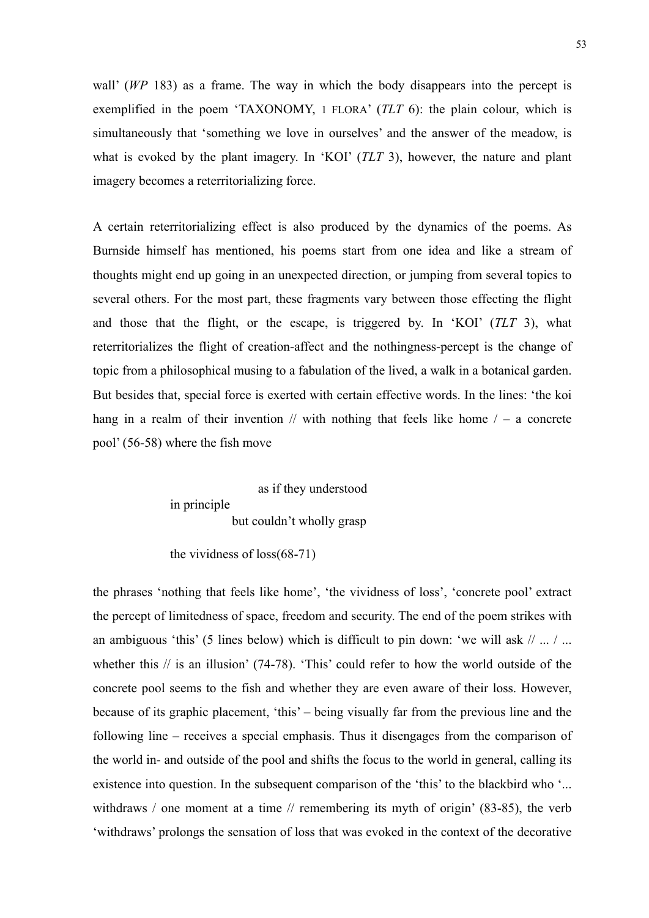wall' (*WP* 183) as a frame. The way in which the body disappears into the percept is exemplified in the poem 'TAXONOMY, 1 FLORA' (*TLT* 6): the plain colour, which is simultaneously that 'something we love in ourselves' and the answer of the meadow, is what is evoked by the plant imagery. In 'KOI' (*TLT* 3), however, the nature and plant imagery becomes a reterritorializing force.

A certain reterritorializing effect is also produced by the dynamics of the poems. As Burnside himself has mentioned, his poems start from one idea and like a stream of thoughts might end up going in an unexpected direction, or jumping from several topics to several others. For the most part, these fragments vary between those effecting the flight and those that the flight, or the escape, is triggered by. In 'KOI' (*TLT* 3), what reterritorializes the flight of creation-affect and the nothingness-percept is the change of topic from a philosophical musing to a fabulation of the lived, a walk in a botanical garden. But besides that, special force is exerted with certain effective words. In the lines: 'the koi hang in a realm of their invention // with nothing that feels like home / – a concrete pool' (56-58) where the fish move

> as if they understood
> in principle
> but couldn't wholly grasp
>
> the vividness of loss(68-71)

the phrases 'nothing that feels like home', 'the vividness of loss', 'concrete pool' extract the percept of limitedness of space, freedom and security. The end of the poem strikes with an ambiguous 'this' (5 lines below) which is difficult to pin down: 'we will ask // ... / ... whether this // is an illusion' (74-78). 'This' could refer to how the world outside of the concrete pool seems to the fish and whether they are even aware of their loss. However, because of its graphic placement, 'this' – being visually far from the previous line and the following line – receives a special emphasis. Thus it disengages from the comparison of the world in- and outside of the pool and shifts the focus to the world in general, calling its existence into question. In the subsequent comparison of the 'this' to the blackbird who '... withdraws / one moment at a time // remembering its myth of origin' (83-85), the verb 'withdraws' prolongs the sensation of loss that was evoked in the context of the decorative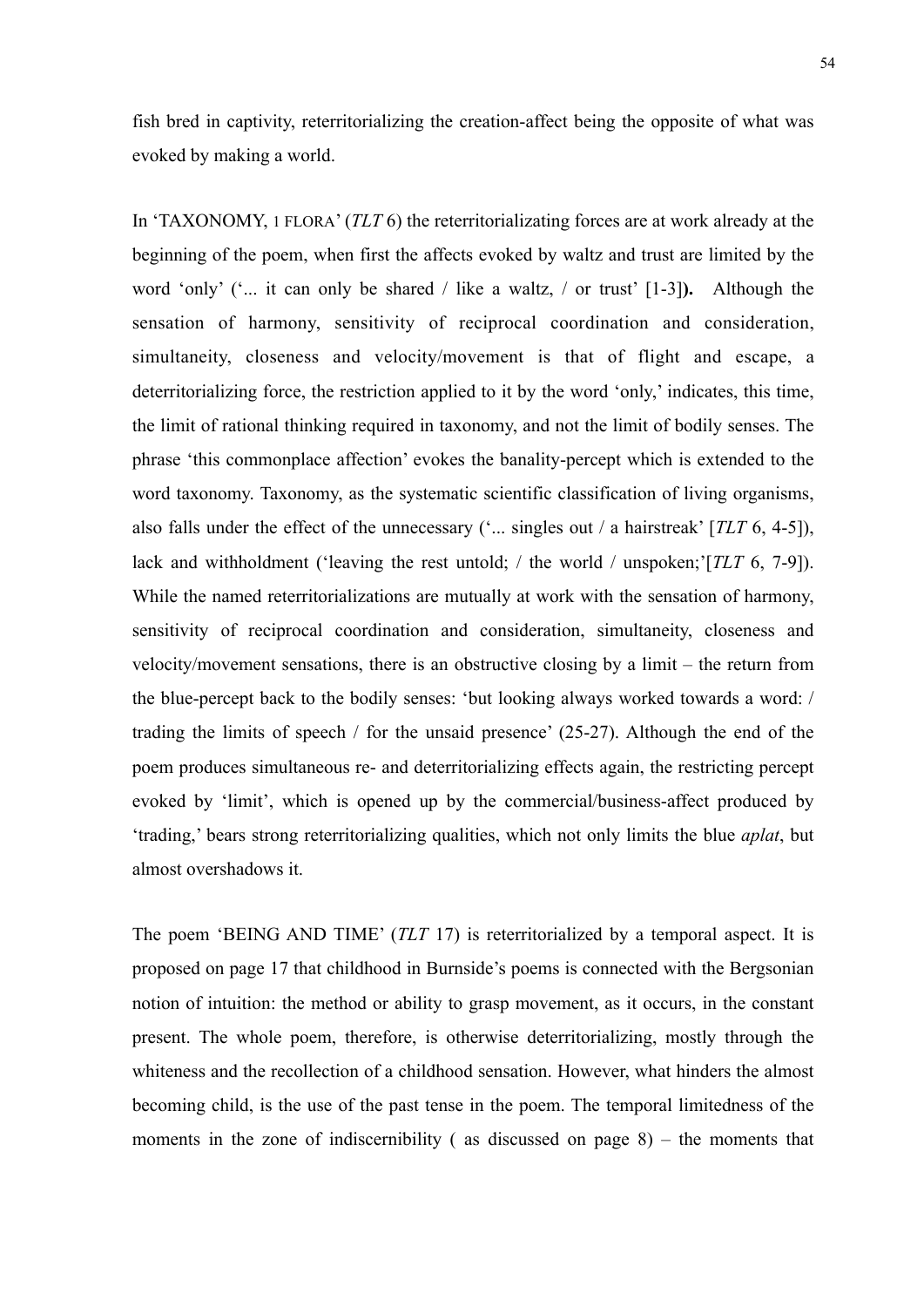fish bred in captivity, reterritorializing the creation-affect being the opposite of what was evoked by making a world.

In 'TAXONOMY, I FLORA' (*TLT* 6) the reterritorializating forces are at work already at the beginning of the poem, when first the affects evoked by waltz and trust are limited by the word 'only' ('... it can only be shared / like a waltz, / or trust' [1-3]**).** Although the sensation of harmony, sensitivity of reciprocal coordination and consideration, simultaneity, closeness and velocity/movement is that of flight and escape, a deterritorializing force, the restriction applied to it by the word 'only,' indicates, this time, the limit of rational thinking required in taxonomy, and not the limit of bodily senses. The phrase 'this commonplace affection' evokes the banality-percept which is extended to the word taxonomy. Taxonomy, as the systematic scientific classification of living organisms, also falls under the effect of the unnecessary ('... singles out / a hairstreak' [*TLT* 6, 4-5]), lack and withholdment ('leaving the rest untold; / the world / unspoken;'[*TLT* 6, 7-9]). While the named reterritorializations are mutually at work with the sensation of harmony, sensitivity of reciprocal coordination and consideration, simultaneity, closeness and velocity/movement sensations, there is an obstructive closing by a limit – the return from the blue-percept back to the bodily senses: 'but looking always worked towards a word: / trading the limits of speech / for the unsaid presence' (25-27). Although the end of the poem produces simultaneous re- and deterritorializing effects again, the restricting percept evoked by 'limit', which is opened up by the commercial/business-affect produced by 'trading,' bears strong reterritorializing qualities, which not only limits the blue *aplat*, but almost overshadows it.

The poem 'BEING AND TIME' (*TLT* 17) is reterritorialized by a temporal aspect. It is proposed on page 17 that childhood in Burnside's poems is connected with the Bergsonian notion of intuition: the method or ability to grasp movement, as it occurs, in the constant present. The whole poem, therefore, is otherwise deterritorializing, mostly through the whiteness and the recollection of a childhood sensation. However, what hinders the almost becoming child, is the use of the past tense in the poem. The temporal limitedness of the moments in the zone of indiscernibility ( as discussed on page 8) – the moments that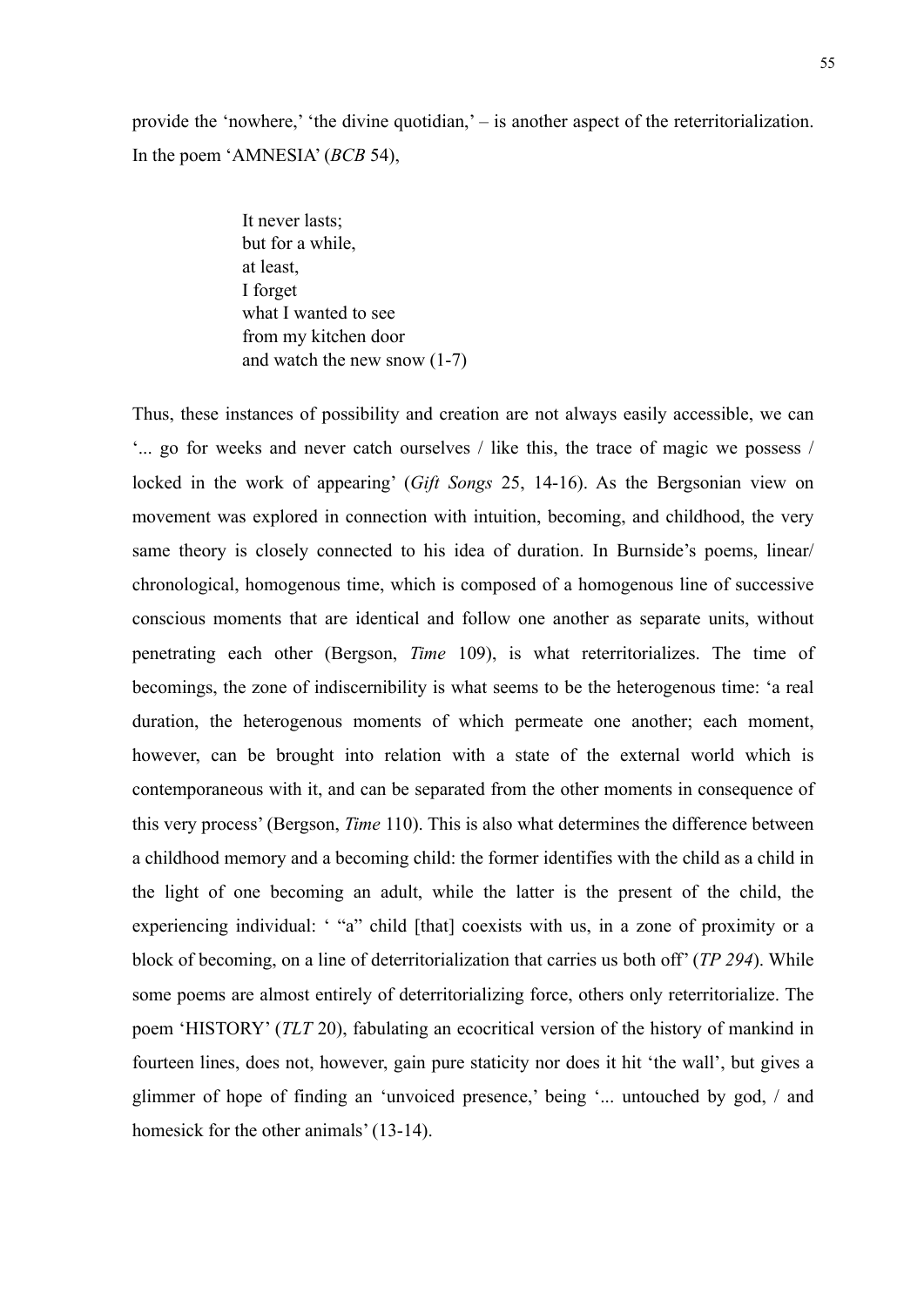provide the 'nowhere,' 'the divine quotidian,' – is another aspect of the reterritorialization. In the poem 'AMNESIA' (*BCB* 54),

> It never lasts;
> but for a while,
> at least,
> I forget
> what I wanted to see
> from my kitchen door
> and watch the new snow (1-7)

Thus, these instances of possibility and creation are not always easily accessible, we can '... go for weeks and never catch ourselves / like this, the trace of magic we possess / locked in the work of appearing' (*Gift Songs* 25, 14-16). As the Bergsonian view on movement was explored in connection with intuition, becoming, and childhood, the very same theory is closely connected to his idea of duration. In Burnside's poems, linear/ chronological, homogenous time, which is composed of a homogenous line of successive conscious moments that are identical and follow one another as separate units, without penetrating each other (Bergson, *Time* 109), is what reterritorializes. The time of becomings, the zone of indiscernibility is what seems to be the heterogenous time: 'a real duration, the heterogenous moments of which permeate one another; each moment, however, can be brought into relation with a state of the external world which is contemporaneous with it, and can be separated from the other moments in consequence of this very process' (Bergson, *Time* 110). This is also what determines the difference between a childhood memory and a becoming child: the former identifies with the child as a child in the light of one becoming an adult, while the latter is the present of the child, the experiencing individual: ' "a" child [that] coexists with us, in a zone of proximity or a block of becoming, on a line of deterritorialization that carries us both off' (*TP 294*). While some poems are almost entirely of deterritorializing force, others only reterritorialize. The poem 'HISTORY' (*TLT* 20), fabulating an ecocritical version of the history of mankind in fourteen lines, does not, however, gain pure staticity nor does it hit 'the wall', but gives a glimmer of hope of finding an 'unvoiced presence,' being '... untouched by god, / and homesick for the other animals' (13-14).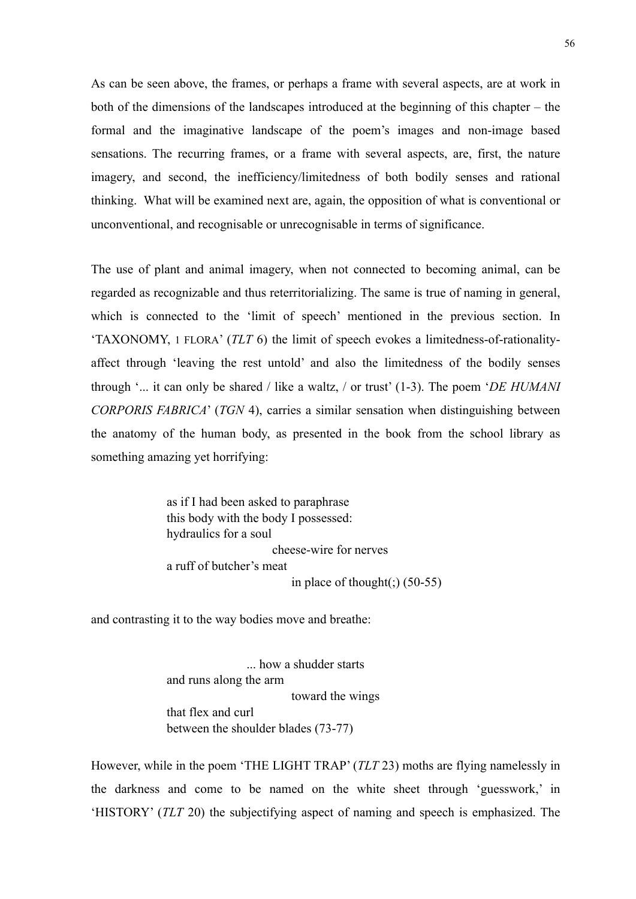As can be seen above, the frames, or perhaps a frame with several aspects, are at work in both of the dimensions of the landscapes introduced at the beginning of this chapter – the formal and the imaginative landscape of the poem's images and non-image based sensations. The recurring frames, or a frame with several aspects, are, first, the nature imagery, and second, the inefficiency/limitedness of both bodily senses and rational thinking. What will be examined next are, again, the opposition of what is conventional or unconventional, and recognisable or unrecognisable in terms of significance.

The use of plant and animal imagery, when not connected to becoming animal, can be regarded as recognizable and thus reterritorializing. The same is true of naming in general, which is connected to the 'limit of speech' mentioned in the previous section. In 'TAXONOMY, 1 FLORA' (*TLT* 6) the limit of speech evokes a limitedness-of-rationality-affect through 'leaving the rest untold' and also the limitedness of the bodily senses through '... it can only be shared / like a waltz, / or trust' (1-3). The poem '*DE HUMANI CORPORIS FABRICA*' (*TGN* 4), carries a similar sensation when distinguishing between the anatomy of the human body, as presented in the book from the school library as something amazing yet horrifying:

> as if I had been asked to paraphrase
> this body with the body I possessed:
> hydraulics for a soul
>                                   cheese-wire for nerves
> a ruff of butcher's meat
>                                         in place of thought(;) (50-55)

and contrasting it to the way bodies move and breathe:

>                         ... how a shudder starts
> and runs along the arm
>                                         toward the wings
> that flex and curl
> between the shoulder blades (73-77)

However, while in the poem 'THE LIGHT TRAP' (*TLT* 23) moths are flying namelessly in the darkness and come to be named on the white sheet through 'guesswork,' in 'HISTORY' (*TLT* 20) the subjectifying aspect of naming and speech is emphasized. The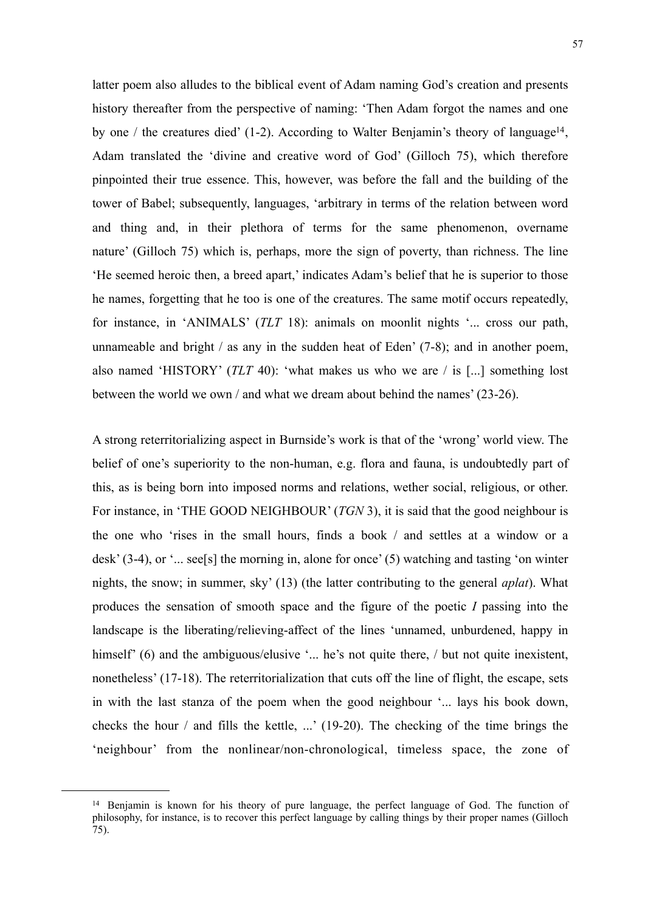latter poem also alludes to the biblical event of Adam naming God's creation and presents history thereafter from the perspective of naming: 'Then Adam forgot the names and one by one / the creatures died' (1-2). According to Walter Benjamin's theory of language[14], Adam translated the 'divine and creative word of God' (Gilloch 75), which therefore pinpointed their true essence. This, however, was before the fall and the building of the tower of Babel; subsequently, languages, 'arbitrary in terms of the relation between word and thing and, in their plethora of terms for the same phenomenon, overname nature' (Gilloch 75) which is, perhaps, more the sign of poverty, than richness. The line 'He seemed heroic then, a breed apart,' indicates Adam's belief that he is superior to those he names, forgetting that he too is one of the creatures. The same motif occurs repeatedly, for instance, in 'ANIMALS' (*TLT* 18): animals on moonlit nights '... cross our path, unnameable and bright / as any in the sudden heat of Eden' (7-8); and in another poem, also named 'HISTORY' (*TLT* 40): 'what makes us who we are / is [...] something lost between the world we own / and what we dream about behind the names' (23-26).

A strong reterritorializing aspect in Burnside's work is that of the 'wrong' world view. The belief of one's superiority to the non-human, e.g. flora and fauna, is undoubtedly part of this, as is being born into imposed norms and relations, wether social, religious, or other. For instance, in 'THE GOOD NEIGHBOUR' (*TGN* 3), it is said that the good neighbour is the one who 'rises in the small hours, finds a book / and settles at a window or a desk' (3-4), or '... see[s] the morning in, alone for once' (5) watching and tasting 'on winter nights, the snow; in summer, sky' (13) (the latter contributing to the general *aplat*). What produces the sensation of smooth space and the figure of the poetic *I* passing into the landscape is the liberating/relieving-affect of the lines 'unnamed, unburdened, happy in himself' (6) and the ambiguous/elusive '... he's not quite there, / but not quite inexistent, nonetheless' (17-18). The reterritorialization that cuts off the line of flight, the escape, sets in with the last stanza of the poem when the good neighbour '... lays his book down, checks the hour / and fills the kettle, ...' (19-20). The checking of the time brings the 'neighbour' from the nonlinear/non-chronological, timeless space, the zone of

---

[14] Benjamin is known for his theory of pure language, the perfect language of God. The function of philosophy, for instance, is to recover this perfect language by calling things by their proper names (Gilloch 75).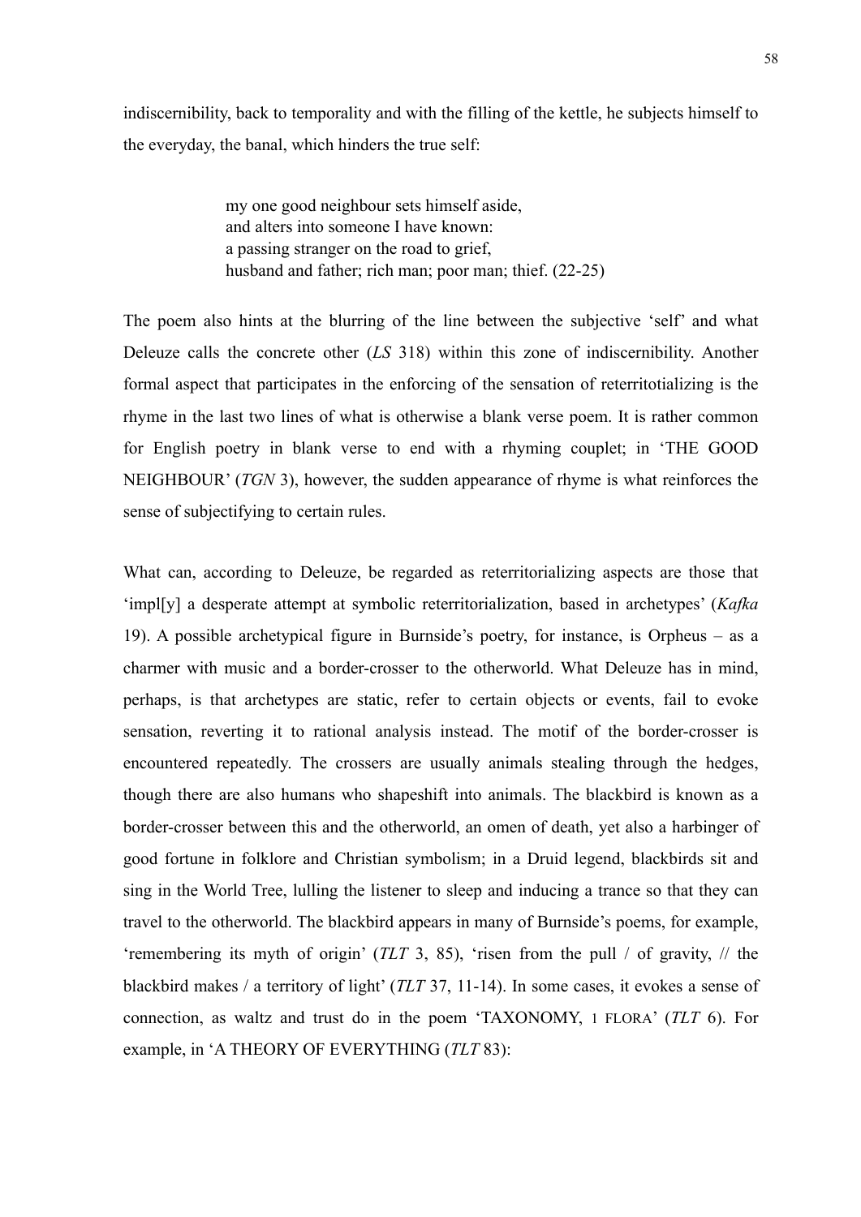indiscernibility, back to temporality and with the filling of the kettle, he subjects himself to the everyday, the banal, which hinders the true self:

> my one good neighbour sets himself aside,
> and alters into someone I have known:
> a passing stranger on the road to grief,
> husband and father; rich man; poor man; thief. (22-25)

The poem also hints at the blurring of the line between the subjective 'self' and what Deleuze calls the concrete other (*LS* 318) within this zone of indiscernibility. Another formal aspect that participates in the enforcing of the sensation of reterritotializing is the rhyme in the last two lines of what is otherwise a blank verse poem. It is rather common for English poetry in blank verse to end with a rhyming couplet; in 'THE GOOD NEIGHBOUR' (*TGN* 3), however, the sudden appearance of rhyme is what reinforces the sense of subjectifying to certain rules.

What can, according to Deleuze, be regarded as reterritorializing aspects are those that 'impl[y] a desperate attempt at symbolic reterritorialization, based in archetypes' (*Kafka* 19). A possible archetypical figure in Burnside's poetry, for instance, is Orpheus – as a charmer with music and a border-crosser to the otherworld. What Deleuze has in mind, perhaps, is that archetypes are static, refer to certain objects or events, fail to evoke sensation, reverting it to rational analysis instead. The motif of the border-crosser is encountered repeatedly. The crossers are usually animals stealing through the hedges, though there are also humans who shapeshift into animals. The blackbird is known as a border-crosser between this and the otherworld, an omen of death, yet also a harbinger of good fortune in folklore and Christian symbolism; in a Druid legend, blackbirds sit and sing in the World Tree, lulling the listener to sleep and inducing a trance so that they can travel to the otherworld. The blackbird appears in many of Burnside's poems, for example, 'remembering its myth of origin' (*TLT* 3, 85), 'risen from the pull / of gravity, // the blackbird makes / a territory of light' (*TLT* 37, 11-14). In some cases, it evokes a sense of connection, as waltz and trust do in the poem 'TAXONOMY, 1 FLORA' (*TLT* 6). For example, in 'A THEORY OF EVERYTHING (*TLT* 83):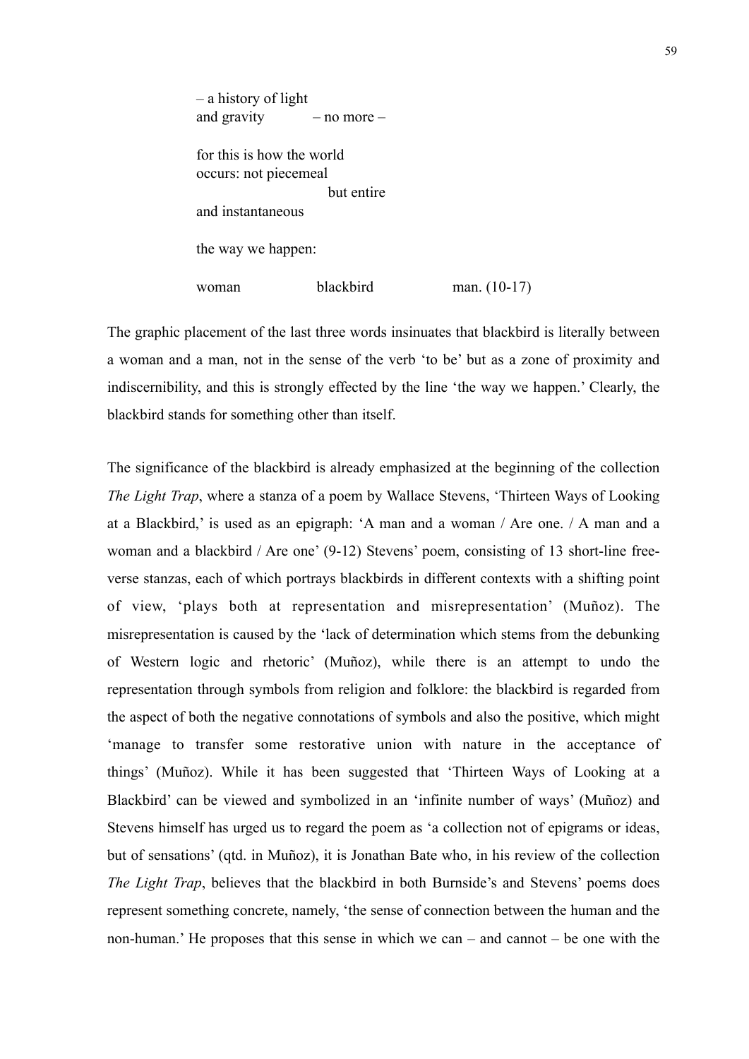– a history of light  
and gravity            – no more –

for this is how the world  
occurs: not piecemeal  
                          but entire  
and instantaneous

the way we happen:

woman                 blackbird                 man. (10-17)

The graphic placement of the last three words insinuates that blackbird is literally between a woman and a man, not in the sense of the verb 'to be' but as a zone of proximity and indiscernibility, and this is strongly effected by the line 'the way we happen.' Clearly, the blackbird stands for something other than itself.

The significance of the blackbird is already emphasized at the beginning of the collection *The Light Trap*, where a stanza of a poem by Wallace Stevens, 'Thirteen Ways of Looking at a Blackbird,' is used as an epigraph: 'A man and a woman / Are one. / A man and a woman and a blackbird / Are one' (9-12) Stevens' poem, consisting of 13 short-line free-verse stanzas, each of which portrays blackbirds in different contexts with a shifting point of view, 'plays both at representation and misrepresentation' (Muñoz). The misrepresentation is caused by the 'lack of determination which stems from the debunking of Western logic and rhetoric' (Muñoz), while there is an attempt to undo the representation through symbols from religion and folklore: the blackbird is regarded from the aspect of both the negative connotations of symbols and also the positive, which might 'manage to transfer some restorative union with nature in the acceptance of things' (Muñoz). While it has been suggested that 'Thirteen Ways of Looking at a Blackbird' can be viewed and symbolized in an 'infinite number of ways' (Muñoz) and Stevens himself has urged us to regard the poem as 'a collection not of epigrams or ideas, but of sensations' (qtd. in Muñoz), it is Jonathan Bate who, in his review of the collection *The Light Trap*, believes that the blackbird in both Burnside's and Stevens' poems does represent something concrete, namely, 'the sense of connection between the human and the non-human.' He proposes that this sense in which we can – and cannot – be one with the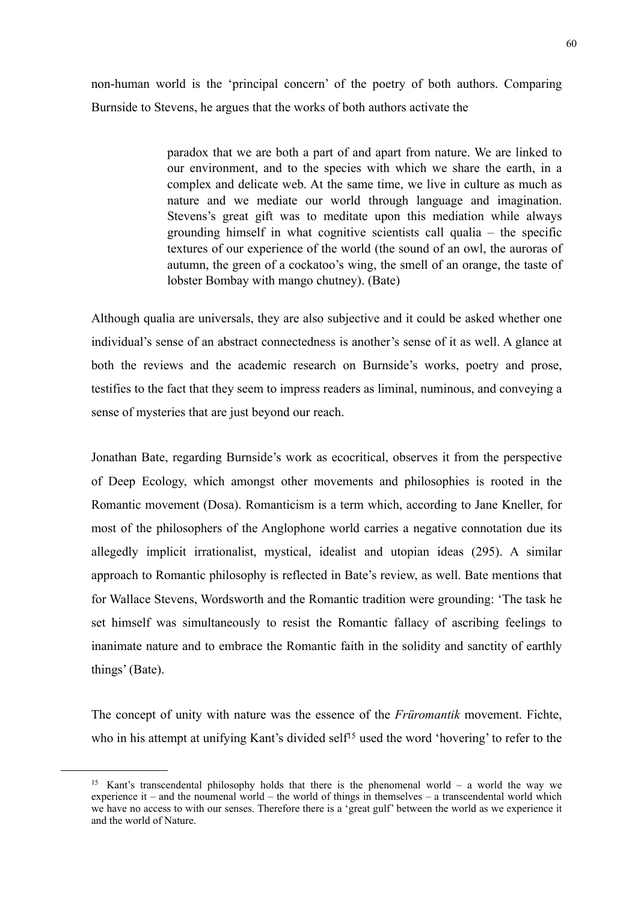non-human world is the 'principal concern' of the poetry of both authors. Comparing Burnside to Stevens, he argues that the works of both authors activate the

> paradox that we are both a part of and apart from nature. We are linked to our environment, and to the species with which we share the earth, in a complex and delicate web. At the same time, we live in culture as much as nature and we mediate our world through language and imagination. Stevens's great gift was to meditate upon this mediation while always grounding himself in what cognitive scientists call qualia – the specific textures of our experience of the world (the sound of an owl, the auroras of autumn, the green of a cockatoo's wing, the smell of an orange, the taste of lobster Bombay with mango chutney). (Bate)

Although qualia are universals, they are also subjective and it could be asked whether one individual's sense of an abstract connectedness is another's sense of it as well. A glance at both the reviews and the academic research on Burnside's works, poetry and prose, testifies to the fact that they seem to impress readers as liminal, numinous, and conveying a sense of mysteries that are just beyond our reach.

Jonathan Bate, regarding Burnside's work as ecocritical, observes it from the perspective of Deep Ecology, which amongst other movements and philosophies is rooted in the Romantic movement (Dosa). Romanticism is a term which, according to Jane Kneller, for most of the philosophers of the Anglophone world carries a negative connotation due its allegedly implicit irrationalist, mystical, idealist and utopian ideas (295). A similar approach to Romantic philosophy is reflected in Bate's review, as well. Bate mentions that for Wallace Stevens, Wordsworth and the Romantic tradition were grounding: 'The task he set himself was simultaneously to resist the Romantic fallacy of ascribing feelings to inanimate nature and to embrace the Romantic faith in the solidity and sanctity of earthly things' (Bate).

The concept of unity with nature was the essence of the *Früromantik* movement. Fichte, who in his attempt at unifying Kant's divided self[15] used the word 'hovering' to refer to the

[15] Kant's transcendental philosophy holds that there is the phenomenal world – a world the way we experience it – and the noumenal world – the world of things in themselves – a transcendental world which we have no access to with our senses. Therefore there is a 'great gulf' between the world as we experience it and the world of Nature.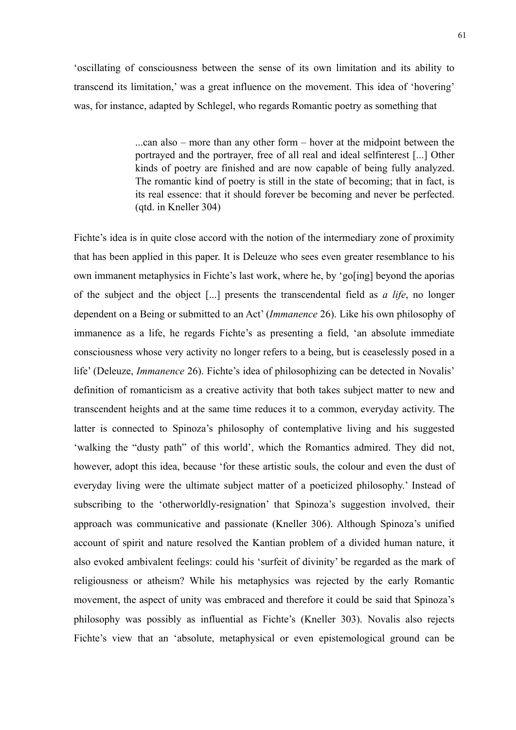'oscillating of consciousness between the sense of its own limitation and its ability to transcend its limitation,' was a great influence on the movement. This idea of 'hovering' was, for instance, adapted by Schlegel, who regards Romantic poetry as something that

> ...can also – more than any other form – hover at the midpoint between the portrayed and the portrayer, free of all real and ideal selfinterest [...] Other kinds of poetry are finished and are now capable of being fully analyzed. The romantic kind of poetry is still in the state of becoming; that in fact, is its real essence: that it should forever be becoming and never be perfected. (qtd. in Kneller 304)

Fichte's idea is in quite close accord with the notion of the intermediary zone of proximity that has been applied in this paper. It is Deleuze who sees even greater resemblance to his own immanent metaphysics in Fichte's last work, where he, by 'go[ing] beyond the aporias of the subject and the object [...] presents the transcendental field as *a life*, no longer dependent on a Being or submitted to an Act' (*Immanence* 26). Like his own philosophy of immanence as a life, he regards Fichte's as presenting a field, 'an absolute immediate consciousness whose very activity no longer refers to a being, but is ceaselessly posed in a life' (Deleuze, *Immanence* 26). Fichte's idea of philosophizing can be detected in Novalis' definition of romanticism as a creative activity that both takes subject matter to new and transcendent heights and at the same time reduces it to a common, everyday activity. The latter is connected to Spinoza's philosophy of contemplative living and his suggested 'walking the "dusty path" of this world', which the Romantics admired. They did not, however, adopt this idea, because 'for these artistic souls, the colour and even the dust of everyday living were the ultimate subject matter of a poeticized philosophy.' Instead of subscribing to the 'otherworldly-resignation' that Spinoza's suggestion involved, their approach was communicative and passionate (Kneller 306). Although Spinoza's unified account of spirit and nature resolved the Kantian problem of a divided human nature, it also evoked ambivalent feelings: could his 'surfeit of divinity' be regarded as the mark of religiousness or atheism? While his metaphysics was rejected by the early Romantic movement, the aspect of unity was embraced and therefore it could be said that Spinoza's philosophy was possibly as influential as Fichte's (Kneller 303). Novalis also rejects Fichte's view that an 'absolute, metaphysical or even epistemological ground can be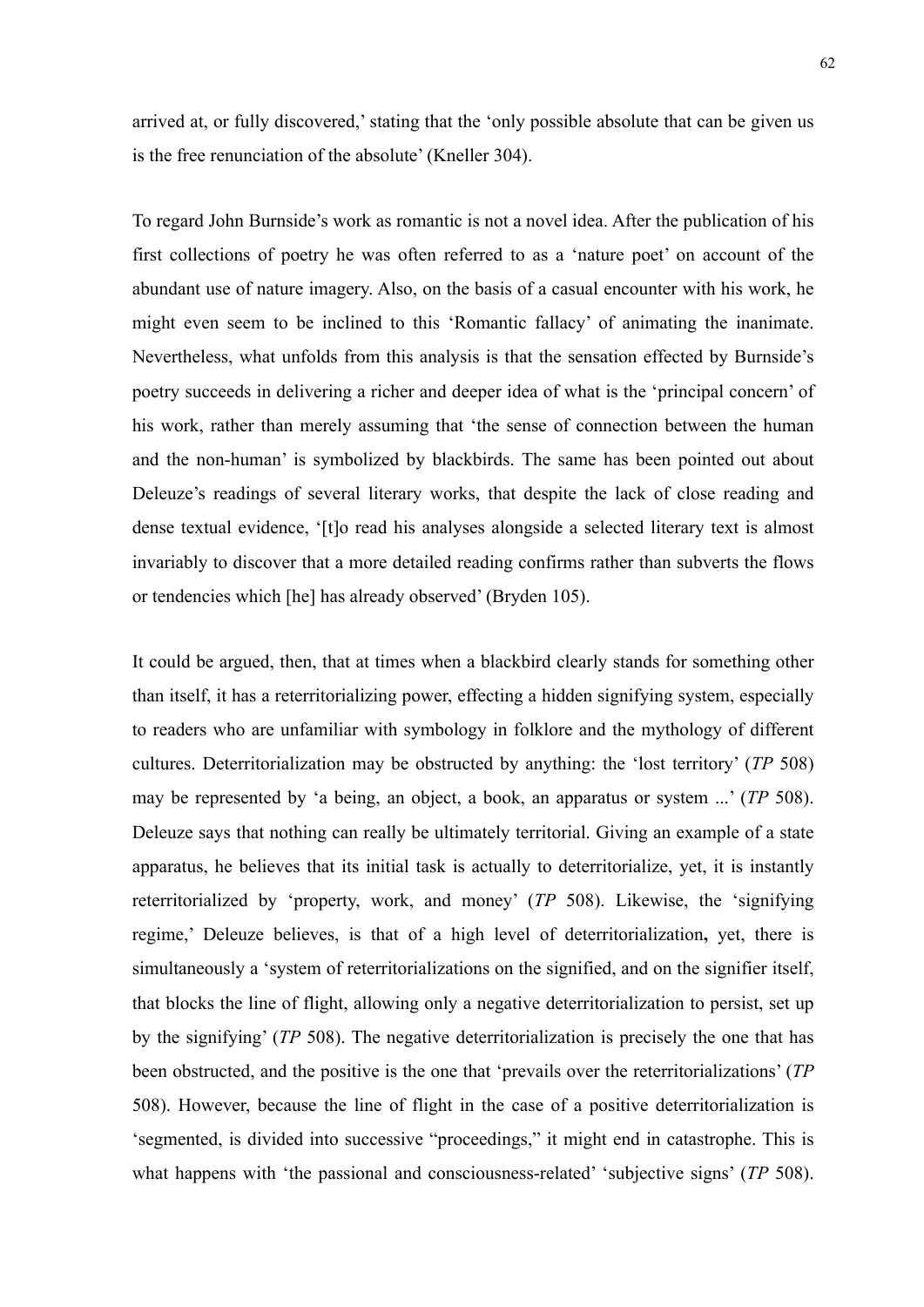arrived at, or fully discovered,' stating that the 'only possible absolute that can be given us is the free renunciation of the absolute' (Kneller 304).

To regard John Burnside's work as romantic is not a novel idea. After the publication of his first collections of poetry he was often referred to as a 'nature poet' on account of the abundant use of nature imagery. Also, on the basis of a casual encounter with his work, he might even seem to be inclined to this 'Romantic fallacy' of animating the inanimate. Nevertheless, what unfolds from this analysis is that the sensation effected by Burnside's poetry succeeds in delivering a richer and deeper idea of what is the 'principal concern' of his work, rather than merely assuming that 'the sense of connection between the human and the non-human' is symbolized by blackbirds. The same has been pointed out about Deleuze's readings of several literary works, that despite the lack of close reading and dense textual evidence, '[t]o read his analyses alongside a selected literary text is almost invariably to discover that a more detailed reading confirms rather than subverts the flows or tendencies which [he] has already observed' (Bryden 105).

It could be argued, then, that at times when a blackbird clearly stands for something other than itself, it has a reterritorializing power, effecting a hidden signifying system, especially to readers who are unfamiliar with symbology in folklore and the mythology of different cultures. Deterritorialization may be obstructed by anything: the 'lost territory' (*TP* 508) may be represented by 'a being, an object, a book, an apparatus or system ...' (*TP* 508). Deleuze says that nothing can really be ultimately territorial. Giving an example of a state apparatus, he believes that its initial task is actually to deterritorialize, yet, it is instantly reterritorialized by 'property, work, and money' (*TP* 508). Likewise, the 'signifying regime,' Deleuze believes, is that of a high level of deterritorialization**,** yet, there is simultaneously a 'system of reterritorializations on the signified, and on the signifier itself, that blocks the line of flight, allowing only a negative deterritorialization to persist, set up by the signifying' (*TP* 508). The negative deterritorialization is precisely the one that has been obstructed, and the positive is the one that 'prevails over the reterritorializations' (*TP* 508). However, because the line of flight in the case of a positive deterritorialization is 'segmented, is divided into successive "proceedings," it might end in catastrophe. This is what happens with 'the passional and consciousness-related' 'subjective signs' (*TP* 508).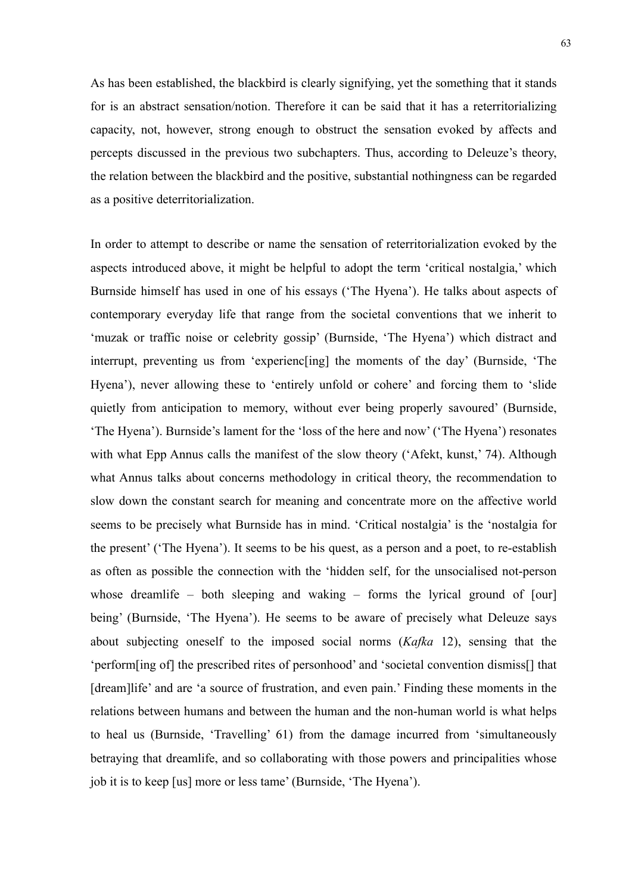As has been established, the blackbird is clearly signifying, yet the something that it stands for is an abstract sensation/notion. Therefore it can be said that it has a reterritorializing capacity, not, however, strong enough to obstruct the sensation evoked by affects and percepts discussed in the previous two subchapters. Thus, according to Deleuze's theory, the relation between the blackbird and the positive, substantial nothingness can be regarded as a positive deterritorialization.

In order to attempt to describe or name the sensation of reterritorialization evoked by the aspects introduced above, it might be helpful to adopt the term 'critical nostalgia,' which Burnside himself has used in one of his essays ('The Hyena'). He talks about aspects of contemporary everyday life that range from the societal conventions that we inherit to 'muzak or traffic noise or celebrity gossip' (Burnside, 'The Hyena') which distract and interrupt, preventing us from 'experienc[ing] the moments of the day' (Burnside, 'The Hyena'), never allowing these to 'entirely unfold or cohere' and forcing them to 'slide quietly from anticipation to memory, without ever being properly savoured' (Burnside, 'The Hyena'). Burnside's lament for the 'loss of the here and now' ('The Hyena') resonates with what Epp Annus calls the manifest of the slow theory ('Afekt, kunst,' 74). Although what Annus talks about concerns methodology in critical theory, the recommendation to slow down the constant search for meaning and concentrate more on the affective world seems to be precisely what Burnside has in mind. 'Critical nostalgia' is the 'nostalgia for the present' ('The Hyena'). It seems to be his quest, as a person and a poet, to re-establish as often as possible the connection with the 'hidden self, for the unsocialised not-person whose dreamlife – both sleeping and waking – forms the lyrical ground of [our] being' (Burnside, 'The Hyena'). He seems to be aware of precisely what Deleuze says about subjecting oneself to the imposed social norms (*Kafka* 12), sensing that the 'perform[ing of] the prescribed rites of personhood' and 'societal convention dismiss[] that [dream]life' and are 'a source of frustration, and even pain.' Finding these moments in the relations between humans and between the human and the non-human world is what helps to heal us (Burnside, 'Travelling' 61) from the damage incurred from 'simultaneously betraying that dreamlife, and so collaborating with those powers and principalities whose job it is to keep [us] more or less tame' (Burnside, 'The Hyena').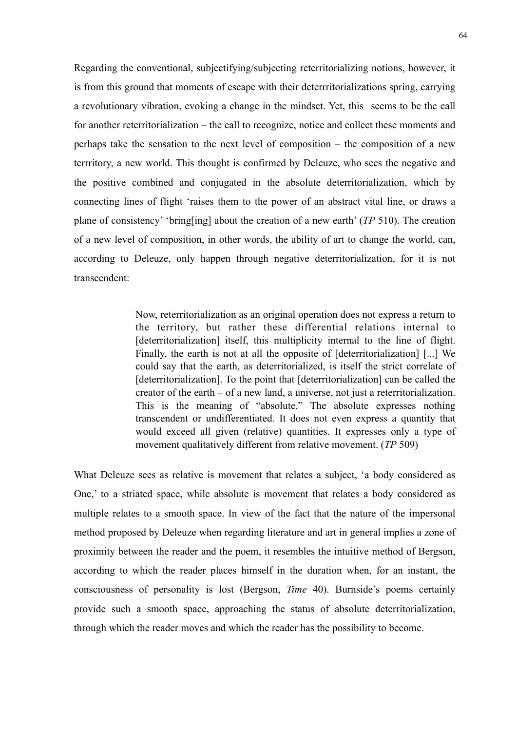Regarding the conventional, subjectifying/subjecting reterritorializing notions, however, it is from this ground that moments of escape with their deterrritorializations spring, carrying a revolutionary vibration, evoking a change in the mindset. Yet, this seems to be the call for another reterritorialization – the call to recognize, notice and collect these moments and perhaps take the sensation to the next level of composition – the composition of a new terrritory, a new world. This thought is confirmed by Deleuze, who sees the negative and the positive combined and conjugated in the absolute deterritorialization, which by connecting lines of flight 'raises them to the power of an abstract vital line, or draws a plane of consistency' 'bring[ing] about the creation of a new earth' (*TP* 510). The creation of a new level of composition, in other words, the ability of art to change the world, can, according to Deleuze, only happen through negative deterritorialization, for it is not transcendent:

> Now, reterritorialization as an original operation does not express a return to the territory, but rather these differential relations internal to [deterritorialization] itself, this multiplicity internal to the line of flight. Finally, the earth is not at all the opposite of [deterritorialization] [...] We could say that the earth, as deterritorialized, is itself the strict correlate of [deterritorialization]. To the point that [deterritorialization] can be called the creator of the earth – of a new land, a universe, not just a reterritorialization. This is the meaning of "absolute." The absolute expresses nothing transcendent or undifferentiated. It does not even express a quantity that would exceed all given (relative) quantities. It expresses only a type of movement qualitatively different from relative movement. (*TP* 509)

What Deleuze sees as relative is movement that relates a subject, 'a body considered as One,' to a striated space, while absolute is movement that relates a body considered as multiple relates to a smooth space. In view of the fact that the nature of the impersonal method proposed by Deleuze when regarding literature and art in general implies a zone of proximity between the reader and the poem, it resembles the intuitive method of Bergson, according to which the reader places himself in the duration when, for an instant, the consciousness of personality is lost (Bergson, *Time* 40). Burnside's poems certainly provide such a smooth space, approaching the status of absolute deterritorialization, through which the reader moves and which the reader has the possibility to become.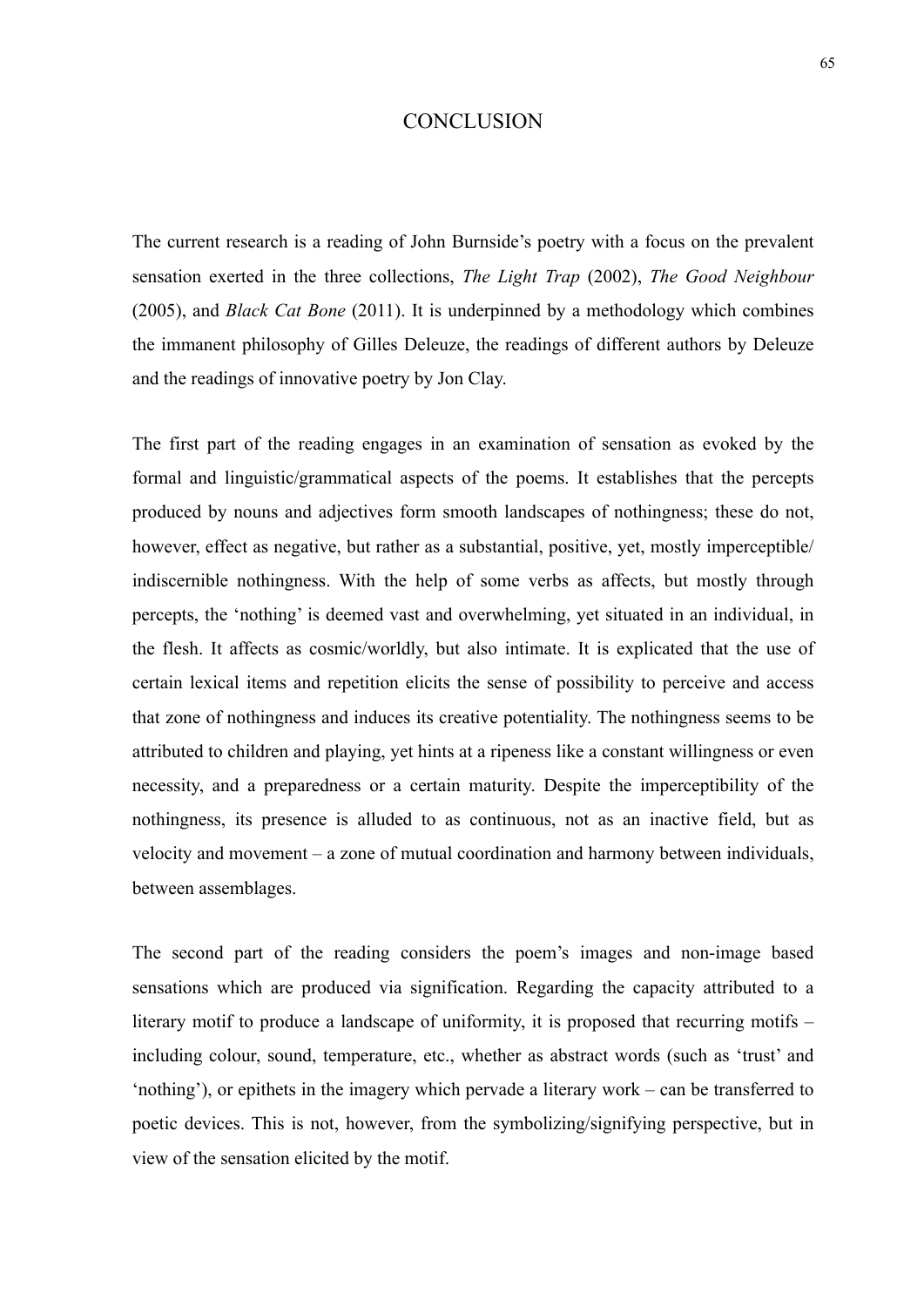# CONCLUSION

The current research is a reading of John Burnside's poetry with a focus on the prevalent sensation exerted in the three collections, *The Light Trap* (2002), *The Good Neighbour* (2005), and *Black Cat Bone* (2011). It is underpinned by a methodology which combines the immanent philosophy of Gilles Deleuze, the readings of different authors by Deleuze and the readings of innovative poetry by Jon Clay.

The first part of the reading engages in an examination of sensation as evoked by the formal and linguistic/grammatical aspects of the poems. It establishes that the percepts produced by nouns and adjectives form smooth landscapes of nothingness; these do not, however, effect as negative, but rather as a substantial, positive, yet, mostly imperceptible/ indiscernible nothingness. With the help of some verbs as affects, but mostly through percepts, the 'nothing' is deemed vast and overwhelming, yet situated in an individual, in the flesh. It affects as cosmic/worldly, but also intimate. It is explicated that the use of certain lexical items and repetition elicits the sense of possibility to perceive and access that zone of nothingness and induces its creative potentiality. The nothingness seems to be attributed to children and playing, yet hints at a ripeness like a constant willingness or even necessity, and a preparedness or a certain maturity. Despite the imperceptibility of the nothingness, its presence is alluded to as continuous, not as an inactive field, but as velocity and movement – a zone of mutual coordination and harmony between individuals, between assemblages.

The second part of the reading considers the poem's images and non-image based sensations which are produced via signification. Regarding the capacity attributed to a literary motif to produce a landscape of uniformity, it is proposed that recurring motifs – including colour, sound, temperature, etc., whether as abstract words (such as 'trust' and 'nothing'), or epithets in the imagery which pervade a literary work – can be transferred to poetic devices. This is not, however, from the symbolizing/signifying perspective, but in view of the sensation elicited by the motif.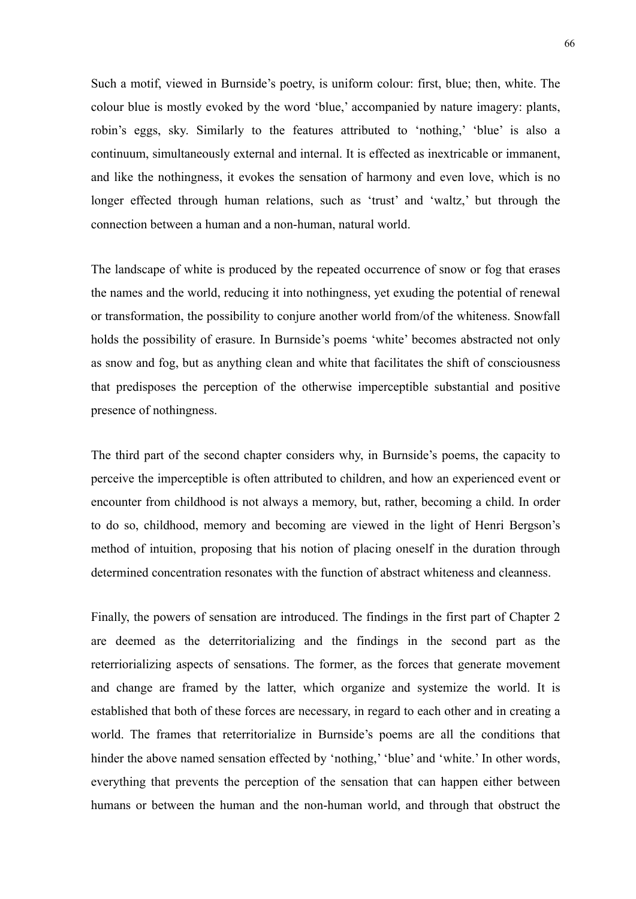Such a motif, viewed in Burnside's poetry, is uniform colour: first, blue; then, white. The colour blue is mostly evoked by the word 'blue,' accompanied by nature imagery: plants, robin's eggs, sky. Similarly to the features attributed to 'nothing,' 'blue' is also a continuum, simultaneously external and internal. It is effected as inextricable or immanent, and like the nothingness, it evokes the sensation of harmony and even love, which is no longer effected through human relations, such as 'trust' and 'waltz,' but through the connection between a human and a non-human, natural world.

The landscape of white is produced by the repeated occurrence of snow or fog that erases the names and the world, reducing it into nothingness, yet exuding the potential of renewal or transformation, the possibility to conjure another world from/of the whiteness. Snowfall holds the possibility of erasure. In Burnside's poems 'white' becomes abstracted not only as snow and fog, but as anything clean and white that facilitates the shift of consciousness that predisposes the perception of the otherwise imperceptible substantial and positive presence of nothingness.

The third part of the second chapter considers why, in Burnside's poems, the capacity to perceive the imperceptible is often attributed to children, and how an experienced event or encounter from childhood is not always a memory, but, rather, becoming a child. In order to do so, childhood, memory and becoming are viewed in the light of Henri Bergson's method of intuition, proposing that his notion of placing oneself in the duration through determined concentration resonates with the function of abstract whiteness and cleanness.

Finally, the powers of sensation are introduced. The findings in the first part of Chapter 2 are deemed as the deterritorializing and the findings in the second part as the reterriorializing aspects of sensations. The former, as the forces that generate movement and change are framed by the latter, which organize and systemize the world. It is established that both of these forces are necessary, in regard to each other and in creating a world. The frames that reterritorialize in Burnside's poems are all the conditions that hinder the above named sensation effected by 'nothing,' 'blue' and 'white.' In other words, everything that prevents the perception of the sensation that can happen either between humans or between the human and the non-human world, and through that obstruct the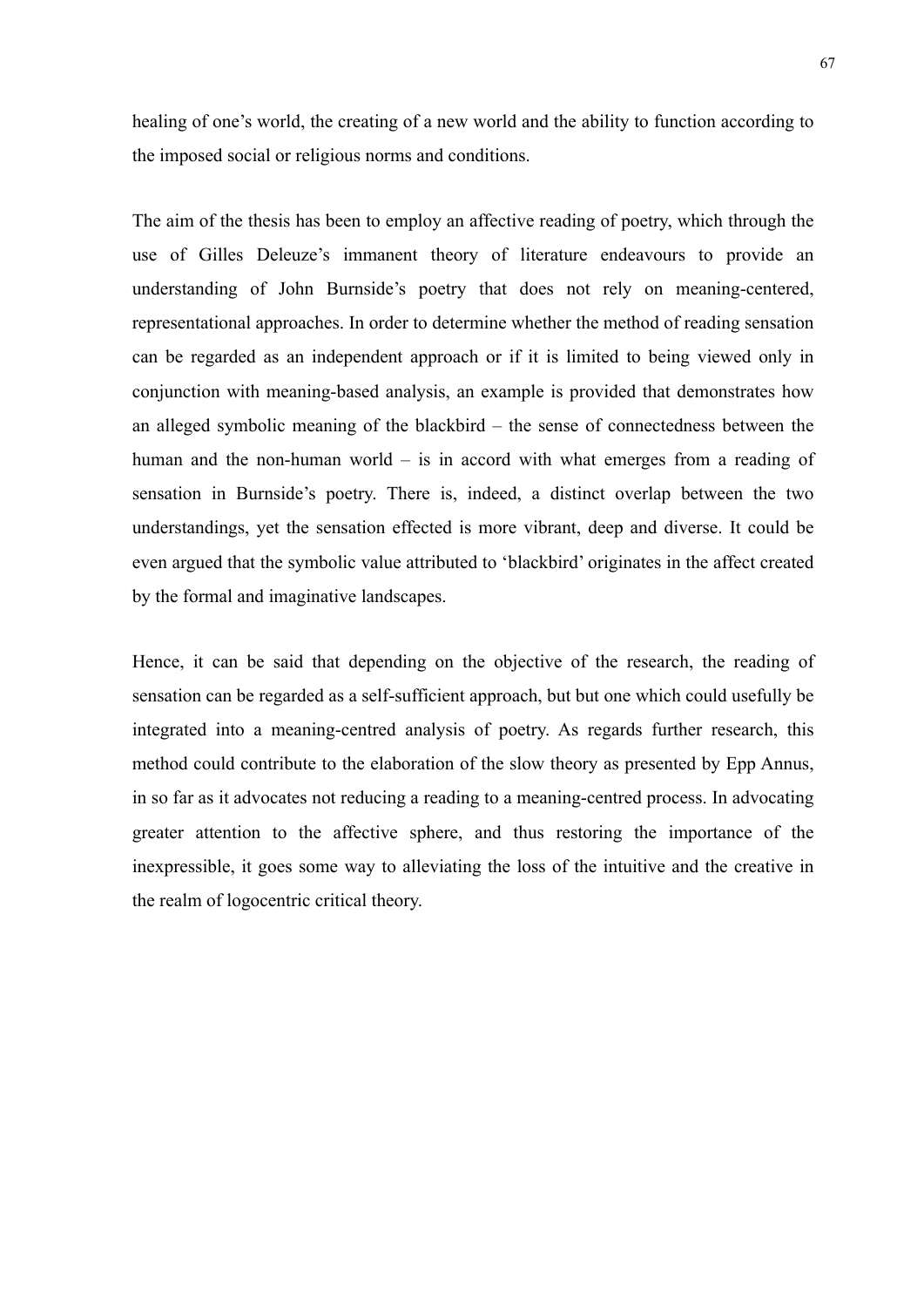healing of one's world, the creating of a new world and the ability to function according to the imposed social or religious norms and conditions.

The aim of the thesis has been to employ an affective reading of poetry, which through the use of Gilles Deleuze's immanent theory of literature endeavours to provide an understanding of John Burnside's poetry that does not rely on meaning-centered, representational approaches. In order to determine whether the method of reading sensation can be regarded as an independent approach or if it is limited to being viewed only in conjunction with meaning-based analysis, an example is provided that demonstrates how an alleged symbolic meaning of the blackbird – the sense of connectedness between the human and the non-human world – is in accord with what emerges from a reading of sensation in Burnside's poetry. There is, indeed, a distinct overlap between the two understandings, yet the sensation effected is more vibrant, deep and diverse. It could be even argued that the symbolic value attributed to 'blackbird' originates in the affect created by the formal and imaginative landscapes.

Hence, it can be said that depending on the objective of the research, the reading of sensation can be regarded as a self-sufficient approach, but but one which could usefully be integrated into a meaning-centred analysis of poetry. As regards further research, this method could contribute to the elaboration of the slow theory as presented by Epp Annus, in so far as it advocates not reducing a reading to a meaning-centred process. In advocating greater attention to the affective sphere, and thus restoring the importance of the inexpressible, it goes some way to alleviating the loss of the intuitive and the creative in the realm of logocentric critical theory.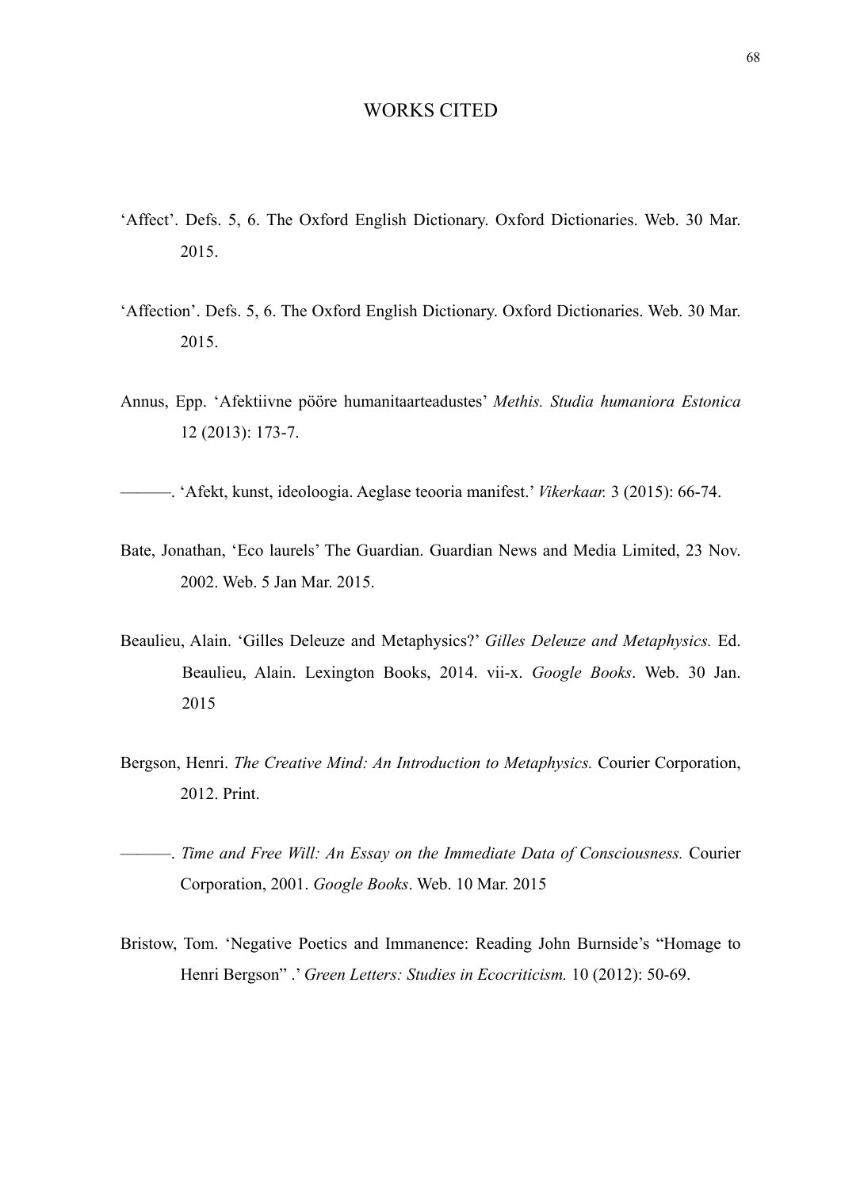# WORKS CITED

'Affect'. Defs. 5, 6. The Oxford English Dictionary. Oxford Dictionaries. Web. 30 Mar. 2015.

'Affection'. Defs. 5, 6. The Oxford English Dictionary. Oxford Dictionaries. Web. 30 Mar. 2015.

Annus, Epp. 'Afektiivne pööre humanitaarteadustes' *Methis. Studia humaniora Estonica* 12 (2013): 173-7.

———. 'Afekt, kunst, ideoloogia. Aeglase teooria manifest.' *Vikerkaar.* 3 (2015): 66-74.

Bate, Jonathan, 'Eco laurels' The Guardian. Guardian News and Media Limited, 23 Nov. 2002. Web. 5 Jan Mar. 2015.

Beaulieu, Alain. 'Gilles Deleuze and Metaphysics?' *Gilles Deleuze and Metaphysics.* Ed. Beaulieu, Alain. Lexington Books, 2014. vii-x. *Google Books*. Web. 30 Jan. 2015

Bergson, Henri. *The Creative Mind: An Introduction to Metaphysics.* Courier Corporation, 2012. Print.

———. *Time and Free Will: An Essay on the Immediate Data of Consciousness.* Courier Corporation, 2001. *Google Books*. Web. 10 Mar. 2015

Bristow, Tom. 'Negative Poetics and Immanence: Reading John Burnside's "Homage to Henri Bergson" .' *Green Letters: Studies in Ecocriticism.* 10 (2012): 50-69.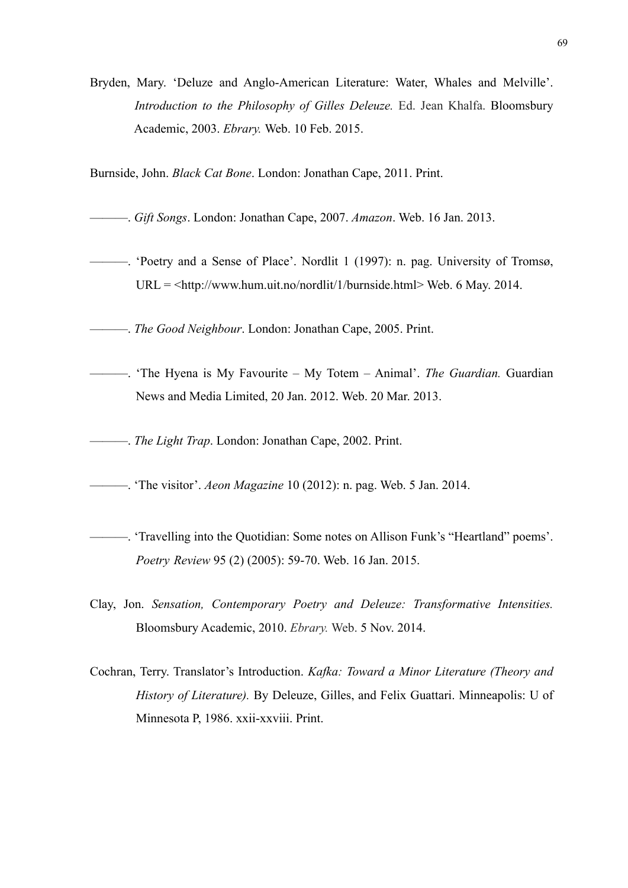Bryden, Mary. 'Deluze and Anglo-American Literature: Water, Whales and Melville'. *Introduction to the Philosophy of Gilles Deleuze.* Ed. Jean Khalfa. Bloomsbury Academic, 2003. *Ebrary.* Web. 10 Feb. 2015.

Burnside, John. *Black Cat Bone*. London: Jonathan Cape, 2011. Print.

———. *Gift Songs*. London: Jonathan Cape, 2007. *Amazon*. Web. 16 Jan. 2013.

———. 'Poetry and a Sense of Place'. Nordlit 1 (1997): n. pag. University of Tromsø, URL = <http://www.hum.uit.no/nordlit/1/burnside.html> Web. 6 May. 2014.

———. *The Good Neighbour*. London: Jonathan Cape, 2005. Print.

———. 'The Hyena is My Favourite – My Totem – Animal'. *The Guardian.* Guardian News and Media Limited, 20 Jan. 2012. Web. 20 Mar. 2013.

———. *The Light Trap*. London: Jonathan Cape, 2002. Print.

———. 'The visitor'. *Aeon Magazine* 10 (2012): n. pag. Web. 5 Jan. 2014.

———. 'Travelling into the Quotidian: Some notes on Allison Funk's "Heartland" poems'. *Poetry Review* 95 (2) (2005): 59-70. Web. 16 Jan. 2015.

Clay, Jon. *Sensation, Contemporary Poetry and Deleuze: Transformative Intensities.* Bloomsbury Academic, 2010. *Ebrary.* Web. 5 Nov. 2014.

Cochran, Terry. Translator's Introduction. *Kafka: Toward a Minor Literature (Theory and History of Literature).* By Deleuze, Gilles, and Felix Guattari. Minneapolis: U of Minnesota P, 1986. xxii-xxviii. Print.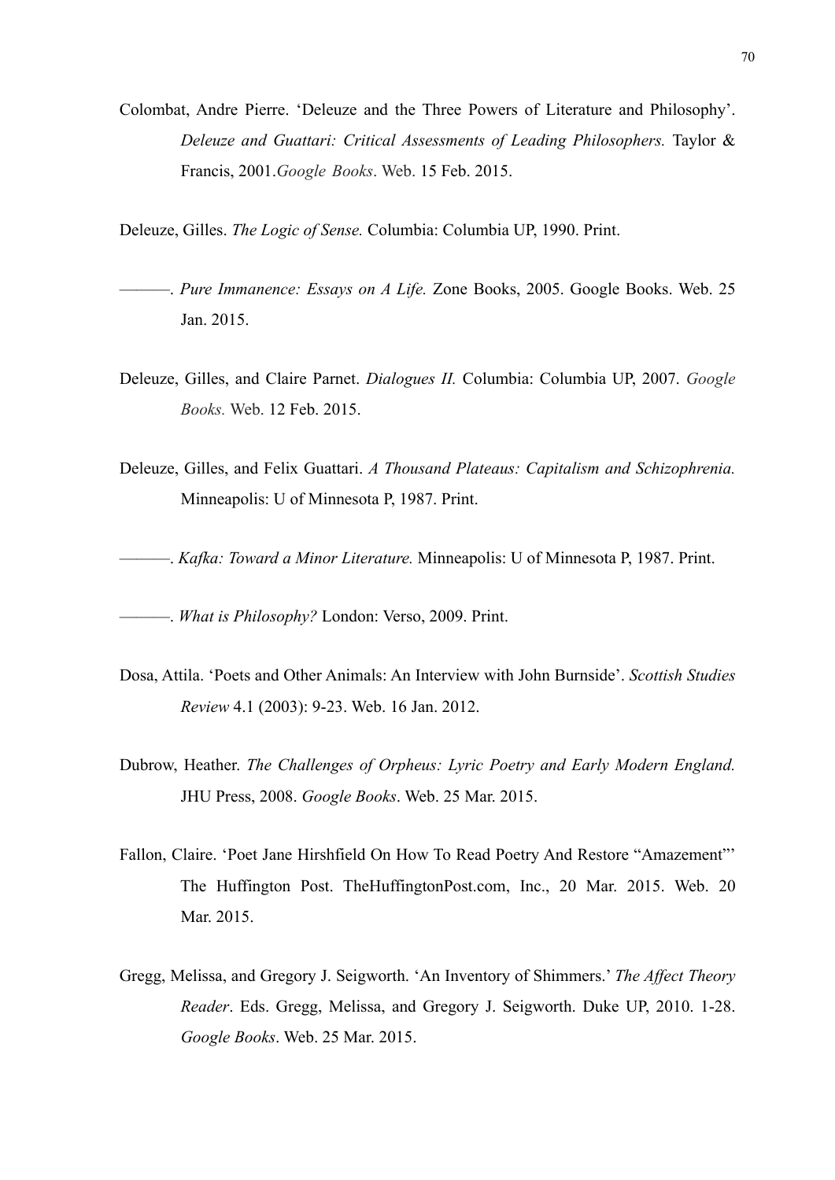Colombat, Andre Pierre. 'Deleuze and the Three Powers of Literature and Philosophy'. *Deleuze and Guattari: Critical Assessments of Leading Philosophers.* Taylor & Francis, 2001.*Google Books*. Web. 15 Feb. 2015.

Deleuze, Gilles. *The Logic of Sense.* Columbia: Columbia UP, 1990. Print.

———. *Pure Immanence: Essays on A Life.* Zone Books, 2005. Google Books. Web. 25 Jan. 2015.

Deleuze, Gilles, and Claire Parnet. *Dialogues II.* Columbia: Columbia UP, 2007. *Google Books.* Web. 12 Feb. 2015.

Deleuze, Gilles, and Felix Guattari. *A Thousand Plateaus: Capitalism and Schizophrenia.* Minneapolis: U of Minnesota P, 1987. Print.

———. *Kafka: Toward a Minor Literature.* Minneapolis: U of Minnesota P, 1987. Print.

———. *What is Philosophy?* London: Verso, 2009. Print.

Dosa, Attila. 'Poets and Other Animals: An Interview with John Burnside'. *Scottish Studies Review* 4.1 (2003): 9-23. Web. 16 Jan. 2012.

Dubrow, Heather. *The Challenges of Orpheus: Lyric Poetry and Early Modern England.* JHU Press, 2008. *Google Books*. Web. 25 Mar. 2015.

Fallon, Claire. 'Poet Jane Hirshfield On How To Read Poetry And Restore "Amazement"' The Huffington Post. TheHuffingtonPost.com, Inc., 20 Mar. 2015. Web. 20 Mar. 2015.

Gregg, Melissa, and Gregory J. Seigworth. 'An Inventory of Shimmers.' *The Affect Theory Reader*. Eds. Gregg, Melissa, and Gregory J. Seigworth. Duke UP, 2010. 1-28. *Google Books*. Web. 25 Mar. 2015.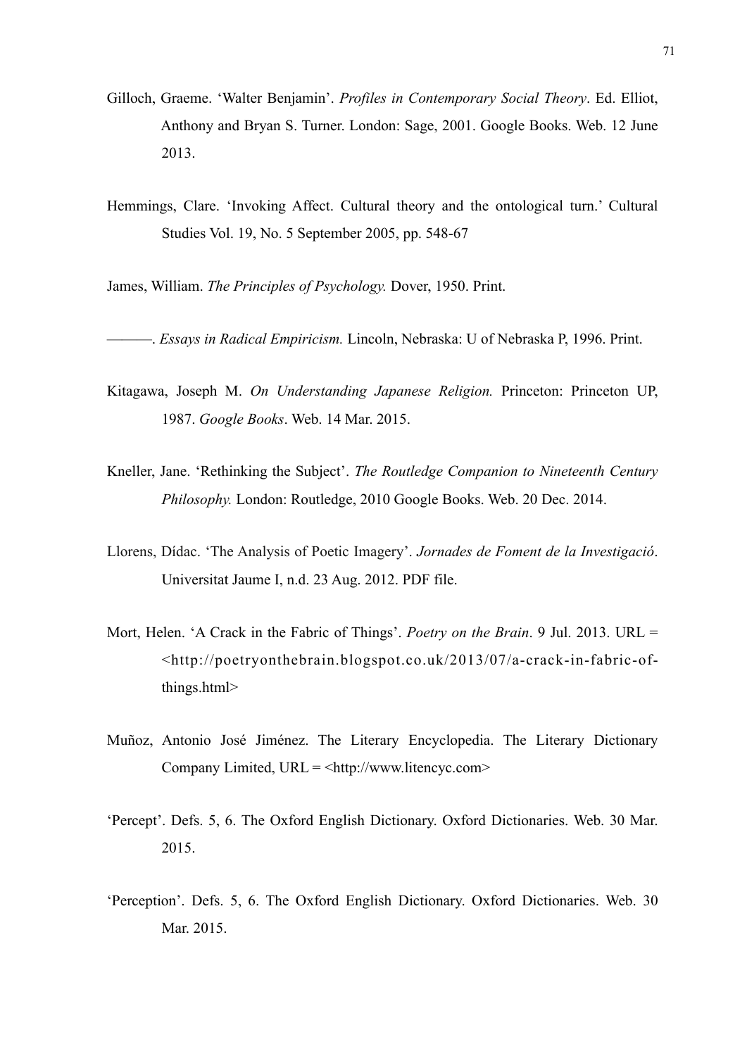Gilloch, Graeme. 'Walter Benjamin'. *Profiles in Contemporary Social Theory*. Ed. Elliot, Anthony and Bryan S. Turner. London: Sage, 2001. Google Books. Web. 12 June 2013.

Hemmings, Clare. 'Invoking Affect. Cultural theory and the ontological turn.' Cultural Studies Vol. 19, No. 5 September 2005, pp. 548-67

James, William. *The Principles of Psychology.* Dover, 1950. Print.

———. *Essays in Radical Empiricism.* Lincoln, Nebraska: U of Nebraska P, 1996. Print.

Kitagawa, Joseph M. *On Understanding Japanese Religion.* Princeton: Princeton UP, 1987. *Google Books*. Web. 14 Mar. 2015.

Kneller, Jane. 'Rethinking the Subject'. *The Routledge Companion to Nineteenth Century Philosophy.* London: Routledge, 2010 Google Books. Web. 20 Dec. 2014.

Llorens, Dídac. 'The Analysis of Poetic Imagery'. *Jornades de Foment de la Investigació*. Universitat Jaume I, n.d. 23 Aug. 2012. PDF file.

Mort, Helen. 'A Crack in the Fabric of Things'. *Poetry on the Brain*. 9 Jul. 2013. URL = <http://poetryonthebrain.blogspot.co.uk/2013/07/a-crack-in-fabric-of-things.html>

Muñoz, Antonio José Jiménez. The Literary Encyclopedia. The Literary Dictionary Company Limited, URL = <http://www.litencyc.com>

'Percept'. Defs. 5, 6. The Oxford English Dictionary. Oxford Dictionaries. Web. 30 Mar. 2015.

'Perception'. Defs. 5, 6. The Oxford English Dictionary. Oxford Dictionaries. Web. 30 Mar. 2015.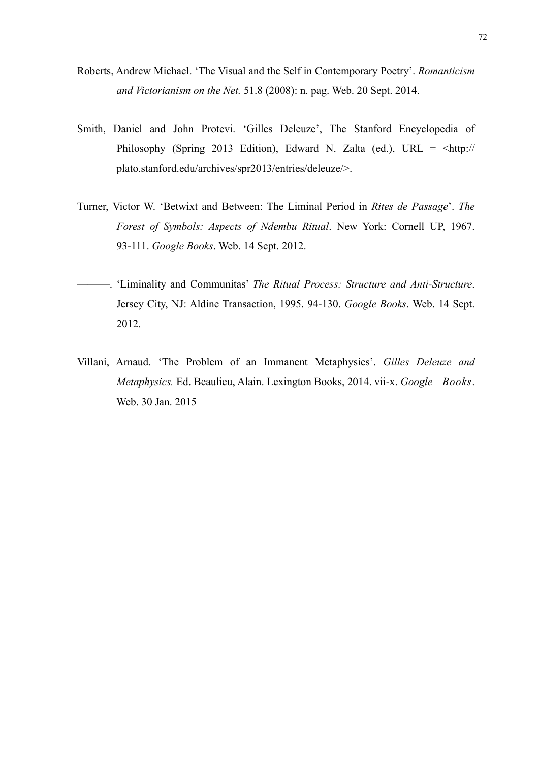Roberts, Andrew Michael. 'The Visual and the Self in Contemporary Poetry'. *Romanticism and Victorianism on the Net.* 51.8 (2008): n. pag. Web. 20 Sept. 2014.

Smith, Daniel and John Protevi. 'Gilles Deleuze', The Stanford Encyclopedia of Philosophy (Spring 2013 Edition), Edward N. Zalta (ed.), URL = <http://plato.stanford.edu/archives/spr2013/entries/deleuze/>.

Turner, Victor W. 'Betwixt and Between: The Liminal Period in *Rites de Passage*'. *The Forest of Symbols: Aspects of Ndembu Ritual*. New York: Cornell UP, 1967. 93-111. *Google Books*. Web. 14 Sept. 2012.

———. 'Liminality and Communitas' *The Ritual Process: Structure and Anti-Structure*. Jersey City, NJ: Aldine Transaction, 1995. 94-130. *Google Books*. Web. 14 Sept. 2012.

Villani, Arnaud. 'The Problem of an Immanent Metaphysics'. *Gilles Deleuze and Metaphysics.* Ed. Beaulieu, Alain. Lexington Books, 2014. vii-x. *Google Books*. Web. 30 Jan. 2015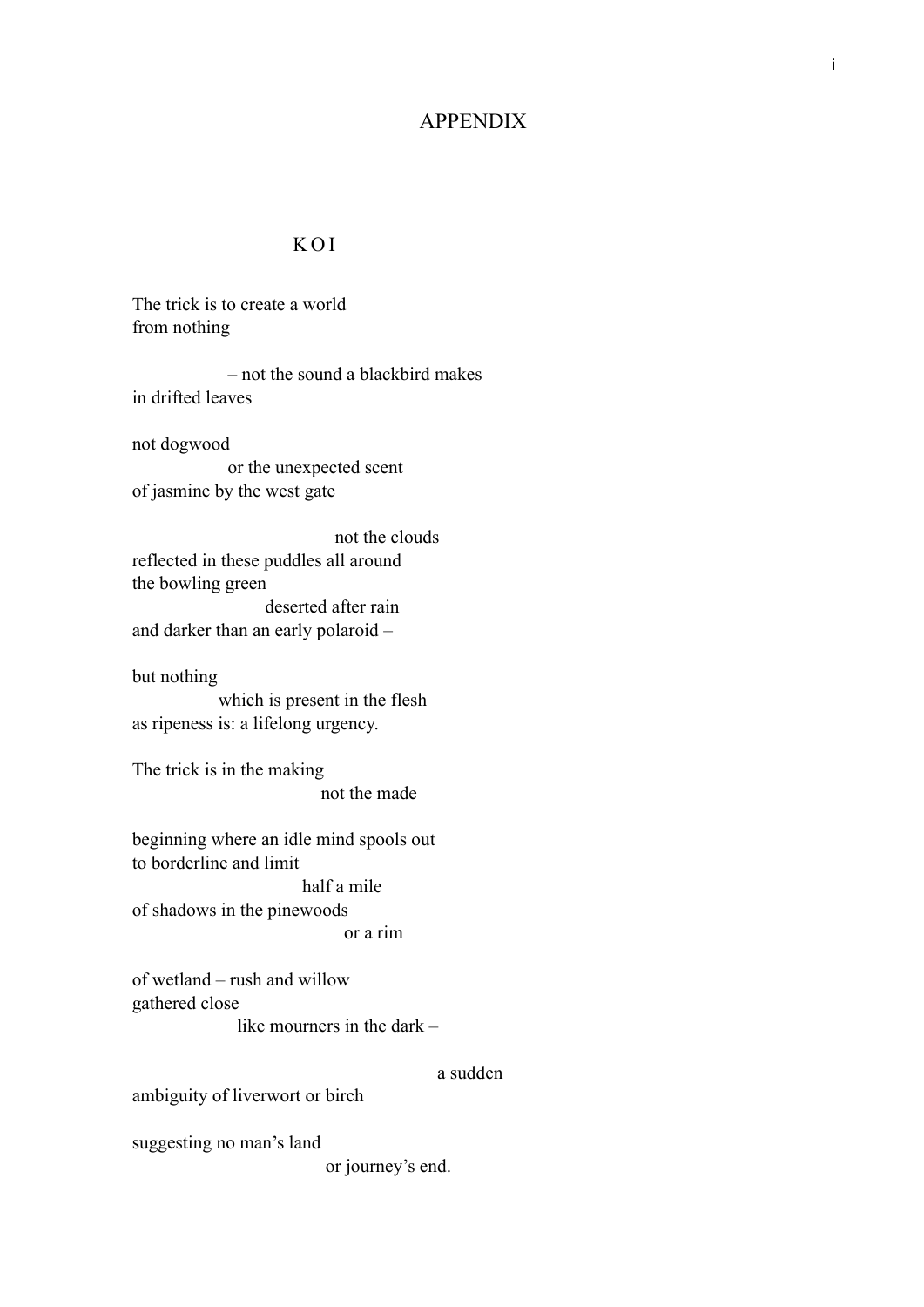# APPENDIX

## K O I

The trick is to create a world  
from nothing

&emsp;&emsp;&emsp;&emsp;&emsp;&emsp;– not the sound a blackbird makes  
in drifted leaves

not dogwood  
&emsp;&emsp;&emsp;&emsp;&emsp;&emsp;or the unexpected scent  
of jasmine by the west gate

&emsp;&emsp;&emsp;&emsp;&emsp;&emsp;&emsp;&emsp;&emsp;&emsp;&emsp;&emsp;not the clouds  
reflected in these puddles all around  
the bowling green  
&emsp;&emsp;&emsp;&emsp;&emsp;&emsp;&emsp;&emsp;deserted after rain  
and darker than an early polaroid –

but nothing  
&emsp;&emsp;&emsp;&emsp;&emsp;which is present in the flesh  
as ripeness is: a lifelong urgency.

The trick is in the making  
&emsp;&emsp;&emsp;&emsp;&emsp;&emsp;&emsp;&emsp;&emsp;&emsp;&emsp;not the made

beginning where an idle mind spools out  
to borderline and limit  
&emsp;&emsp;&emsp;&emsp;&emsp;&emsp;&emsp;&emsp;&emsp;&emsp;half a mile  
of shadows in the pinewoods  
&emsp;&emsp;&emsp;&emsp;&emsp;&emsp;&emsp;&emsp;&emsp;&emsp;&emsp;&emsp;or a rim

of wetland – rush and willow  
gathered close  
&emsp;&emsp;&emsp;&emsp;&emsp;&emsp;&emsp;like mourners in the dark –

&emsp;&emsp;&emsp;&emsp;&emsp;&emsp;&emsp;&emsp;&emsp;&emsp;&emsp;&emsp;&emsp;&emsp;&emsp;&emsp;a sudden  
ambiguity of liverwort or birch

suggesting no man's land  
&emsp;&emsp;&emsp;&emsp;&emsp;&emsp;&emsp;&emsp;&emsp;&emsp;&emsp;or journey's end.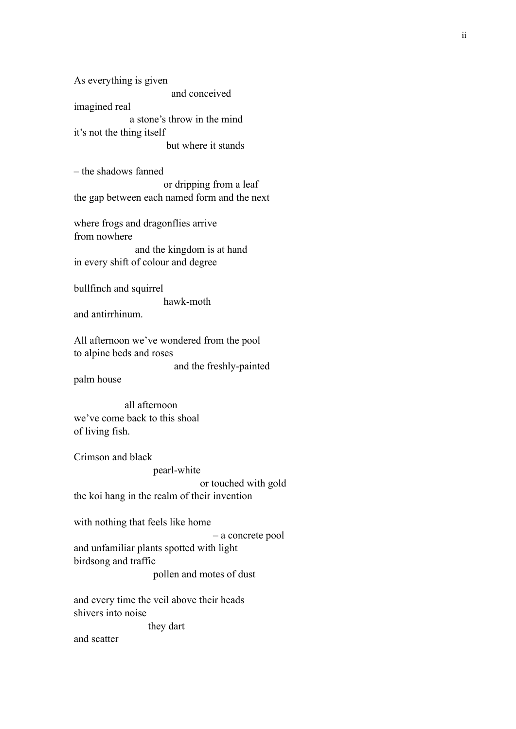As everything is given
                                    and conceived
imagined real
                    a stone's throw in the mind
it's not the thing itself
                                    but where it stands

– the shadows fanned
                                    or dripping from a leaf
the gap between each named form and the next

where frogs and dragonflies arrive
from nowhere
                    and the kingdom is at hand
in every shift of colour and degree

bullfinch and squirrel
                                    hawk-moth
and antirrhinum.

All afternoon we've wondered from the pool
to alpine beds and roses
                                    and the freshly-painted
palm house

                    all afternoon
we've come back to this shoal
of living fish.

Crimson and black
                              pearl-white
                                             or touched with gold
the koi hang in the realm of their invention

with nothing that feels like home
                                                  – a concrete pool
and unfamiliar plants spotted with light
birdsong and traffic
                              pollen and motes of dust

and every time the veil above their heads
shivers into noise
                         they dart
and scatter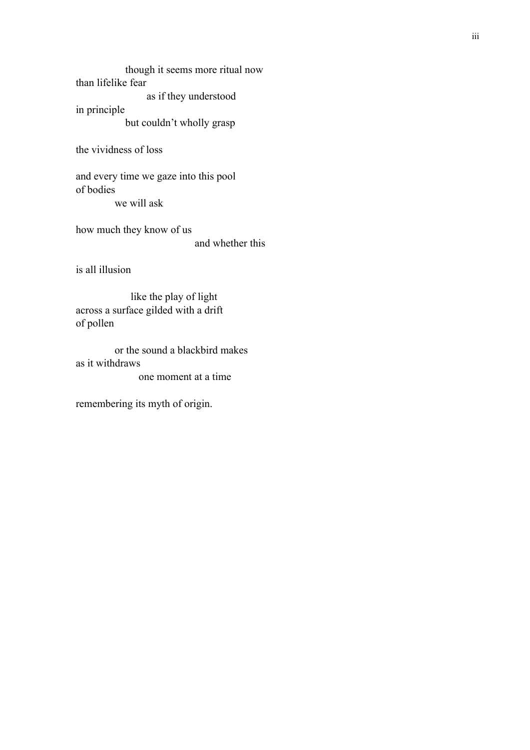though it seems more ritual now  
than lifelike fear  
as if they understood  
in principle  
but couldn't wholly grasp

the vividness of loss

and every time we gaze into this pool  
of bodies  
we will ask

how much they know of us  
and whether this

is all illusion

like the play of light  
across a surface gilded with a drift  
of pollen

or the sound a blackbird makes  
as it withdraws  
one moment at a time

remembering its myth of origin.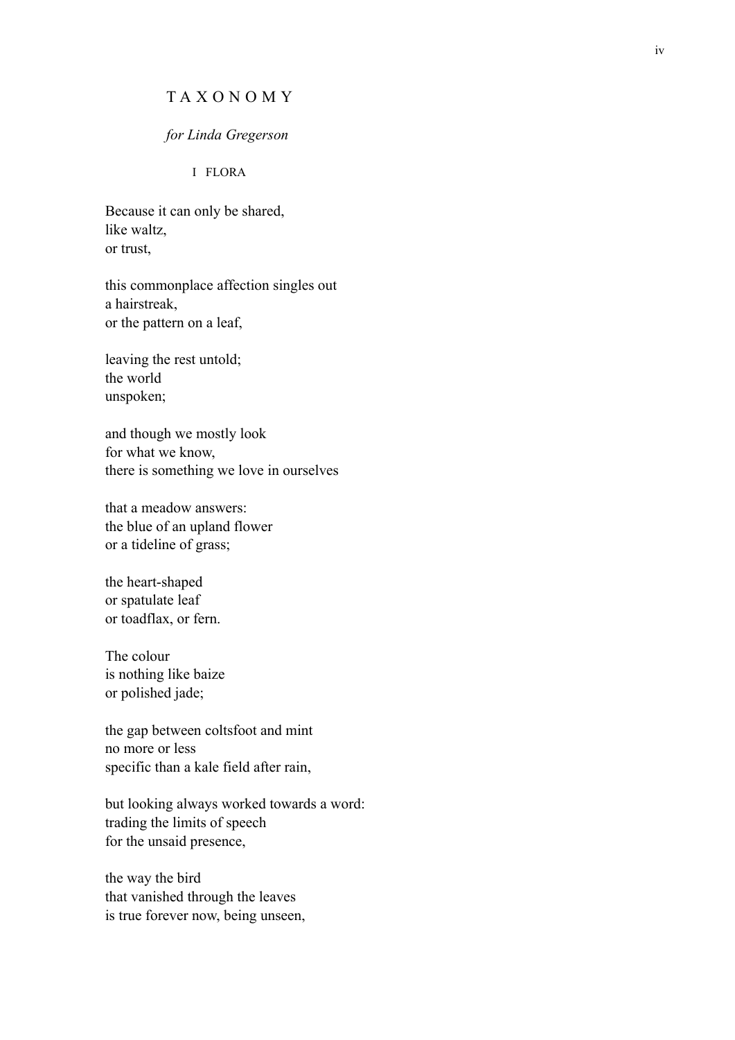# T A X O N O M Y

*for Linda Gregerson*

## I FLORA

Because it can only be shared,  
like waltz,  
or trust,

this commonplace affection singles out  
a hairstreak,  
or the pattern on a leaf,

leaving the rest untold;  
the world  
unspoken;

and though we mostly look  
for what we know,  
there is something we love in ourselves

that a meadow answers:  
the blue of an upland flower  
or a tideline of grass;

the heart-shaped  
or spatulate leaf  
or toadflax, or fern.

The colour  
is nothing like baize  
or polished jade;

the gap between coltsfoot and mint  
no more or less  
specific than a kale field after rain,

but looking always worked towards a word:  
trading the limits of speech  
for the unsaid presence,

the way the bird  
that vanished through the leaves  
is true forever now, being unseen,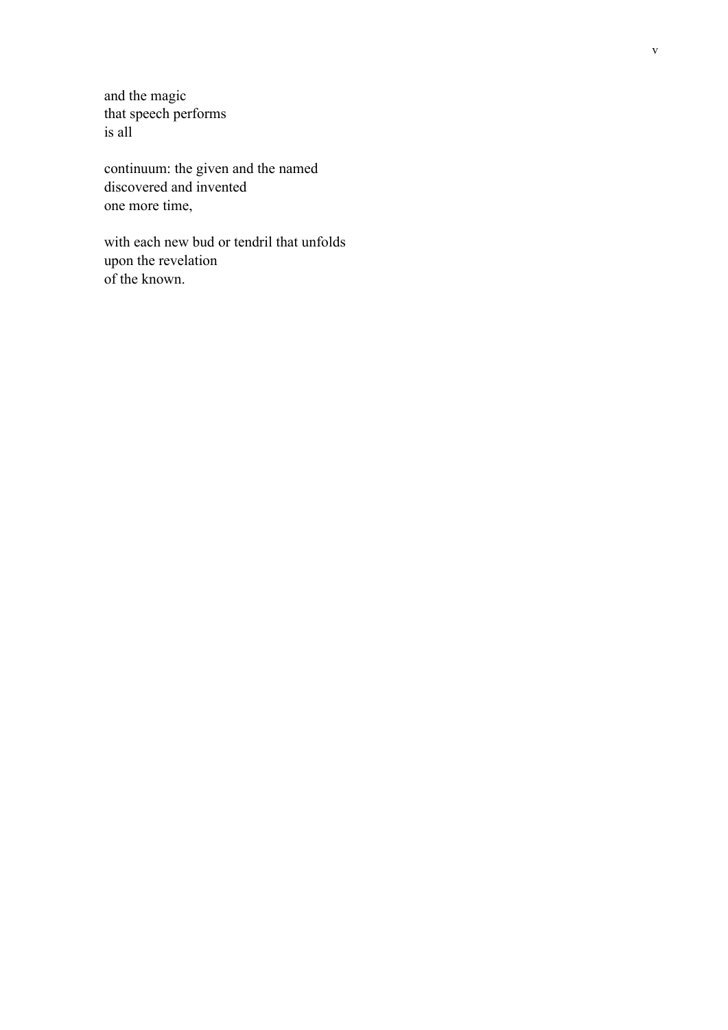and the magic  
that speech performs  
is all

continuum: the given and the named  
discovered and invented  
one more time,

with each new bud or tendril that unfolds  
upon the revelation  
of the known.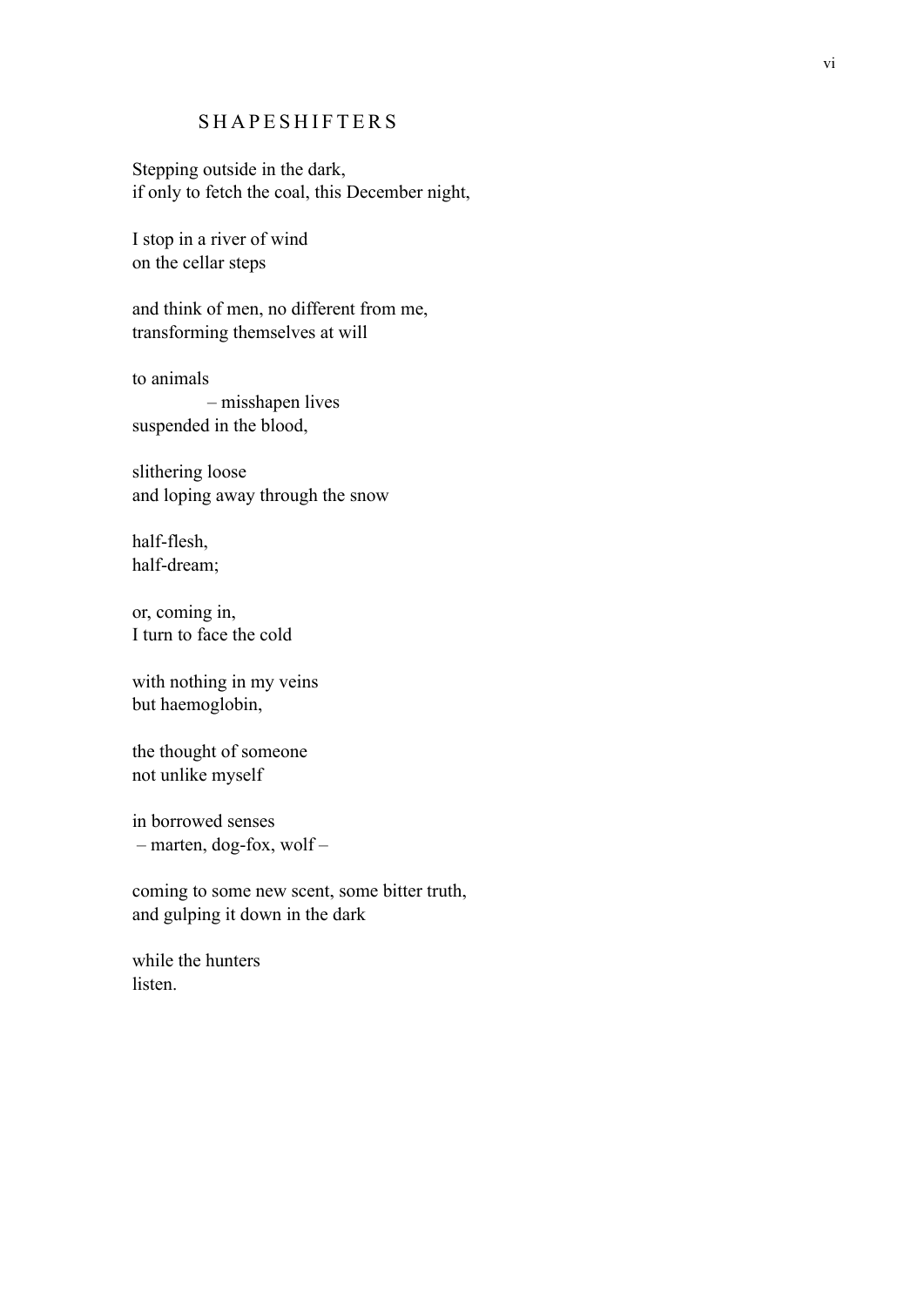## SHAPESHIFTERS

Stepping outside in the dark,  
if only to fetch the coal, this December night,

I stop in a river of wind  
on the cellar steps

and think of men, no different from me,  
transforming themselves at will

to animals  
  – misshapen lives  
suspended in the blood,

slithering loose  
and loping away through the snow

half-flesh,  
half-dream;

or, coming in,  
I turn to face the cold

with nothing in my veins  
but haemoglobin,

the thought of someone  
not unlike myself

in borrowed senses  
– marten, dog-fox, wolf –

coming to some new scent, some bitter truth,  
and gulping it down in the dark

while the hunters  
listen.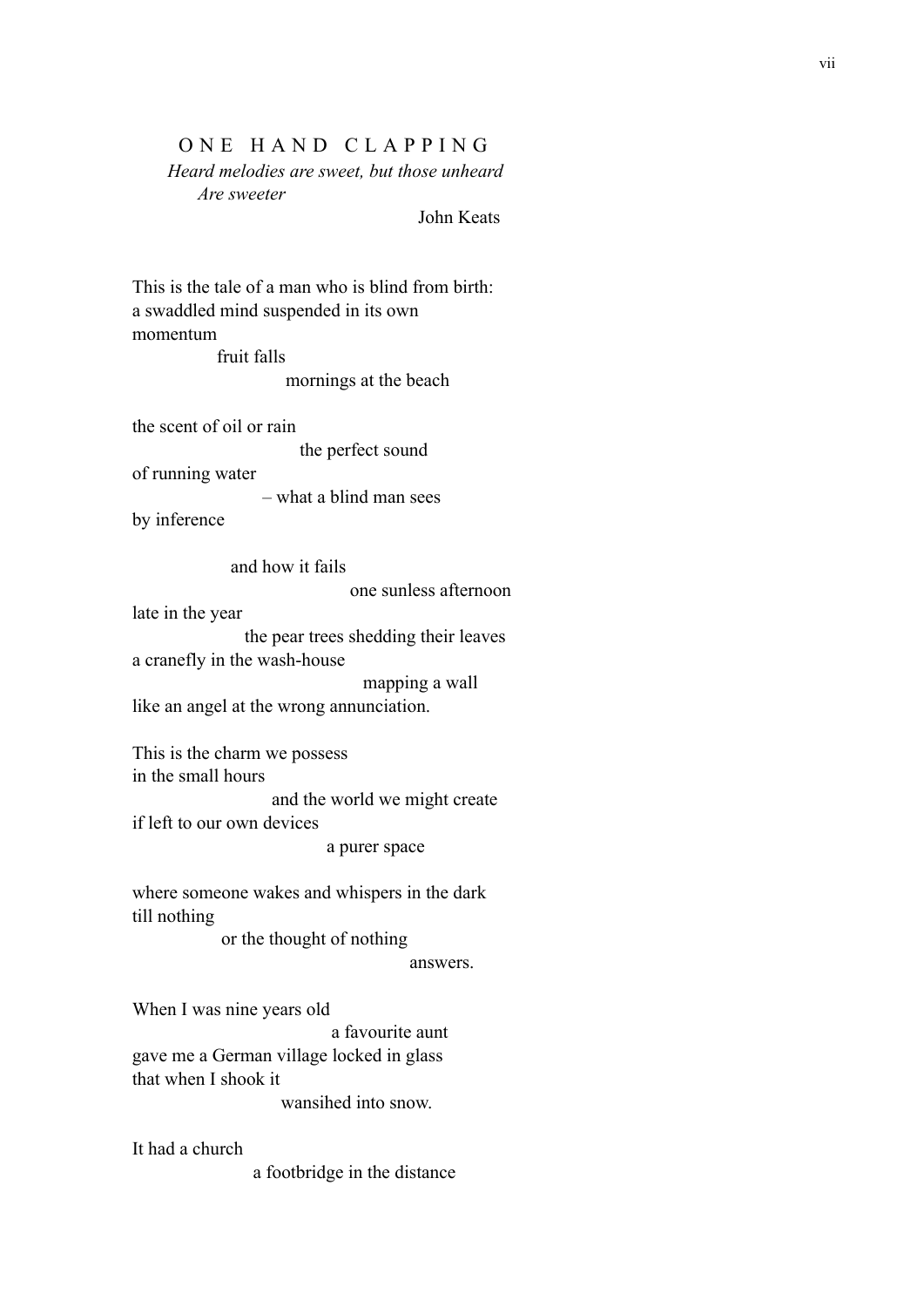## ONE HAND CLAPPING

*Heard melodies are sweet, but those unheard*
*Are sweeter*

John Keats

This is the tale of a man who is blind from birth:
a swaddled mind suspended in its own
momentum
fruit falls
mornings at the beach

the scent of oil or rain
the perfect sound
of running water
– what a blind man sees
by inference

and how it fails
one sunless afternoon
late in the year
the pear trees shedding their leaves
a cranefly in the wash-house
mapping a wall
like an angel at the wrong annunciation.

This is the charm we possess
in the small hours
and the world we might create
if left to our own devices
a purer space

where someone wakes and whispers in the dark
till nothing
or the thought of nothing
answers.

When I was nine years old
a favourite aunt
gave me a German village locked in glass
that when I shook it
wansihed into snow.

It had a church
a footbridge in the distance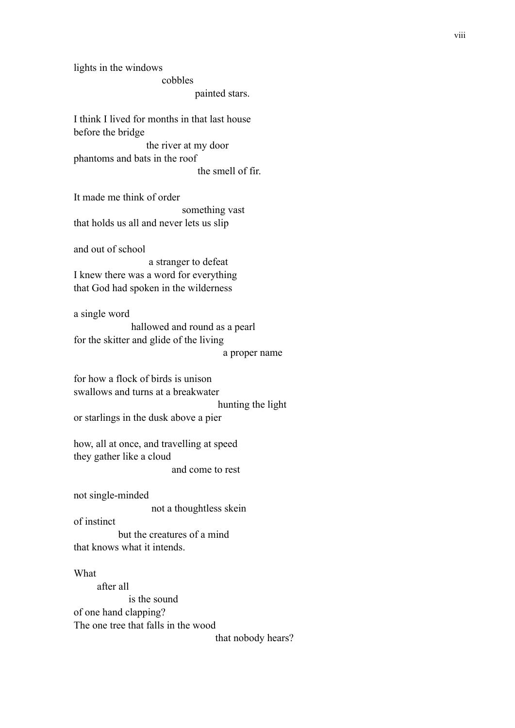lights in the windows
                                cobbles
                                            painted stars.

I think I lived for months in that last house
before the bridge
                         the river at my door
phantoms and bats in the roof
                                            the smell of fir.

It made me think of order
                                    something vast
that holds us all and never lets us slip

and out of school
                         a stranger to defeat
I knew there was a word for everything
that God had spoken in the wilderness

a single word
                   hallowed and round as a pearl
for the skitter and glide of the living
                                                      a proper name

for how a flock of birds is unison
swallows and turns at a breakwater
                                                    hunting the light
or starlings in the dusk above a pier

how, all at once, and travelling at speed
they gather like a cloud
                                   and come to rest

not single-minded
                          not a thoughtless skein
of instinct
                 but the creatures of a mind
that knows what it intends.

What
       after all
                   is the sound
of one hand clapping?
The one tree that falls in the wood
                                                    that nobody hears?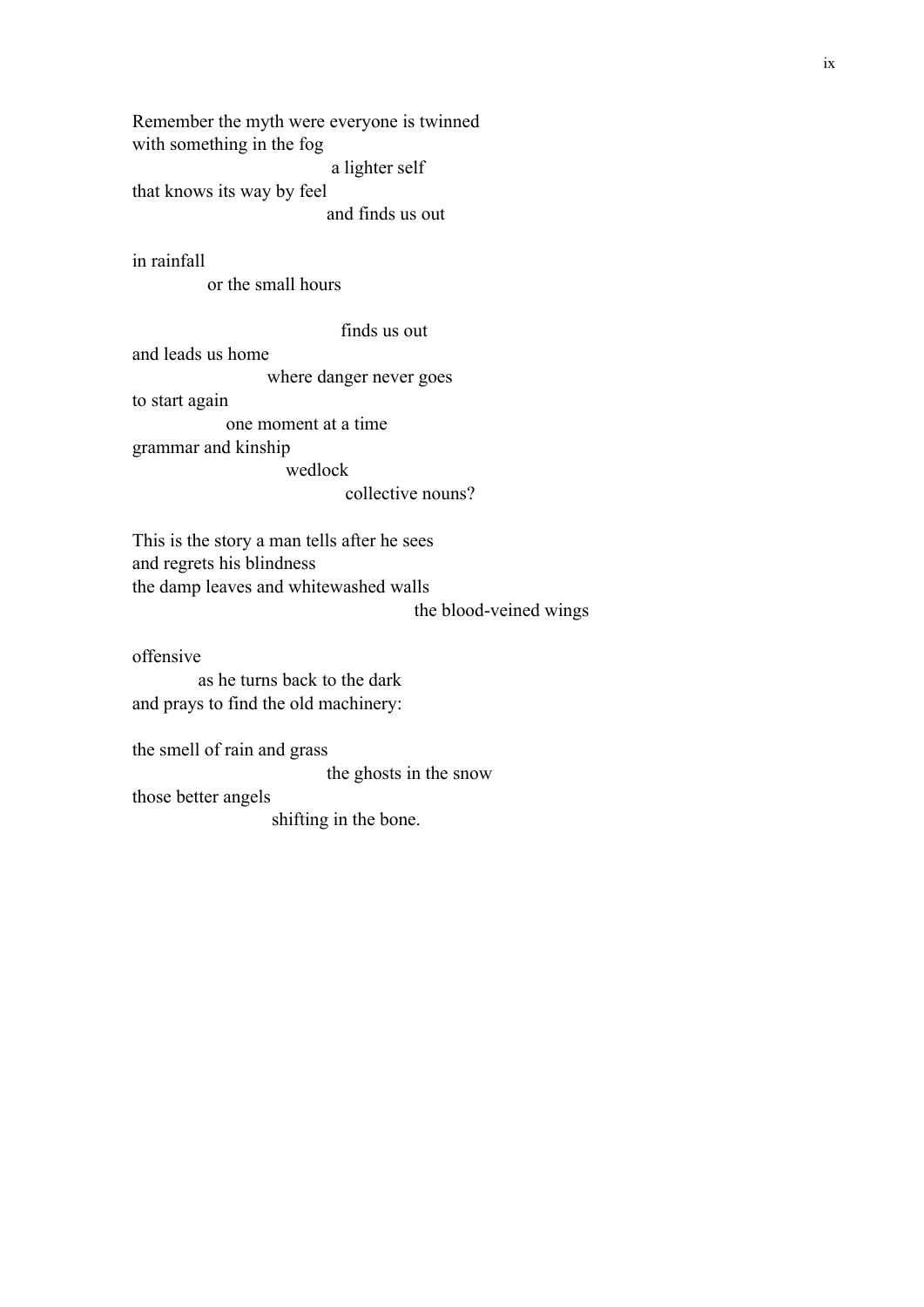Remember the myth were everyone is twinned
with something in the fog
                                        a lighter self
that knows its way by feel
                                        and finds us out

in rainfall
            or the small hours

                                        finds us out
and leads us home
                        where danger never goes
to start again
                one moment at a time
grammar and kinship
                        wedlock
                                collective nouns?

This is the story a man tells after he sees
and regrets his blindness
the damp leaves and whitewashed walls
                                                the blood-veined wings

offensive
            as he turns back to the dark
and prays to find the old machinery:

the smell of rain and grass
                                        the ghosts in the snow
those better angels
                        shifting in the bone.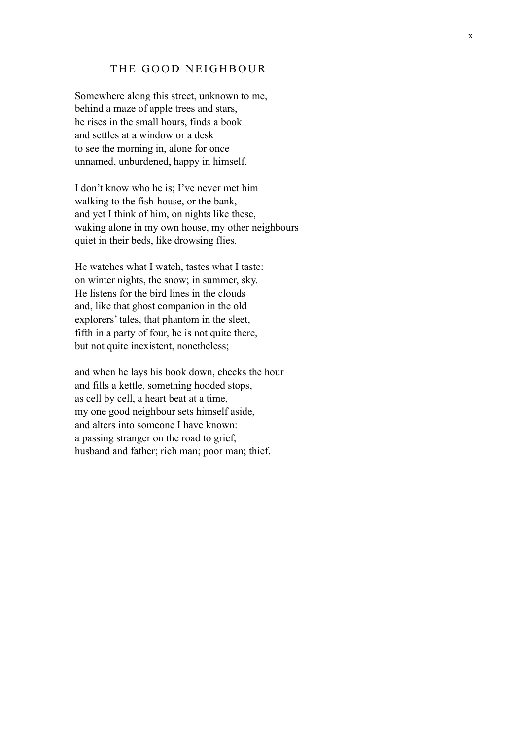## THE GOOD NEIGHBOUR

Somewhere along this street, unknown to me,
behind a maze of apple trees and stars,
he rises in the small hours, finds a book
and settles at a window or a desk
to see the morning in, alone for once
unnamed, unburdened, happy in himself.

I don't know who he is; I've never met him
walking to the fish-house, or the bank,
and yet I think of him, on nights like these,
waking alone in my own house, my other neighbours
quiet in their beds, like drowsing flies.

He watches what I watch, tastes what I taste:
on winter nights, the snow; in summer, sky.
He listens for the bird lines in the clouds
and, like that ghost companion in the old
explorers' tales, that phantom in the sleet,
fifth in a party of four, he is not quite there,
but not quite inexistent, nonetheless;

and when he lays his book down, checks the hour
and fills a kettle, something hooded stops,
as cell by cell, a heart beat at a time,
my one good neighbour sets himself aside,
and alters into someone I have known:
a passing stranger on the road to grief,
husband and father; rich man; poor man; thief.